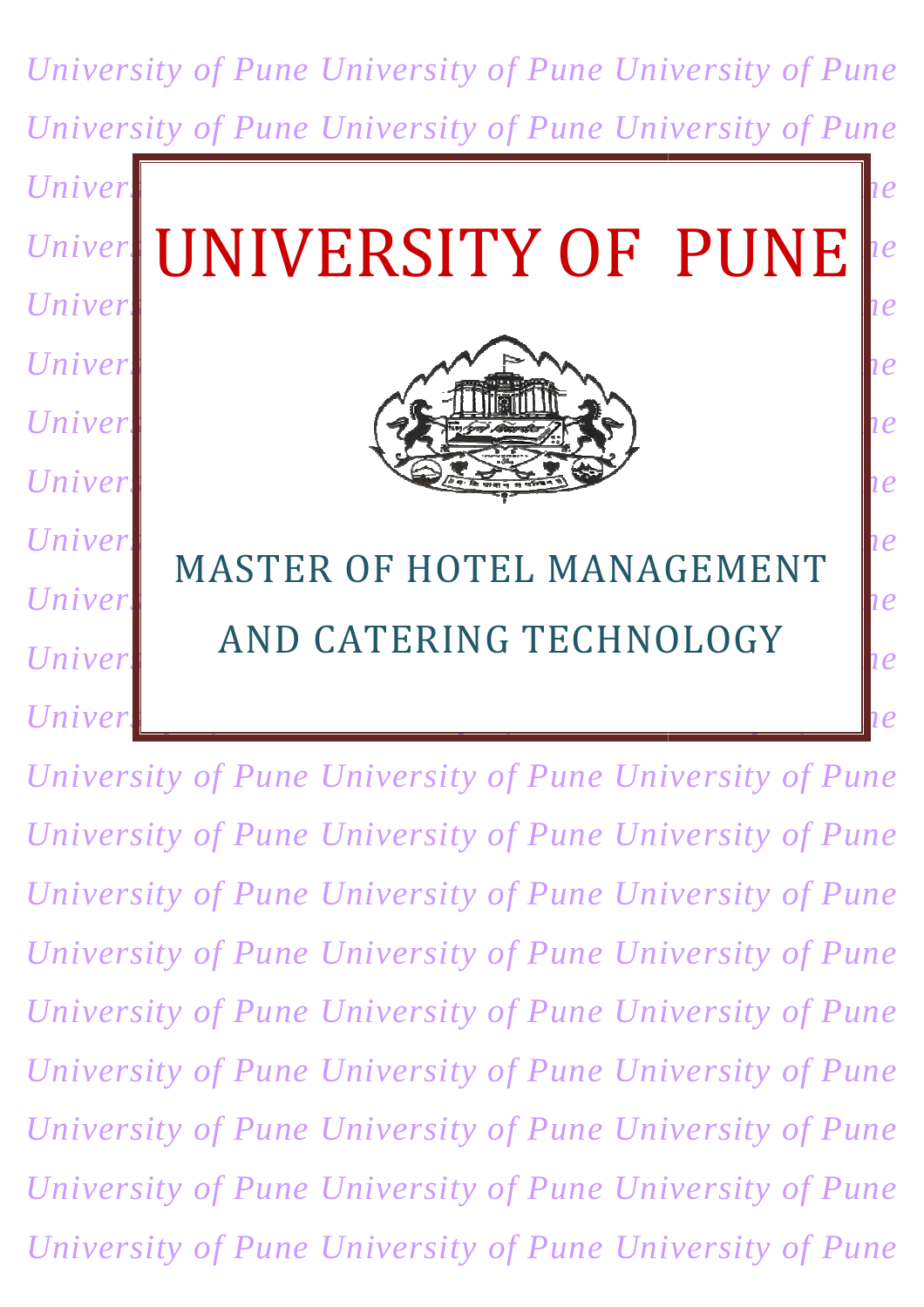# UNIVERSITY OF PUNE

## MASTER OF HOTEL MANAGEMENT AND CATERING TECHNOLOGY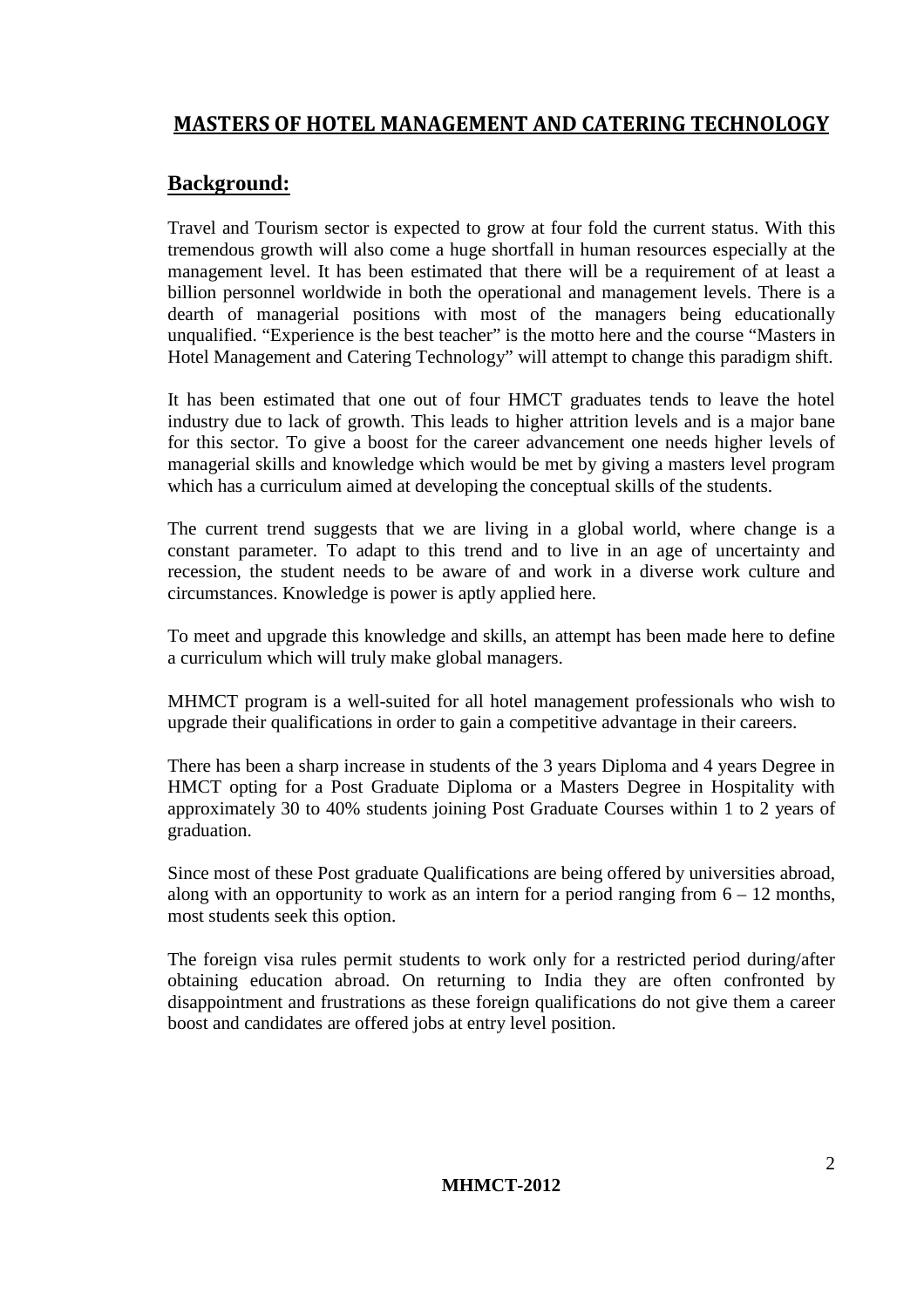# MASTERS OF HOTEL MANAGEMENT AND CATERING TECHNOLOGY

## Background:

Travel and Tourism sector is expected to grow at four fold the current status. With this tremendous growth will also come a huge shortfall in human resources especially at the management level. It has been estimated that there will be a requirement of at least a billion personnel worldwide in both the operational and management levels. There is a dearth of managerial positions with most of the managers being educationally unqualified. "Experience is the best teacher" is the motto here and the course "Masters in Hotel Management and Catering Technology" will attempt to change this paradigm shift.

It has been estimated that one out of four HMCT graduates tends to leave the hotel industry due to lack of growth. This leads to higher attrition levels and is a major bane for this sector. To give a boost for the career advancement one needs higher levels of managerial skills and knowledge which would be met by giving a masters level program which has a curriculum aimed at developing the conceptual skills of the students.

The current trend suggests that we are living in a global world, where change is a constant parameter. To adapt to this trend and to live in an age of uncertainty and recession, the student needs to be aware of and work in a diverse work culture and circumstances. Knowledge is power is aptly applied here.

To meet and upgrade this knowledge and skills, an attempt has been made here to define a curriculum which will truly make global managers.

MHMCT program is a well-suited for all hotel management professionals who wish to upgrade their qualifications in order to gain a competitive advantage in their careers.

There has been a sharp increase in students of the 3 years Diploma and 4 years Degree in HMCT opting for a Post Graduate Diploma or a Masters Degree in Hospitality with approximately 30 to 40% students joining Post Graduate Courses within 1 to 2 years of graduation.

Since most of these Post graduate Qualifications are being offered by universities abroad, along with an opportunity to work as an intern for a period ranging from 6 – 12 months, most students seek this option.

The foreign visa rules permit students to work only for a restricted period during/after obtaining education abroad. On returning to India they are often confronted by disappointment and frustrations as these foreign qualifications do not give them a career boost and candidates are offered jobs at entry level position.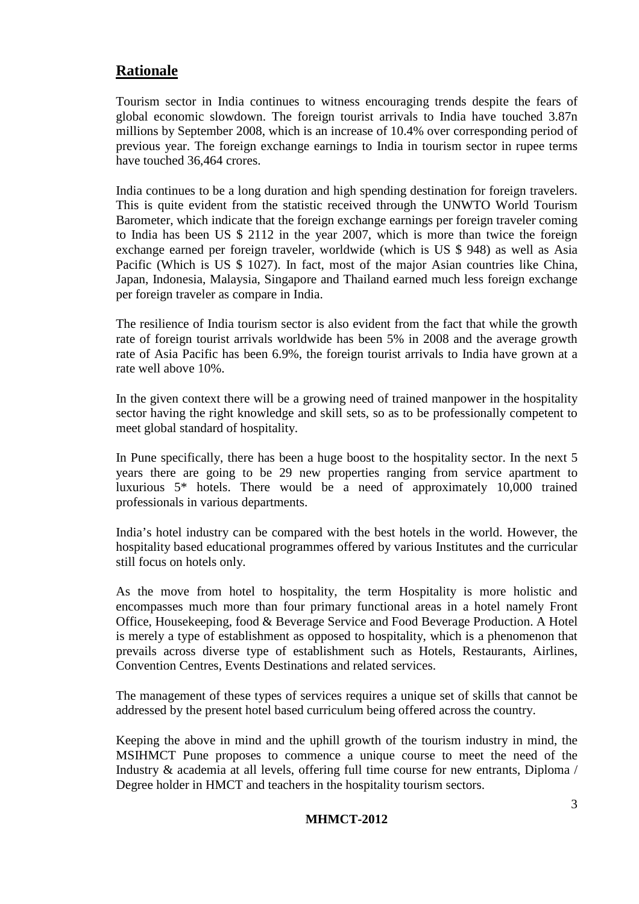## Rationale

Tourism sector in India continues to witness encouraging trends despite the fears of global economic slowdown. The foreign tourist arrivals to India have touched 3.87n millions by September 2008, which is an increase of 10.4% over corresponding period of previous year. The foreign exchange earnings to India in tourism sector in rupee terms have touched 36,464 crores.

India continues to be a long duration and high spending destination for foreign travelers. This is quite evident from the statistic received through the UNWTO World Tourism Barometer, which indicate that the foreign exchange earnings per foreign traveler coming to India has been US $ 2112 in the year 2007, which is more than twice the foreign exchange earned per foreign traveler, worldwide (which is US $ 948) as well as Asia Pacific (Which is US $ 1027). In fact, most of the major Asian countries like China, Japan, Indonesia, Malaysia, Singapore and Thailand earned much less foreign exchange per foreign traveler as compare in India.

The resilience of India tourism sector is also evident from the fact that while the growth rate of foreign tourist arrivals worldwide has been 5% in 2008 and the average growth rate of Asia Pacific has been 6.9%, the foreign tourist arrivals to India have grown at a rate well above 10%.

In the given context there will be a growing need of trained manpower in the hospitality sector having the right knowledge and skill sets, so as to be professionally competent to meet global standard of hospitality.

In Pune specifically, there has been a huge boost to the hospitality sector. In the next 5 years there are going to be 29 new properties ranging from service apartment to luxurious 5* hotels. There would be a need of approximately 10,000 trained professionals in various departments.

India's hotel industry can be compared with the best hotels in the world. However, the hospitality based educational programmes offered by various Institutes and the curricular still focus on hotels only.

As the move from hotel to hospitality, the term Hospitality is more holistic and encompasses much more than four primary functional areas in a hotel namely Front Office, Housekeeping, food & Beverage Service and Food Beverage Production. A Hotel is merely a type of establishment as opposed to hospitality, which is a phenomenon that prevails across diverse type of establishment such as Hotels, Restaurants, Airlines, Convention Centres, Events Destinations and related services.

The management of these types of services requires a unique set of skills that cannot be addressed by the present hotel based curriculum being offered across the country.

Keeping the above in mind and the uphill growth of the tourism industry in mind, the MSIHMCT Pune proposes to commence a unique course to meet the need of the Industry & academia at all levels, offering full time course for new entrants, Diploma / Degree holder in HMCT and teachers in the hospitality tourism sectors.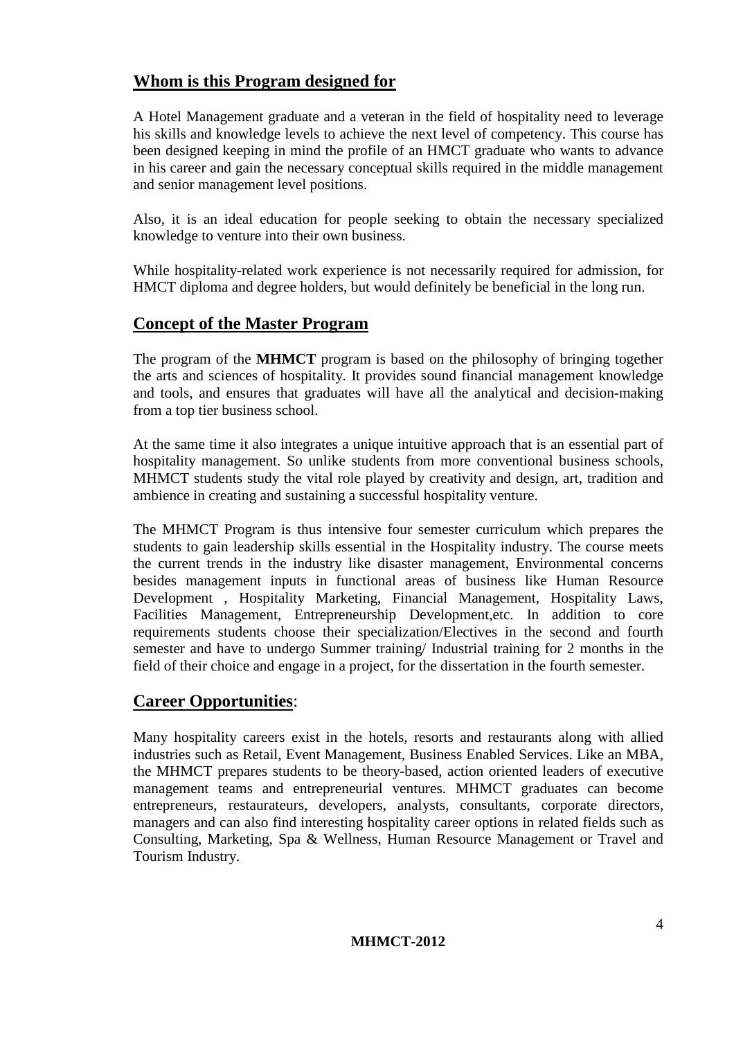## Whom is this Program designed for

A Hotel Management graduate and a veteran in the field of hospitality need to leverage his skills and knowledge levels to achieve the next level of competency. This course has been designed keeping in mind the profile of an HMCT graduate who wants to advance in his career and gain the necessary conceptual skills required in the middle management and senior management level positions.

Also, it is an ideal education for people seeking to obtain the necessary specialized knowledge to venture into their own business.

While hospitality-related work experience is not necessarily required for admission, for HMCT diploma and degree holders, but would definitely be beneficial in the long run.

## Concept of the Master Program

The program of the **MHMCT** program is based on the philosophy of bringing together the arts and sciences of hospitality. It provides sound financial management knowledge and tools, and ensures that graduates will have all the analytical and decision-making from a top tier business school.

At the same time it also integrates a unique intuitive approach that is an essential part of hospitality management. So unlike students from more conventional business schools, MHMCT students study the vital role played by creativity and design, art, tradition and ambience in creating and sustaining a successful hospitality venture.

The MHMCT Program is thus intensive four semester curriculum which prepares the students to gain leadership skills essential in the Hospitality industry. The course meets the current trends in the industry like disaster management, Environmental concerns besides management inputs in functional areas of business like Human Resource Development , Hospitality Marketing, Financial Management, Hospitality Laws, Facilities Management, Entrepreneurship Development,etc. In addition to core requirements students choose their specialization/Electives in the second and fourth semester and have to undergo Summer training/ Industrial training for 2 months in the field of their choice and engage in a project, for the dissertation in the fourth semester.

## Career Opportunities:

Many hospitality careers exist in the hotels, resorts and restaurants along with allied industries such as Retail, Event Management, Business Enabled Services. Like an MBA, the MHMCT prepares students to be theory-based, action oriented leaders of executive management teams and entrepreneurial ventures. MHMCT graduates can become entrepreneurs, restaurateurs, developers, analysts, consultants, corporate directors, managers and can also find interesting hospitality career options in related fields such as Consulting, Marketing, Spa & Wellness, Human Resource Management or Travel and Tourism Industry.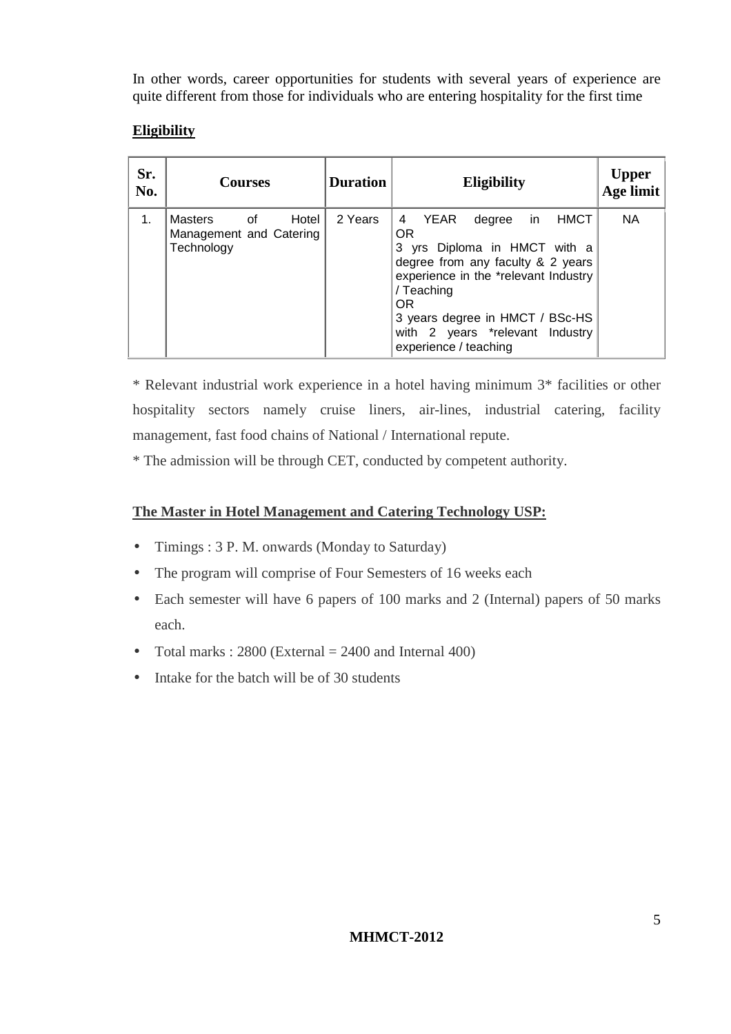In other words, career opportunities for students with several years of experience are quite different from those for individuals who are entering hospitality for the first time

**Eligibility**

| Sr. No. | Courses | Duration | Eligibility | Upper Age limit |
|---|---|---|---|---|
| 1. | Masters of Hotel Management and Catering Technology | 2 Years | 4 YEAR degree in HMCT<br>OR<br>3 yrs Diploma in HMCT with a degree from any faculty & 2 years experience in the *relevant Industry / Teaching<br>OR<br>3 years degree in HMCT / BSc-HS with 2 years *relevant Industry experience / teaching | NA |

* Relevant industrial work experience in a hotel having minimum 3* facilities or other hospitality sectors namely cruise liners, air-lines, industrial catering, facility management, fast food chains of National / International repute.

* The admission will be through CET, conducted by competent authority.

**The Master in Hotel Management and Catering Technology USP:**

- Timings : 3 P. M. onwards (Monday to Saturday)
- The program will comprise of Four Semesters of 16 weeks each
- Each semester will have 6 papers of 100 marks and 2 (Internal) papers of 50 marks each.
- Total marks : 2800 (External = 2400 and Internal 400)
- Intake for the batch will be of 30 students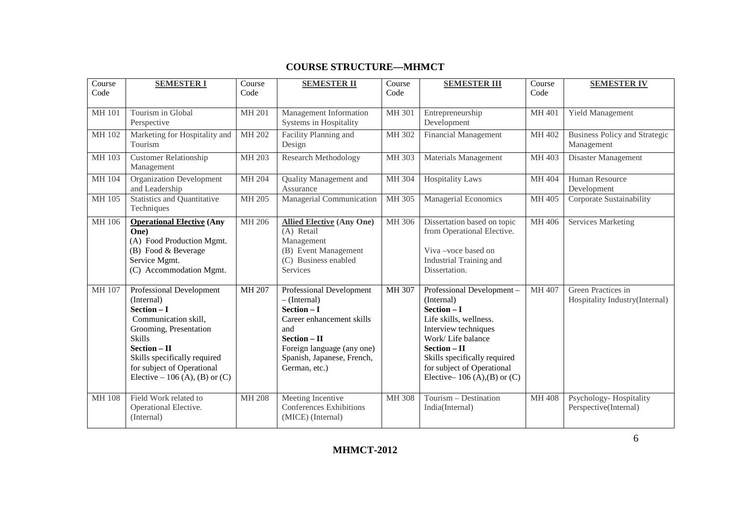## COURSE STRUCTURE—MHMCT

| Course Code | SEMESTER I | Course Code | SEMESTER II | Course Code | SEMESTER III | Course Code | SEMESTER IV |
|---|---|---|---|---|---|---|---|
| MH 101 | Tourism in Global Perspective | MH 201 | Management Information Systems in Hospitality | MH 301 | Entrepreneurship Development | MH 401 | Yield Management |
| MH 102 | Marketing for Hospitality and Tourism | MH 202 | Facility Planning and Design | MH 302 | Financial Management | MH 402 | Business Policy and Strategic Management |
| MH 103 | Customer Relationship Management | MH 203 | Research Methodology | MH 303 | Materials Management | MH 403 | Disaster Management |
| MH 104 | Organization Development and Leadership | MH 204 | Quality Management and Assurance | MH 304 | Hospitality Laws | MH 404 | Human Resource Development |
| MH 105 | Statistics and Quantitative Techniques | MH 205 | Managerial Communication | MH 305 | Managerial Economics | MH 405 | Corporate Sustainability |
| MH 106 | **Operational Elective (Any One)** (A) Food Production Mgmt. (B) Food & Beverage Service Mgmt. (C) Accommodation Mgmt. | MH 206 | **Allied Elective (Any One)** (A) Retail Management (B) Event Management (C) Business enabled Services | MH 306 | Dissertation based on topic from Operational Elective. Viva –voce based on Industrial Training and Dissertation. | MH 406 | Services Marketing |
| MH 107 | Professional Development (Internal) **Section – I** Communication skill, Grooming, Presentation Skills **Section – II** Skills specifically required for subject of Operational Elective – 106 (A), (B) or (C) | MH 207 | Professional Development – (Internal) **Section – I** Career enhancement skills and **Section – II** Foreign language (any one) Spanish, Japanese, French, German, etc.) | MH 307 | Professional Development – (Internal) **Section – I** Life skills, wellness. Interview techniques Work/ Life balance **Section – II** Skills specifically required for subject of Operational Elective– 106 (A),(B) or (C) | MH 407 | Green Practices in Hospitality Industry(Internal) |
| MH 108 | Field Work related to Operational Elective. (Internal) | MH 208 | Meeting Incentive Conferences Exhibitions (MICE) (Internal) | MH 308 | Tourism – Destination India(Internal) | MH 408 | Psychology- Hospitality Perspective(Internal) |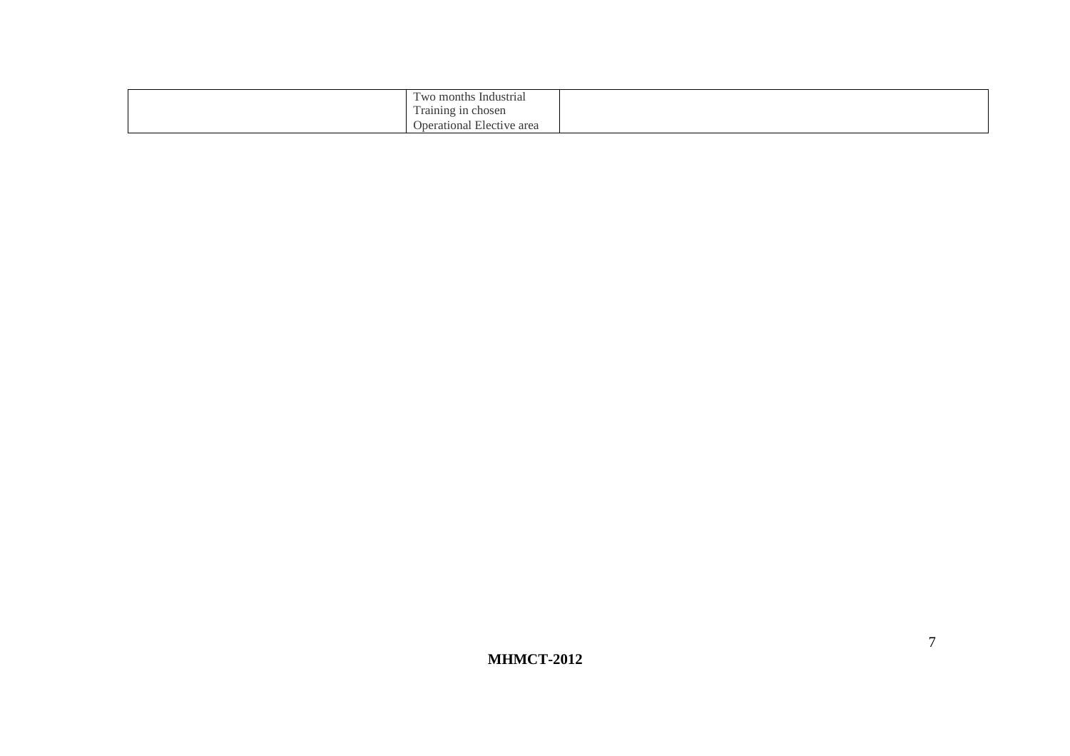|  | Two months Industrial Training in chosen Operational Elective area |  |
|---|---|---|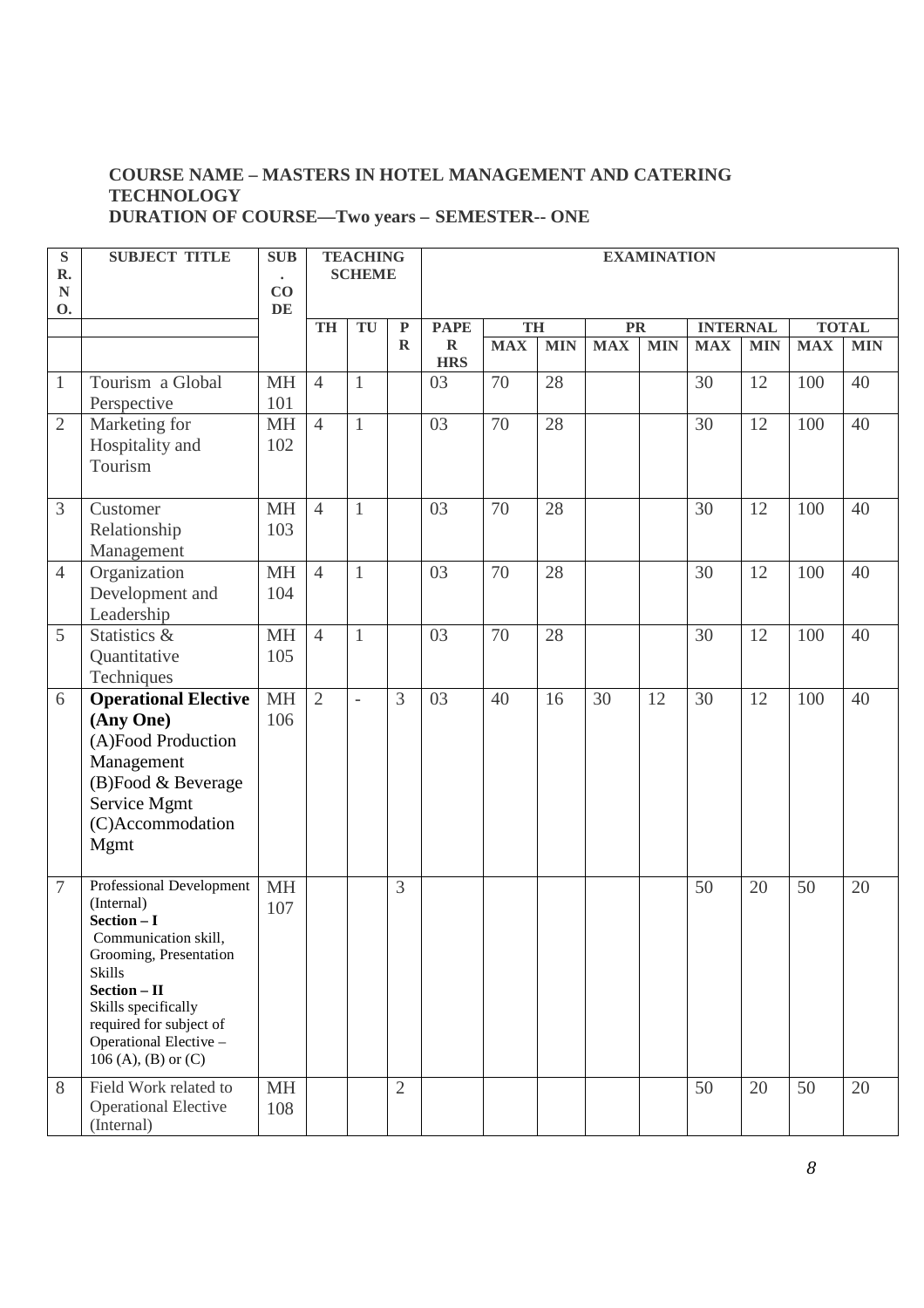**COURSE NAME – MASTERS IN HOTEL MANAGEMENT AND CATERING TECHNOLOGY**
**DURATION OF COURSE—Two years – SEMESTER-- ONE**

| SR. NO. | SUBJECT TITLE | SUB. CODE | TEACHING SCHEME | | | EXAMINATION | | | | | | | | |
|---|---|---|---|---|---|---|---|---|---|---|---|---|---|---|
| | | | TH | TU | PR | PAPER HRS | TH | | PR | | INTERNAL | | TOTAL | |
| | | | | | | | MAX | MIN | MAX | MIN | MAX | MIN | MAX | MIN |
| 1 | Tourism a Global Perspective | MH 101 | 4 | 1 | | 03 | 70 | 28 | | | 30 | 12 | 100 | 40 |
| 2 | Marketing for Hospitality and Tourism | MH 102 | 4 | 1 | | 03 | 70 | 28 | | | 30 | 12 | 100 | 40 |
| 3 | Customer Relationship Management | MH 103 | 4 | 1 | | 03 | 70 | 28 | | | 30 | 12 | 100 | 40 |
| 4 | Organization Development and Leadership | MH 104 | 4 | 1 | | 03 | 70 | 28 | | | 30 | 12 | 100 | 40 |
| 5 | Statistics & Quantitative Techniques | MH 105 | 4 | 1 | | 03 | 70 | 28 | | | 30 | 12 | 100 | 40 |
| 6 | **Operational Elective (Any One)** (A)Food Production Management (B)Food & Beverage Service Mgmt (C)Accommodation Mgmt | MH 106 | 2 | - | 3 | 03 | 40 | 16 | 30 | 12 | 30 | 12 | 100 | 40 |
| 7 | Professional Development (Internal) **Section – I** Communication skill, Grooming, Presentation Skills **Section – II** Skills specifically required for subject of Operational Elective – 106 (A), (B) or (C) | MH 107 | | | 3 | | | | | | 50 | 20 | 50 | 20 |
| 8 | Field Work related to Operational Elective (Internal) | MH 108 | | | 2 | | | | | | 50 | 20 | 50 | 20 |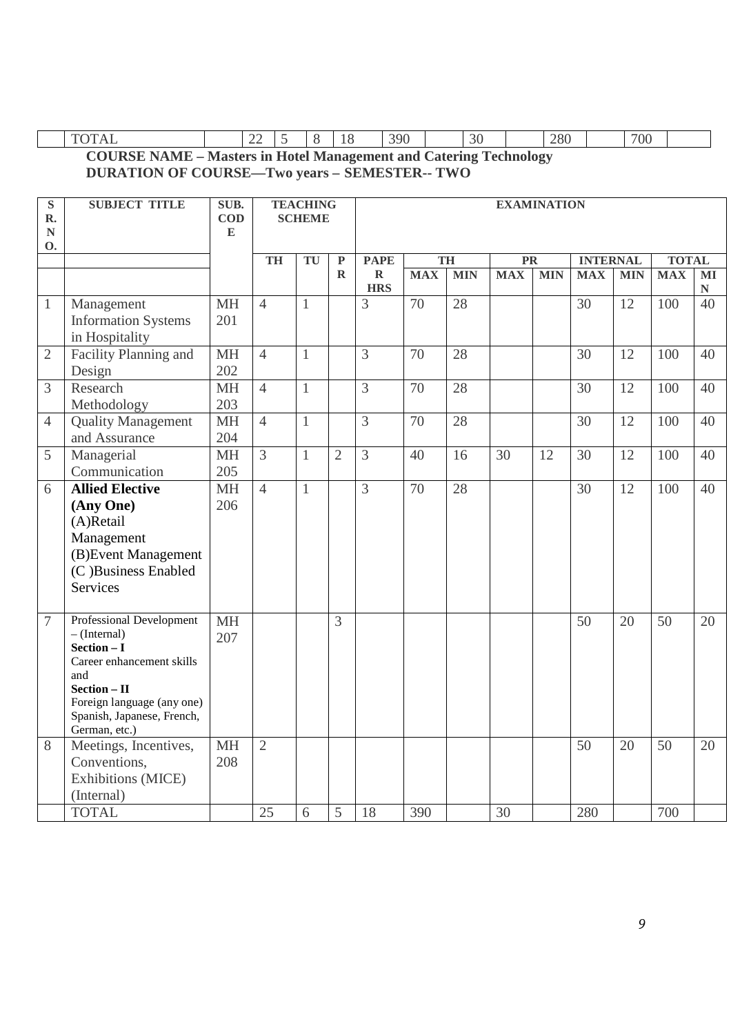| | TOTAL | | 22 | 5 | 8 | 18 | 390 | | 30 | | 280 | | 700 | |
|---|---|---|---|---|---|---|---|---|---|---|---|---|---|---|

**COURSE NAME – Masters in Hotel Management and Catering Technology**
**DURATION OF COURSE—Two years – SEMESTER-- TWO**

| SR. NO. | SUBJECT TITLE | SUB. CODE | TEACHING SCHEME | | | EXAMINATION | | | | | | | | | |
|---|---|---|---|---|---|---|---|---|---|---|---|---|---|---|---|
| | | | TH | TU | PR | PAPER HRS | TH | | PR | | INTERNAL | | TOTAL | |
| | | | | | | | MAX | MIN | MAX | MIN | MAX | MIN | MAX | MIN |
| 1 | Management Information Systems in Hospitality | MH 201 | 4 | 1 | | 3 | 70 | 28 | | | 30 | 12 | 100 | 40 |
| 2 | Facility Planning and Design | MH 202 | 4 | 1 | | 3 | 70 | 28 | | | 30 | 12 | 100 | 40 |
| 3 | Research Methodology | MH 203 | 4 | 1 | | 3 | 70 | 28 | | | 30 | 12 | 100 | 40 |
| 4 | Quality Management and Assurance | MH 204 | 4 | 1 | | 3 | 70 | 28 | | | 30 | 12 | 100 | 40 |
| 5 | Managerial Communication | MH 205 | 3 | 1 | 2 | 3 | 40 | 16 | 30 | 12 | 30 | 12 | 100 | 40 |
| 6 | **Allied Elective (Any One)** (A)Retail Management (B)Event Management (C )Business Enabled Services | MH 206 | 4 | 1 | | 3 | 70 | 28 | | | 30 | 12 | 100 | 40 |
| 7 | Professional Development – (Internal) **Section – I** Career enhancement skills and **Section – II** Foreign language (any one) Spanish, Japanese, French, German, etc.) | MH 207 | | | 3 | | | | | | 50 | 20 | 50 | 20 |
| 8 | Meetings, Incentives, Conventions, Exhibitions (MICE) (Internal) | MH 208 | 2 | | | | | | | | 50 | 20 | 50 | 20 |
| | TOTAL | | 25 | 6 | 5 | 18 | 390 | | 30 | | 280 | | 700 | |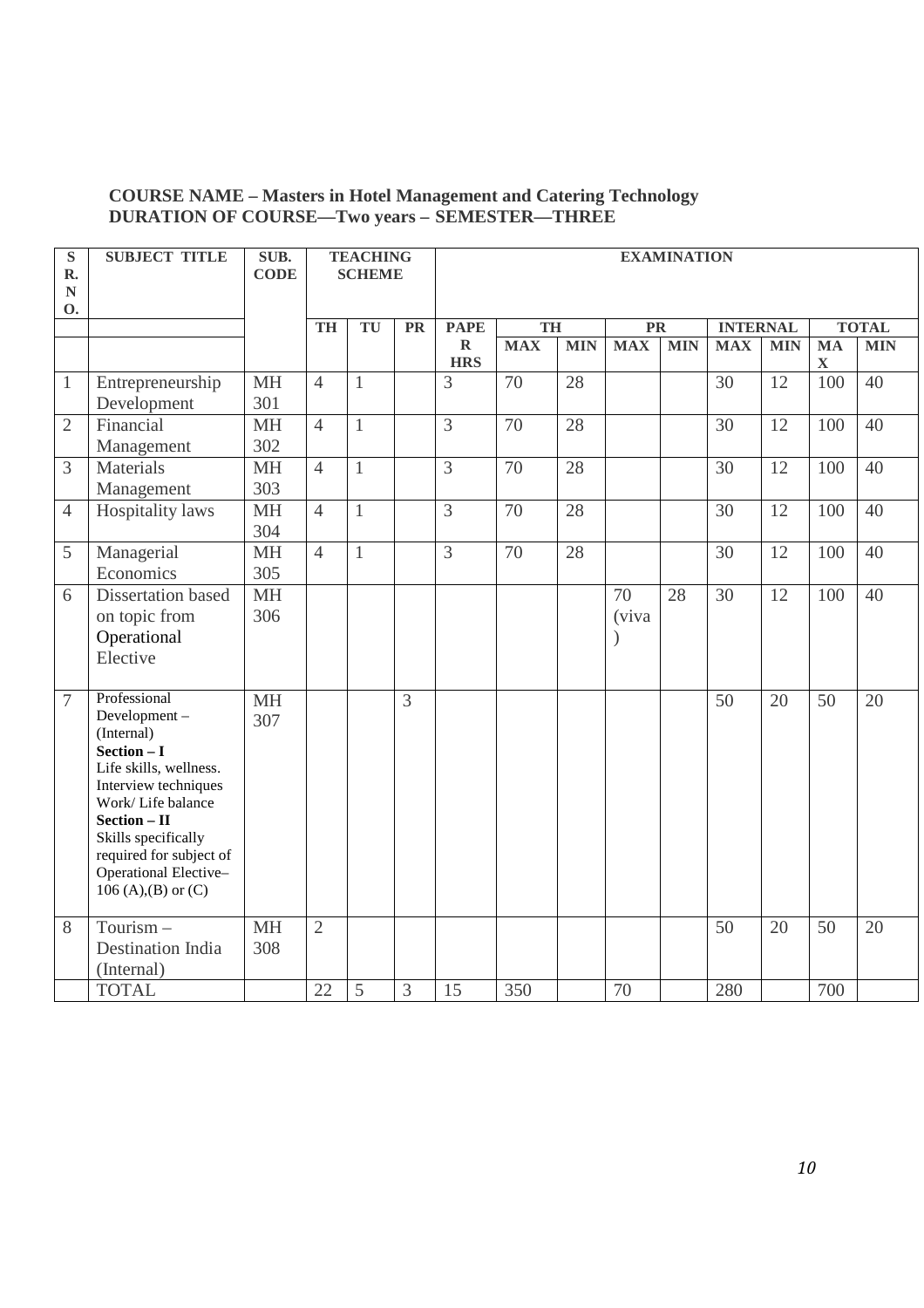**COURSE NAME – Masters in Hotel Management and Catering Technology**
**DURATION OF COURSE—Two years – SEMESTER—THREE**

| SR. NO. | SUBJECT TITLE | SUB. CODE | TEACHING SCHEME | | | EXAMINATION | | | | | | | | |
|---|---|---|---|---|---|---|---|---|---|---|---|---|---|---|
| | | | TH | TU | PR | PAPER HRS | TH | | PR | | INTERNAL | | TOTAL | |
| | | | | | | | MAX | MIN | MAX | MIN | MAX | MIN | MAX | MIN |
| 1 | Entrepreneurship Development | MH 301 | 4 | 1 | | 3 | 70 | 28 | | | 30 | 12 | 100 | 40 |
| 2 | Financial Management | MH 302 | 4 | 1 | | 3 | 70 | 28 | | | 30 | 12 | 100 | 40 |
| 3 | Materials Management | MH 303 | 4 | 1 | | 3 | 70 | 28 | | | 30 | 12 | 100 | 40 |
| 4 | Hospitality laws | MH 304 | 4 | 1 | | 3 | 70 | 28 | | | 30 | 12 | 100 | 40 |
| 5 | Managerial Economics | MH 305 | 4 | 1 | | 3 | 70 | 28 | | | 30 | 12 | 100 | 40 |
| 6 | Dissertation based on topic from Operational Elective | MH 306 | | | | | | | 70 (viva) | 28 | 30 | 12 | 100 | 40 |
| 7 | Professional Development – (Internal) **Section – I** Life skills, wellness. Interview techniques Work/ Life balance **Section – II** Skills specifically required for subject of Operational Elective– 106 (A),(B) or (C) | MH 307 | | | 3 | | | | | | 50 | 20 | 50 | 20 |
| 8 | Tourism – Destination India (Internal) | MH 308 | 2 | | | | | | | | 50 | 20 | 50 | 20 |
| | TOTAL | | 22 | 5 | 3 | 15 | 350 | | 70 | | 280 | | 700 | |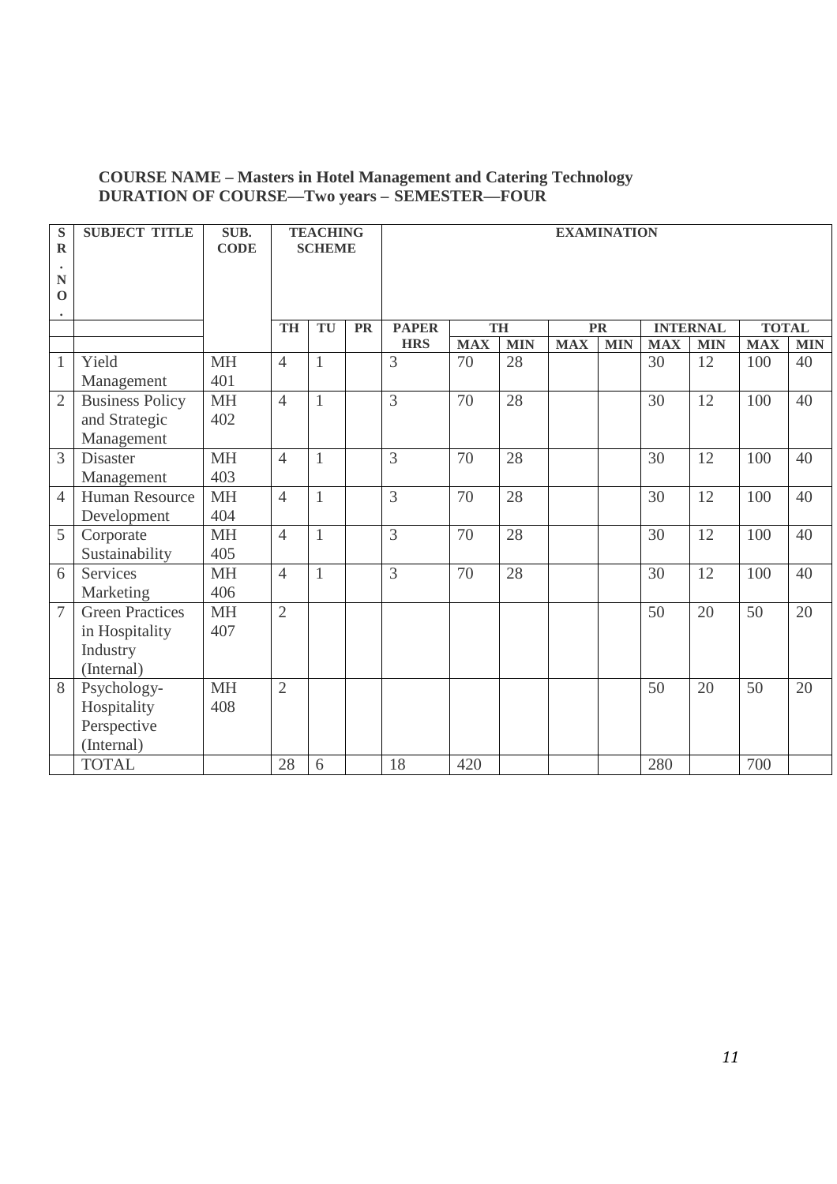**COURSE NAME – Masters in Hotel Management and Catering Technology**
**DURATION OF COURSE—Two years – SEMESTER—FOUR**

| SR. NO. | SUBJECT TITLE | SUB. CODE | TEACHING SCHEME | | | EXAMINATION | | | | | | | | | |
|---|---|---|---|---|---|---|---|---|---|---|---|---|---|---|---|
| | | | TH | TU | PR | PAPER HRS | TH | | PR | | INTERNAL | | TOTAL | |
| | | | | | | | MAX | MIN | MAX | MIN | MAX | MIN | MAX | MIN |
| 1 | Yield Management | MH 401 | 4 | 1 | | 3 | 70 | 28 | | | 30 | 12 | 100 | 40 |
| 2 | Business Policy and Strategic Management | MH 402 | 4 | 1 | | 3 | 70 | 28 | | | 30 | 12 | 100 | 40 |
| 3 | Disaster Management | MH 403 | 4 | 1 | | 3 | 70 | 28 | | | 30 | 12 | 100 | 40 |
| 4 | Human Resource Development | MH 404 | 4 | 1 | | 3 | 70 | 28 | | | 30 | 12 | 100 | 40 |
| 5 | Corporate Sustainability | MH 405 | 4 | 1 | | 3 | 70 | 28 | | | 30 | 12 | 100 | 40 |
| 6 | Services Marketing | MH 406 | 4 | 1 | | 3 | 70 | 28 | | | 30 | 12 | 100 | 40 |
| 7 | Green Practices in Hospitality Industry (Internal) | MH 407 | 2 | | | | | | | | 50 | 20 | 50 | 20 |
| 8 | Psychology-Hospitality Perspective (Internal) | MH 408 | 2 | | | | | | | | 50 | 20 | 50 | 20 |
| | TOTAL | | 28 | 6 | | 18 | 420 | | | | 280 | | 700 | |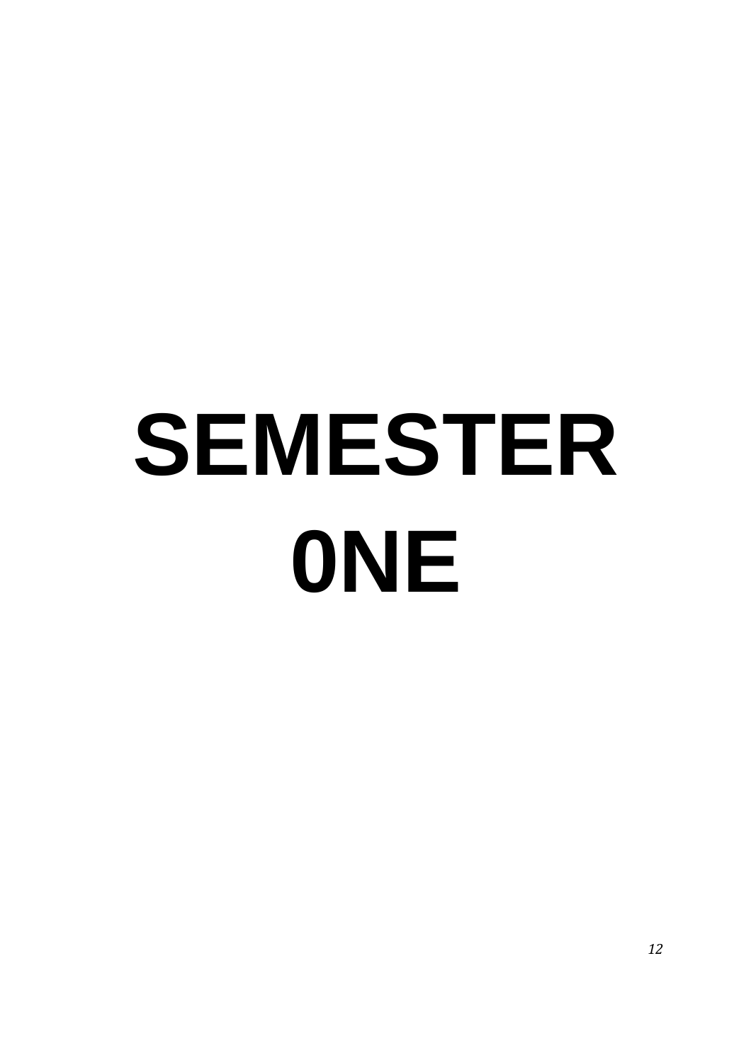# SEMESTER 0NE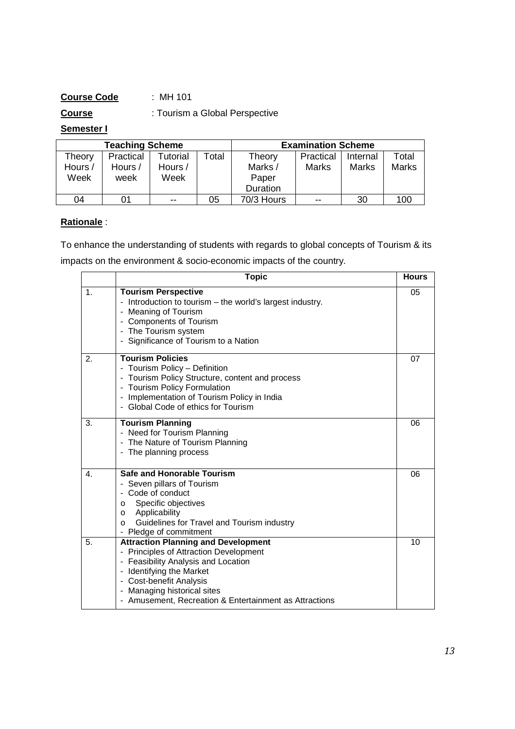**Course Code** : MH 101

**Course** : Tourism a Global Perspective

**Semester I**

| Teaching Scheme | | | | Examination Scheme | | | |
|---|---|---|---|---|---|---|---|
| Theory Hours / Week | Practical Hours / week | Tutorial Hours / Week | Total | Theory Marks / Paper Duration | Practical Marks | Internal Marks | Total Marks |
| 04 | 01 | -- | 05 | 70/3 Hours | -- | 30 | 100 |

**Rationale** :

To enhance the understanding of students with regards to global concepts of Tourism & its impacts on the environment & socio-economic impacts of the country.

| | Topic | Hours |
|---|---|---|
| 1. | **Tourism Perspective**<br>- Introduction to tourism – the world's largest industry.<br>- Meaning of Tourism<br>- Components of Tourism<br>- The Tourism system<br>- Significance of Tourism to a Nation | 05 |
| 2. | **Tourism Policies**<br>- Tourism Policy – Definition<br>- Tourism Policy Structure, content and process<br>- Tourism Policy Formulation<br>- Implementation of Tourism Policy in India<br>- Global Code of ethics for Tourism | 07 |
| 3. | **Tourism Planning**<br>- Need for Tourism Planning<br>- The Nature of Tourism Planning<br>- The planning process | 06 |
| 4. | **Safe and Honorable Tourism**<br>- Seven pillars of Tourism<br>- Code of conduct<br>o Specific objectives<br>o Applicability<br>o Guidelines for Travel and Tourism industry<br>- Pledge of commitment | 06 |
| 5. | **Attraction Planning and Development**<br>- Principles of Attraction Development<br>- Feasibility Analysis and Location<br>- Identifying the Market<br>- Cost-benefit Analysis<br>- Managing historical sites<br>- Amusement, Recreation & Entertainment as Attractions | 10 |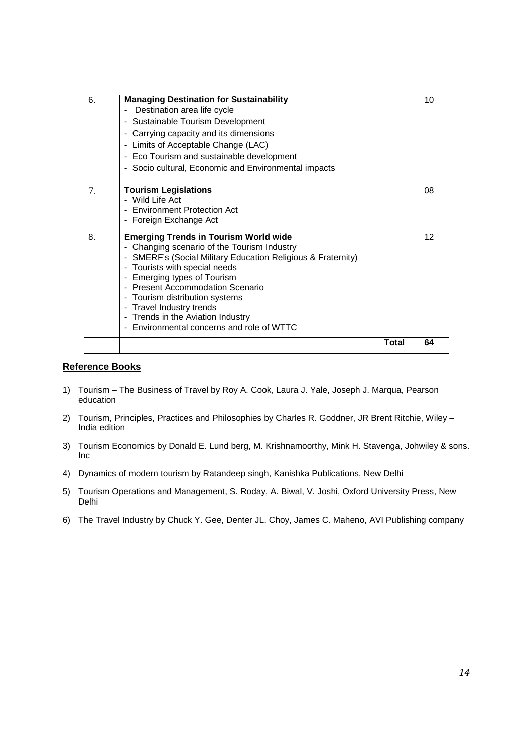| | | |
|---|---|---|
| 6. | **Managing Destination for Sustainability**<br>- Destination area life cycle<br>- Sustainable Tourism Development<br>- Carrying capacity and its dimensions<br>- Limits of Acceptable Change (LAC)<br>- Eco Tourism and sustainable development<br>- Socio cultural, Economic and Environmental impacts | 10 |
| 7. | **Tourism Legislations**<br>- Wild Life Act<br>- Environment Protection Act<br>- Foreign Exchange Act | 08 |
| 8. | **Emerging Trends in Tourism World wide**<br>- Changing scenario of the Tourism Industry<br>- SMERF's (Social Military Education Religious & Fraternity)<br>- Tourists with special needs<br>- Emerging types of Tourism<br>- Present Accommodation Scenario<br>- Tourism distribution systems<br>- Travel Industry trends<br>- Trends in the Aviation Industry<br>- Environmental concerns and role of WTTC | 12 |
| | **Total** | **64** |

## Reference Books

1) Tourism – The Business of Travel by Roy A. Cook, Laura J. Yale, Joseph J. Marqua, Pearson education
2) Tourism, Principles, Practices and Philosophies by Charles R. Goddner, JR Brent Ritchie, Wiley – India edition
3) Tourism Economics by Donald E. Lund berg, M. Krishnamoorthy, Mink H. Stavenga, Johwiley & sons. Inc
4) Dynamics of modern tourism by Ratandeep singh, Kanishka Publications, New Delhi
5) Tourism Operations and Management, S. Roday, A. Biwal, V. Joshi, Oxford University Press, New Delhi
6) The Travel Industry by Chuck Y. Gee, Denter JL. Choy, James C. Maheno, AVI Publishing company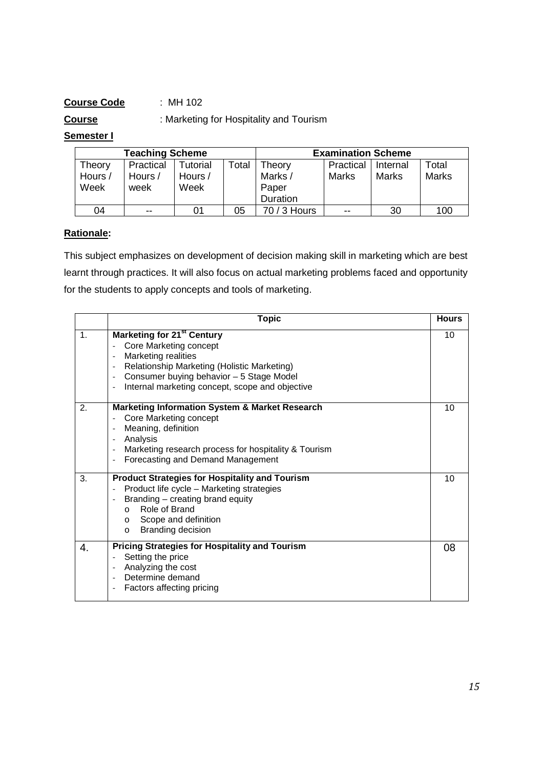**Course Code** : MH 102

**Course** : Marketing for Hospitality and Tourism

**Semester I**

| Teaching Scheme | | | | Examination Scheme | | | |
|---|---|---|---|---|---|---|---|
| Theory Hours / Week | Practical Hours / week | Tutorial Hours / Week | Total | Theory Marks / Paper Duration | Practical Marks | Internal Marks | Total Marks |
| 04 | -- | 01 | 05 | 70 / 3 Hours | -- | 30 | 100 |

**Rationale:**

This subject emphasizes on development of decision making skill in marketing which are best learnt through practices. It will also focus on actual marketing problems faced and opportunity for the students to apply concepts and tools of marketing.

| | Topic | Hours |
|---|---|---|
| 1. | **Marketing for 21st Century**<br>- Core Marketing concept<br>- Marketing realities<br>- Relationship Marketing (Holistic Marketing)<br>- Consumer buying behavior – 5 Stage Model<br>- Internal marketing concept, scope and objective | 10 |
| 2. | **Marketing Information System & Market Research**<br>- Core Marketing concept<br>- Meaning, definition<br>- Analysis<br>- Marketing research process for hospitality & Tourism<br>- Forecasting and Demand Management | 10 |
| 3. | **Product Strategies for Hospitality and Tourism**<br>- Product life cycle – Marketing strategies<br>- Branding – creating brand equity<br>&nbsp;&nbsp;o Role of Brand<br>&nbsp;&nbsp;o Scope and definition<br>&nbsp;&nbsp;o Branding decision | 10 |
| 4. | **Pricing Strategies for Hospitality and Tourism**<br>- Setting the price<br>- Analyzing the cost<br>- Determine demand<br>- Factors affecting pricing | 08 |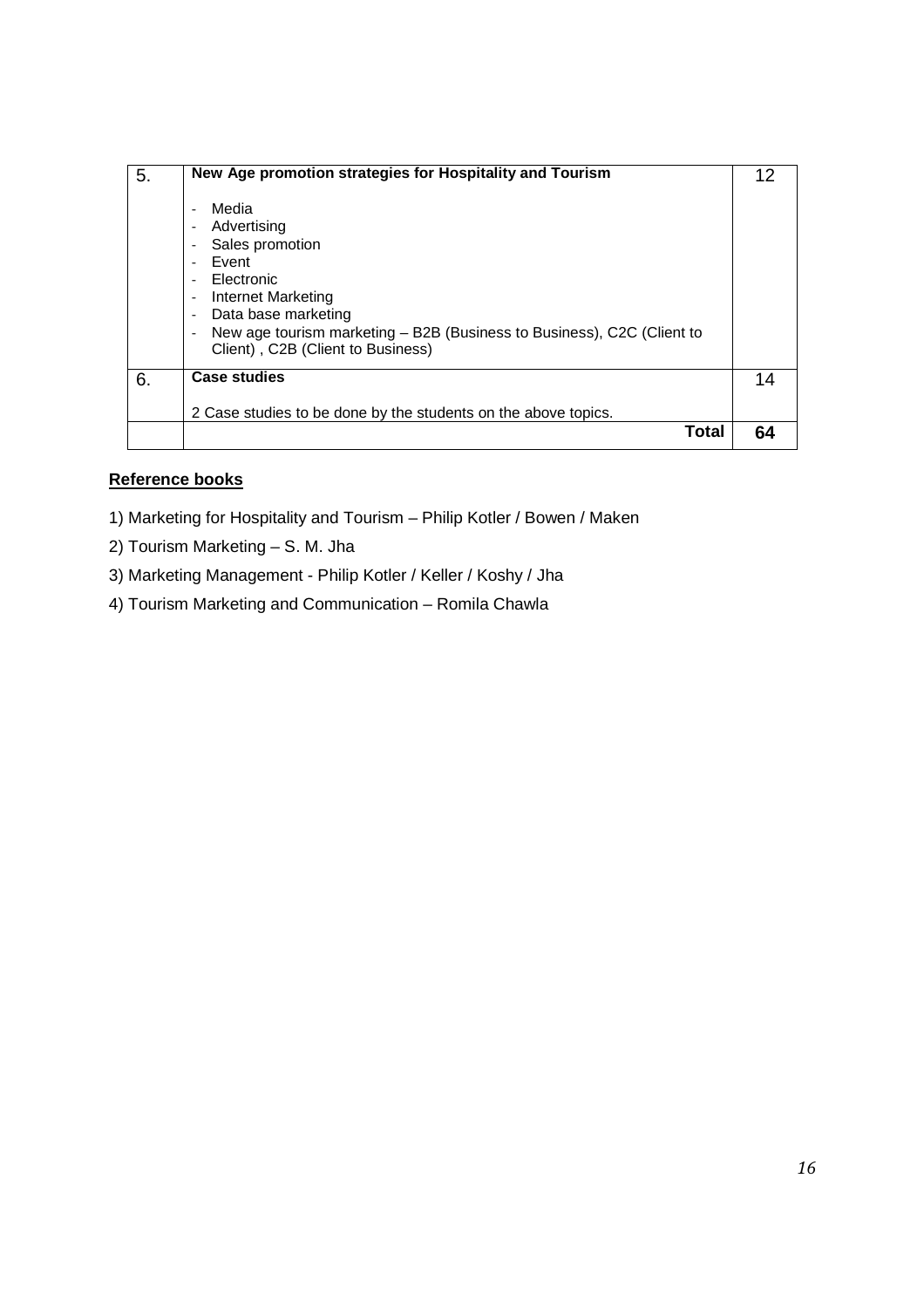| 5. | **New Age promotion strategies for Hospitality and Tourism**<br><br>- Media<br>- Advertising<br>- Sales promotion<br>- Event<br>- Electronic<br>- Internet Marketing<br>- Data base marketing<br>- New age tourism marketing – B2B (Business to Business), C2C (Client to Client) , C2B (Client to Business) | 12 |
|---|---|---|
| 6. | **Case studies**<br><br>2 Case studies to be done by the students on the above topics. | 14 |
| | **Total** | **64** |

**Reference books**

1) Marketing for Hospitality and Tourism – Philip Kotler / Bowen / Maken

2) Tourism Marketing – S. M. Jha

3) Marketing Management - Philip Kotler / Keller / Koshy / Jha

4) Tourism Marketing and Communication – Romila Chawla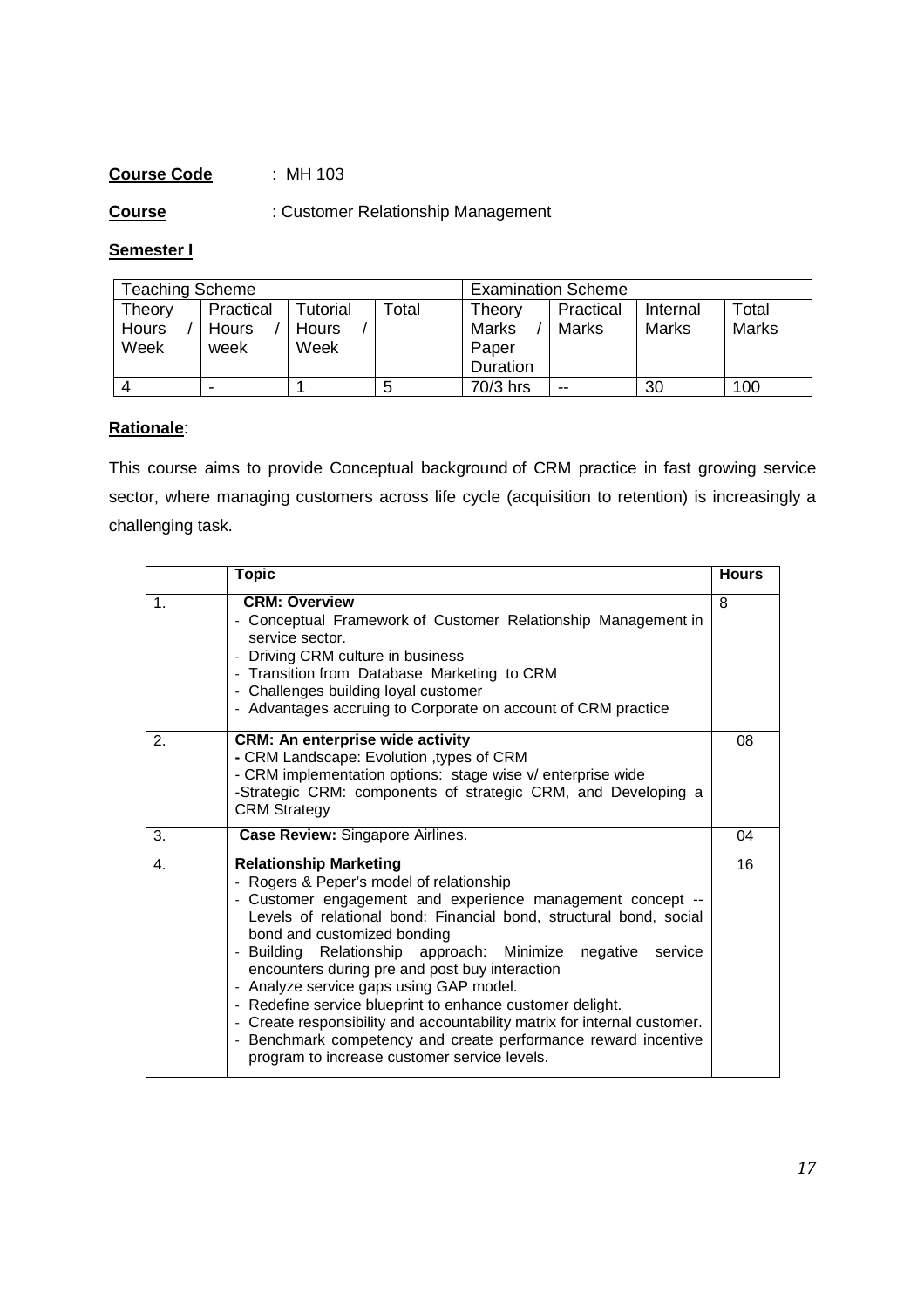**Course Code** : MH 103

**Course** : Customer Relationship Management

**Semester I**

| Teaching Scheme | | | | Examination Scheme | | | |
|---|---|---|---|---|---|---|---|
| Theory Hours / Week | Practical Hours / week | Tutorial Hours / Week | Total | Theory Marks / Paper Duration | Practical Marks | Internal Marks | Total Marks |
| 4 | - | 1 | 5 | 70/3 hrs | -- | 30 | 100 |

**Rationale**:

This course aims to provide Conceptual background of CRM practice in fast growing service sector, where managing customers across life cycle (acquisition to retention) is increasingly a challenging task.

| | Topic | Hours |
|---|---|---|
| 1. | **CRM: Overview**<br>- Conceptual Framework of Customer Relationship Management in service sector.<br>- Driving CRM culture in business<br>- Transition from Database Marketing to CRM<br>- Challenges building loyal customer<br>- Advantages accruing to Corporate on account of CRM practice | 8 |
| 2. | **CRM: An enterprise wide activity**<br>- CRM Landscape: Evolution ,types of CRM<br>- CRM implementation options: stage wise v/ enterprise wide<br>-Strategic CRM: components of strategic CRM, and Developing a CRM Strategy | 08 |
| 3. | **Case Review:** Singapore Airlines. | 04 |
| 4. | **Relationship Marketing**<br>- Rogers & Peper's model of relationship<br>- Customer engagement and experience management concept -- Levels of relational bond: Financial bond, structural bond, social bond and customized bonding<br>- Building Relationship approach: Minimize negative service encounters during pre and post buy interaction<br>- Analyze service gaps using GAP model.<br>- Redefine service blueprint to enhance customer delight.<br>- Create responsibility and accountability matrix for internal customer.<br>- Benchmark competency and create performance reward incentive program to increase customer service levels. | 16 |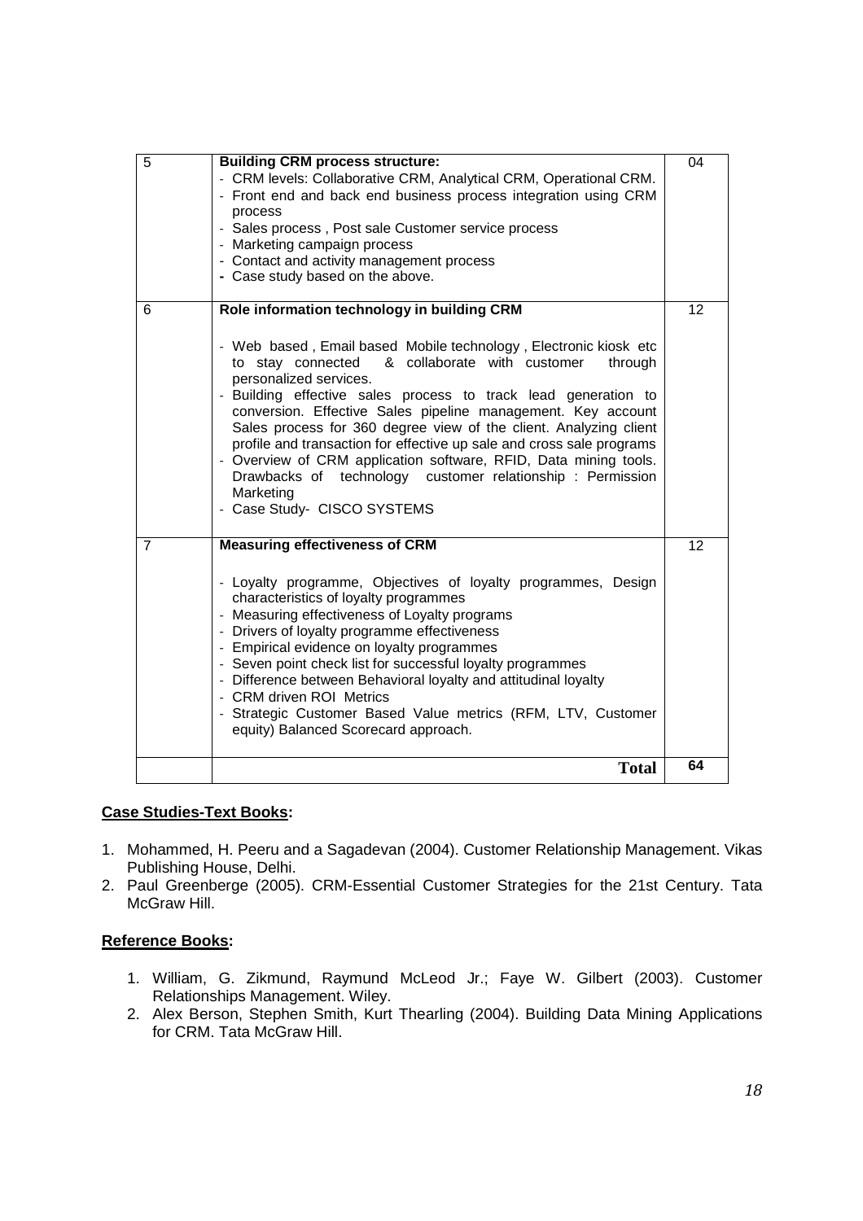| 5 | **Building CRM process structure:**<br>- CRM levels: Collaborative CRM, Analytical CRM, Operational CRM.<br>- Front end and back end business process integration using CRM process<br>- Sales process , Post sale Customer service process<br>- Marketing campaign process<br>- Contact and activity management process<br>- Case study based on the above. | 04 |
|---|---|---|
| 6 | **Role information technology in building CRM**<br><br>- Web based , Email based Mobile technology , Electronic kiosk etc to stay connected & collaborate with customer through personalized services.<br>- Building effective sales process to track lead generation to conversion. Effective Sales pipeline management. Key account Sales process for 360 degree view of the client. Analyzing client profile and transaction for effective up sale and cross sale programs<br>- Overview of CRM application software, RFID, Data mining tools. Drawbacks of technology customer relationship : Permission Marketing<br>- Case Study- CISCO SYSTEMS | 12 |
| 7 | **Measuring effectiveness of CRM**<br><br>- Loyalty programme, Objectives of loyalty programmes, Design characteristics of loyalty programmes<br>- Measuring effectiveness of Loyalty programs<br>- Drivers of loyalty programme effectiveness<br>- Empirical evidence on loyalty programmes<br>- Seven point check list for successful loyalty programmes<br>- Difference between Behavioral loyalty and attitudinal loyalty<br>- CRM driven ROI Metrics<br>- Strategic Customer Based Value metrics (RFM, LTV, Customer equity) Balanced Scorecard approach. | 12 |
| | **Total** | **64** |

**Case Studies-Text Books:**

1. Mohammed, H. Peeru and a Sagadevan (2004). Customer Relationship Management. Vikas Publishing House, Delhi.
2. Paul Greenberge (2005). CRM-Essential Customer Strategies for the 21st Century. Tata McGraw Hill.

**Reference Books:**

1. William, G. Zikmund, Raymund McLeod Jr.; Faye W. Gilbert (2003). Customer Relationships Management. Wiley.
2. Alex Berson, Stephen Smith, Kurt Thearling (2004). Building Data Mining Applications for CRM. Tata McGraw Hill.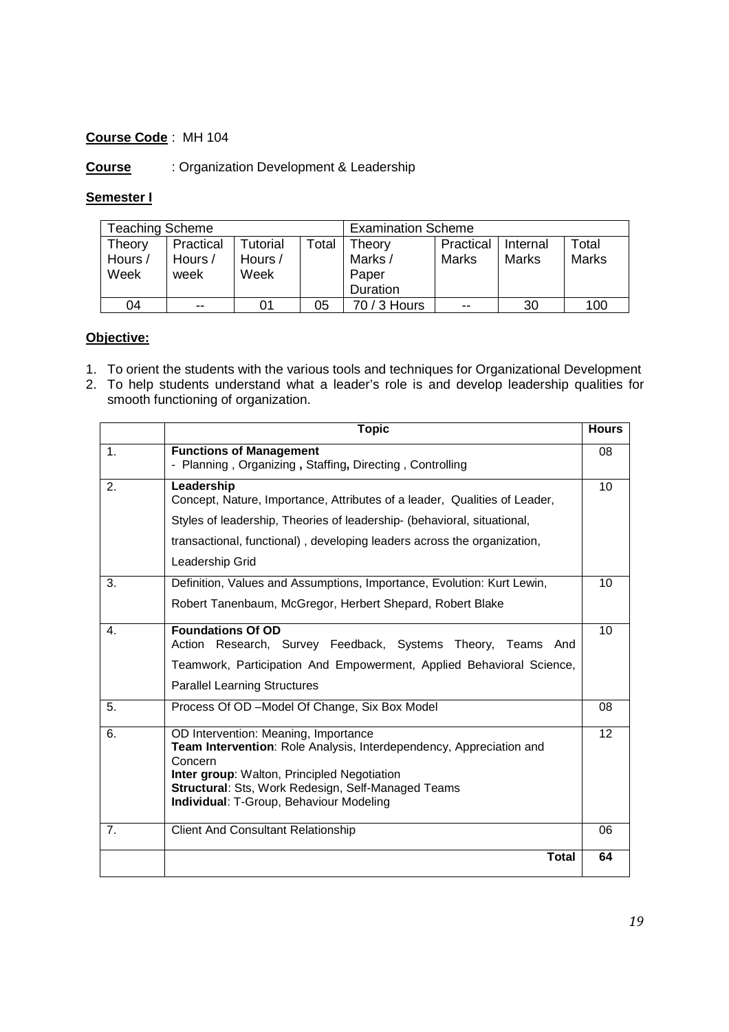**Course Code** : MH 104

**Course** : Organization Development & Leadership

**Semester I**

| Teaching Scheme | | | | Examination Scheme | | | |
|---|---|---|---|---|---|---|---|
| Theory Hours / Week | Practical Hours / week | Tutorial Hours / Week | Total | Theory Marks / Paper Duration | Practical Marks | Internal Marks | Total Marks |
| 04 | -- | 01 | 05 | 70 / 3 Hours | -- | 30 | 100 |

**Objective:**

1. To orient the students with the various tools and techniques for Organizational Development
2. To help students understand what a leader's role is and develop leadership qualities for smooth functioning of organization.

| | Topic | Hours |
|---|---|---|
| 1. | **Functions of Management**<br>- Planning , Organizing **,** Staffing**,** Directing , Controlling | 08 |
| 2. | **Leadership**<br>Concept, Nature, Importance, Attributes of a leader, Qualities of Leader,<br>Styles of leadership, Theories of leadership- (behavioral, situational,<br>transactional, functional) , developing leaders across the organization,<br>Leadership Grid | 10 |
| 3. | Definition, Values and Assumptions, Importance, Evolution: Kurt Lewin,<br>Robert Tanenbaum, McGregor, Herbert Shepard, Robert Blake | 10 |
| 4. | **Foundations Of OD**<br>Action Research, Survey Feedback, Systems Theory, Teams And<br>Teamwork, Participation And Empowerment, Applied Behavioral Science,<br>Parallel Learning Structures | 10 |
| 5. | Process Of OD –Model Of Change, Six Box Model | 08 |
| 6. | OD Intervention: Meaning, Importance<br>**Team Intervention**: Role Analysis, Interdependency, Appreciation and Concern<br>**Inter group**: Walton, Principled Negotiation<br>**Structural**: Sts, Work Redesign, Self-Managed Teams<br>**Individual**: T-Group, Behaviour Modeling | 12 |
| 7. | Client And Consultant Relationship | 06 |
| | **Total** | **64** |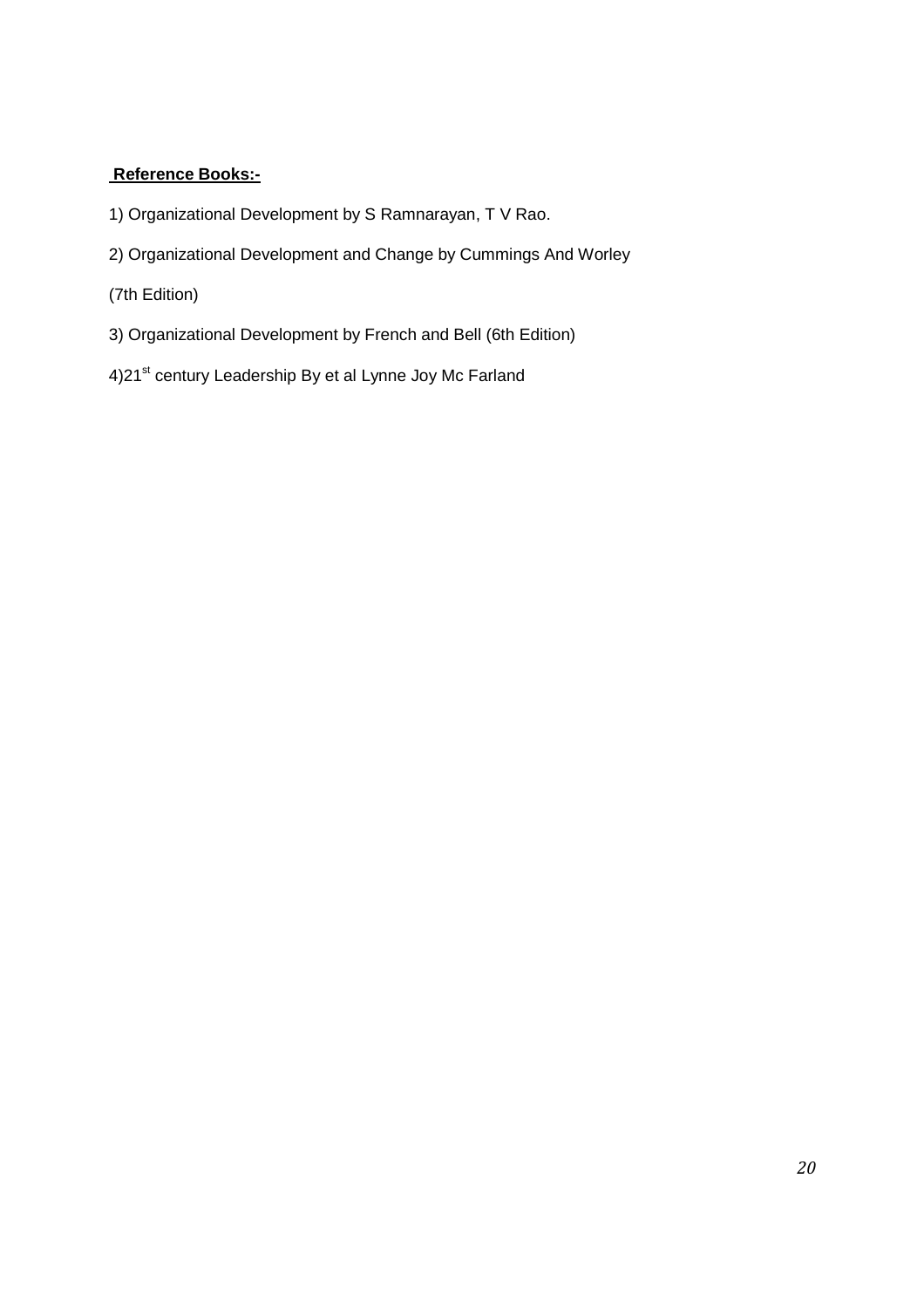**Reference Books:-**

1) Organizational Development by S Ramnarayan, T V Rao.

2) Organizational Development and Change by Cummings And Worley

(7th Edition)

3) Organizational Development by French and Bell (6th Edition)

4)21st century Leadership By et al Lynne Joy Mc Farland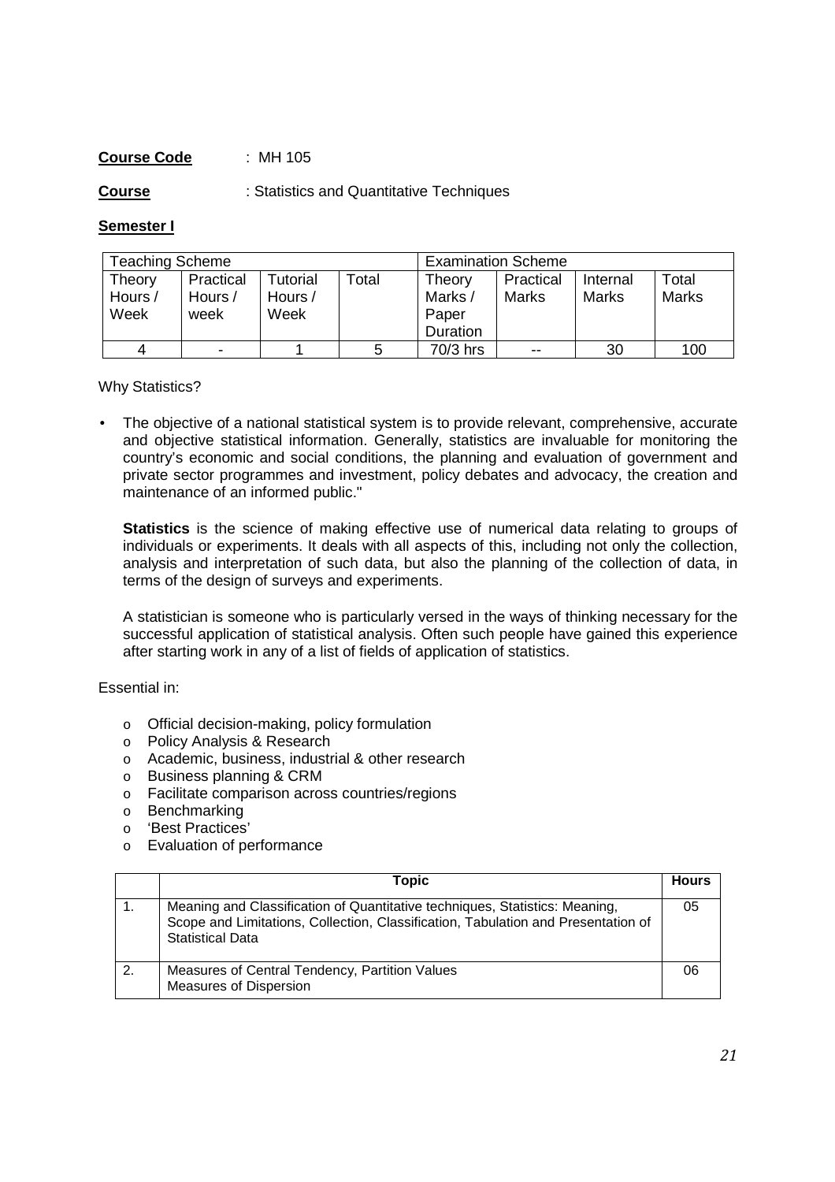**Course Code** : MH 105

**Course** : Statistics and Quantitative Techniques

**Semester I**

| Teaching Scheme | | | | Examination Scheme | | | |
|---|---|---|---|---|---|---|---|
| Theory Hours / Week | Practical Hours / week | Tutorial Hours / Week | Total | Theory Marks / Paper Duration | Practical Marks | Internal Marks | Total Marks |
| 4 | - | 1 | 5 | 70/3 hrs | -- | 30 | 100 |

Why Statistics?

- The objective of a national statistical system is to provide relevant, comprehensive, accurate and objective statistical information. Generally, statistics are invaluable for monitoring the country's economic and social conditions, the planning and evaluation of government and private sector programmes and investment, policy debates and advocacy, the creation and maintenance of an informed public."

  **Statistics** is the science of making effective use of numerical data relating to groups of individuals or experiments. It deals with all aspects of this, including not only the collection, analysis and interpretation of such data, but also the planning of the collection of data, in terms of the design of surveys and experiments.

  A statistician is someone who is particularly versed in the ways of thinking necessary for the successful application of statistical analysis. Often such people have gained this experience after starting work in any of a list of fields of application of statistics.

Essential in:

- Official decision-making, policy formulation
- Policy Analysis & Research
- Academic, business, industrial & other research
- Business planning & CRM
- Facilitate comparison across countries/regions
- Benchmarking
- 'Best Practices'
- Evaluation of performance

| | Topic | Hours |
|---|---|---|
| 1. | Meaning and Classification of Quantitative techniques, Statistics: Meaning, Scope and Limitations, Collection, Classification, Tabulation and Presentation of Statistical Data | 05 |
| 2. | Measures of Central Tendency, Partition Values<br>Measures of Dispersion | 06 |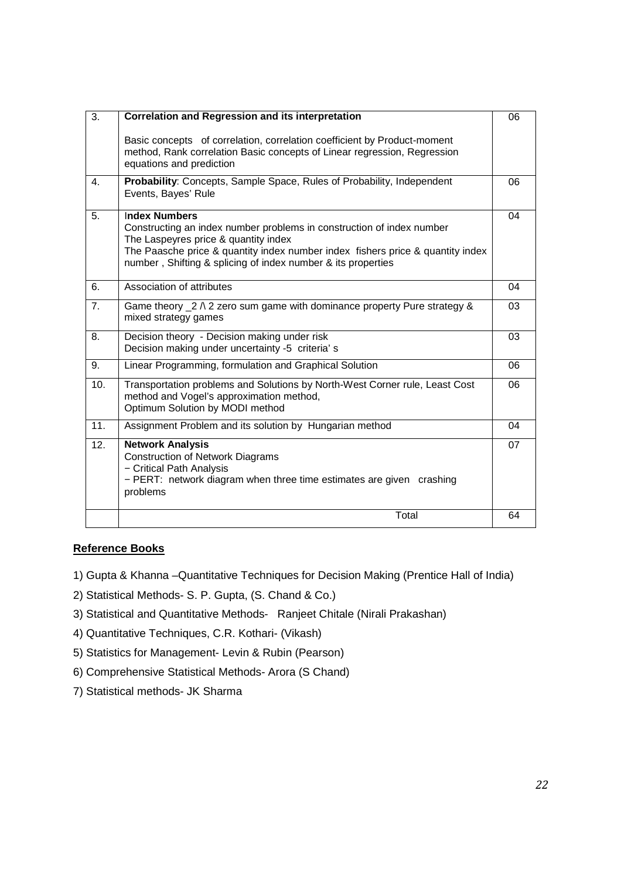| 3. | **Correlation and Regression and its interpretation**<br><br>Basic concepts of correlation, correlation coefficient by Product-moment method, Rank correlation Basic concepts of Linear regression, Regression equations and prediction | 06 |
|---|---|---|
| 4. | **Probability**: Concepts, Sample Space, Rules of Probability, Independent Events, Bayes' Rule | 06 |
| 5. | **Index Numbers**<br>Constructing an index number problems in construction of index number<br>The Laspeyres price & quantity index<br>The Paasche price & quantity index number index fishers price & quantity index number , Shifting & splicing of index number & its properties | 04 |
| 6. | Association of attributes | 04 |
| 7. | Game theory _2 /\ 2 zero sum game with dominance property Pure strategy & mixed strategy games | 03 |
| 8. | Decision theory - Decision making under risk<br>Decision making under uncertainty -5 criteria' s | 03 |
| 9. | Linear Programming, formulation and Graphical Solution | 06 |
| 10. | Transportation problems and Solutions by North-West Corner rule, Least Cost method and Vogel's approximation method,<br>Optimum Solution by MODI method | 06 |
| 11. | Assignment Problem and its solution by Hungarian method | 04 |
| 12. | **Network Analysis**<br>Construction of Network Diagrams<br>− Critical Path Analysis<br>− PERT: network diagram when three time estimates are given crashing problems | 07 |
| | Total | 64 |

## Reference Books

1) Gupta & Khanna –Quantitative Techniques for Decision Making (Prentice Hall of India)
2) Statistical Methods- S. P. Gupta, (S. Chand & Co.)
3) Statistical and Quantitative Methods- Ranjeet Chitale (Nirali Prakashan)
4) Quantitative Techniques, C.R. Kothari- (Vikash)
5) Statistics for Management- Levin & Rubin (Pearson)
6) Comprehensive Statistical Methods- Arora (S Chand)
7) Statistical methods- JK Sharma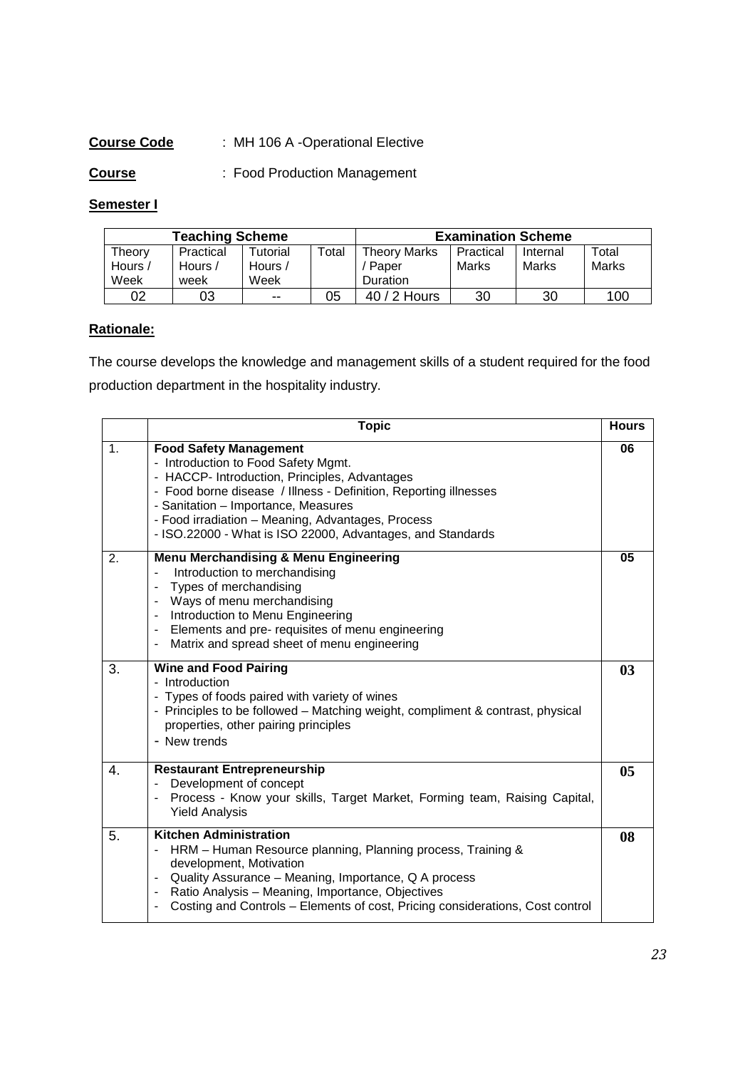**Course Code** : MH 106 A -Operational Elective

**Course** : Food Production Management

**Semester I**

| Teaching Scheme | | | | Examination Scheme | | | |
|---|---|---|---|---|---|---|---|
| Theory Hours / Week | Practical Hours / week | Tutorial Hours / Week | Total | Theory Marks / Paper Duration | Practical Marks | Internal Marks | Total Marks |
| 02 | 03 | -- | 05 | 40 / 2 Hours | 30 | 30 | 100 |

**Rationale:**

The course develops the knowledge and management skills of a student required for the food production department in the hospitality industry.

| | Topic | Hours |
|---|---|---|
| 1. | **Food Safety Management**<br>- Introduction to Food Safety Mgmt.<br>- HACCP- Introduction, Principles, Advantages<br>- Food borne disease / Illness - Definition, Reporting illnesses<br>- Sanitation – Importance, Measures<br>- Food irradiation – Meaning, Advantages, Process<br>- ISO.22000 - What is ISO 22000, Advantages, and Standards | **06** |
| 2. | **Menu Merchandising & Menu Engineering**<br>- Introduction to merchandising<br>- Types of merchandising<br>- Ways of menu merchandising<br>- Introduction to Menu Engineering<br>- Elements and pre- requisites of menu engineering<br>- Matrix and spread sheet of menu engineering | **05** |
| 3. | **Wine and Food Pairing**<br>- Introduction<br>- Types of foods paired with variety of wines<br>- Principles to be followed – Matching weight, compliment & contrast, physical properties, other pairing principles<br>- New trends | **03** |
| 4. | **Restaurant Entrepreneurship**<br>- Development of concept<br>- Process - Know your skills, Target Market, Forming team, Raising Capital, Yield Analysis | **05** |
| 5. | **Kitchen Administration**<br>- HRM – Human Resource planning, Planning process, Training & development, Motivation<br>- Quality Assurance – Meaning, Importance, Q A process<br>- Ratio Analysis – Meaning, Importance, Objectives<br>- Costing and Controls – Elements of cost, Pricing considerations, Cost control | **08** |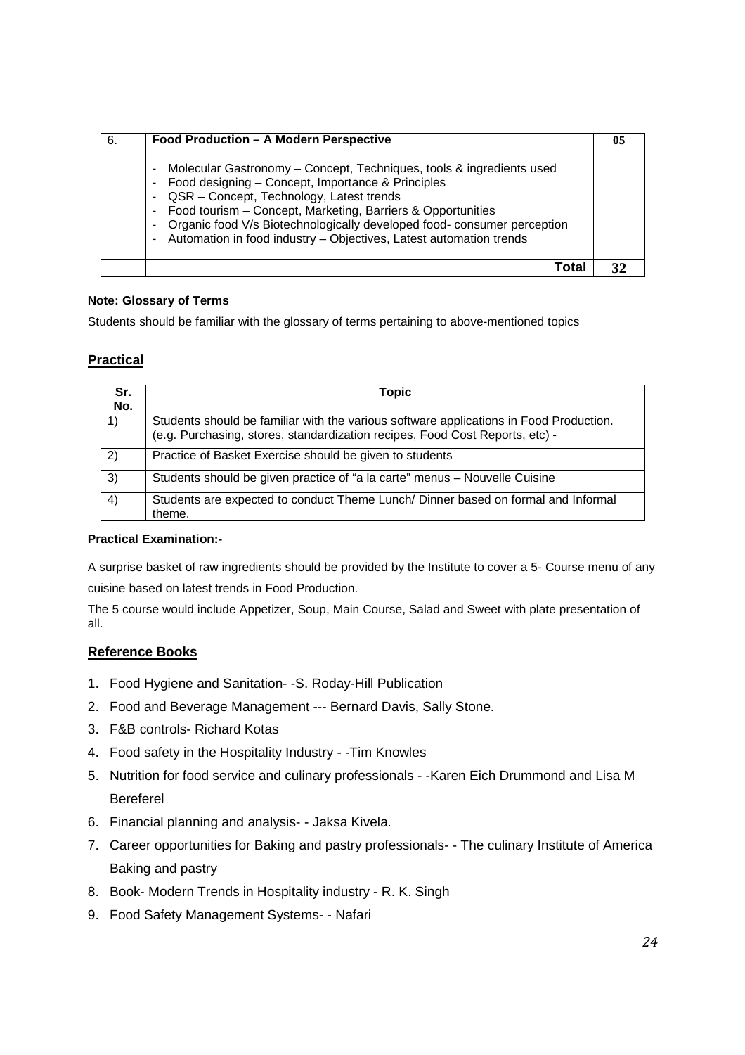| 6. | **Food Production – A Modern Perspective**<br><br>- Molecular Gastronomy – Concept, Techniques, tools & ingredients used<br>- Food designing – Concept, Importance & Principles<br>- QSR – Concept, Technology, Latest trends<br>- Food tourism – Concept, Marketing, Barriers & Opportunities<br>- Organic food V/s Biotechnologically developed food- consumer perception<br>- Automation in food industry – Objectives, Latest automation trends | **05** |
|---|---|---|
| | **Total** | **32** |

**Note: Glossary of Terms**

Students should be familiar with the glossary of terms pertaining to above-mentioned topics

## Practical

| Sr. No. | Topic |
|---|---|
| 1) | Students should be familiar with the various software applications in Food Production. (e.g. Purchasing, stores, standardization recipes, Food Cost Reports, etc) - |
| 2) | Practice of Basket Exercise should be given to students |
| 3) | Students should be given practice of "a la carte" menus – Nouvelle Cuisine |
| 4) | Students are expected to conduct Theme Lunch/ Dinner based on formal and Informal theme. |

**Practical Examination:-**

A surprise basket of raw ingredients should be provided by the Institute to cover a 5- Course menu of any cuisine based on latest trends in Food Production.

The 5 course would include Appetizer, Soup, Main Course, Salad and Sweet with plate presentation of all.

## Reference Books

1. Food Hygiene and Sanitation- -S. Roday-Hill Publication
2. Food and Beverage Management --- Bernard Davis, Sally Stone.
3. F&B controls- Richard Kotas
4. Food safety in the Hospitality Industry - -Tim Knowles
5. Nutrition for food service and culinary professionals - -Karen Eich Drummond and Lisa M Bereferel
6. Financial planning and analysis- - Jaksa Kivela.
7. Career opportunities for Baking and pastry professionals- - The culinary Institute of America Baking and pastry
8. Book- Modern Trends in Hospitality industry - R. K. Singh
9. Food Safety Management Systems- - Nafari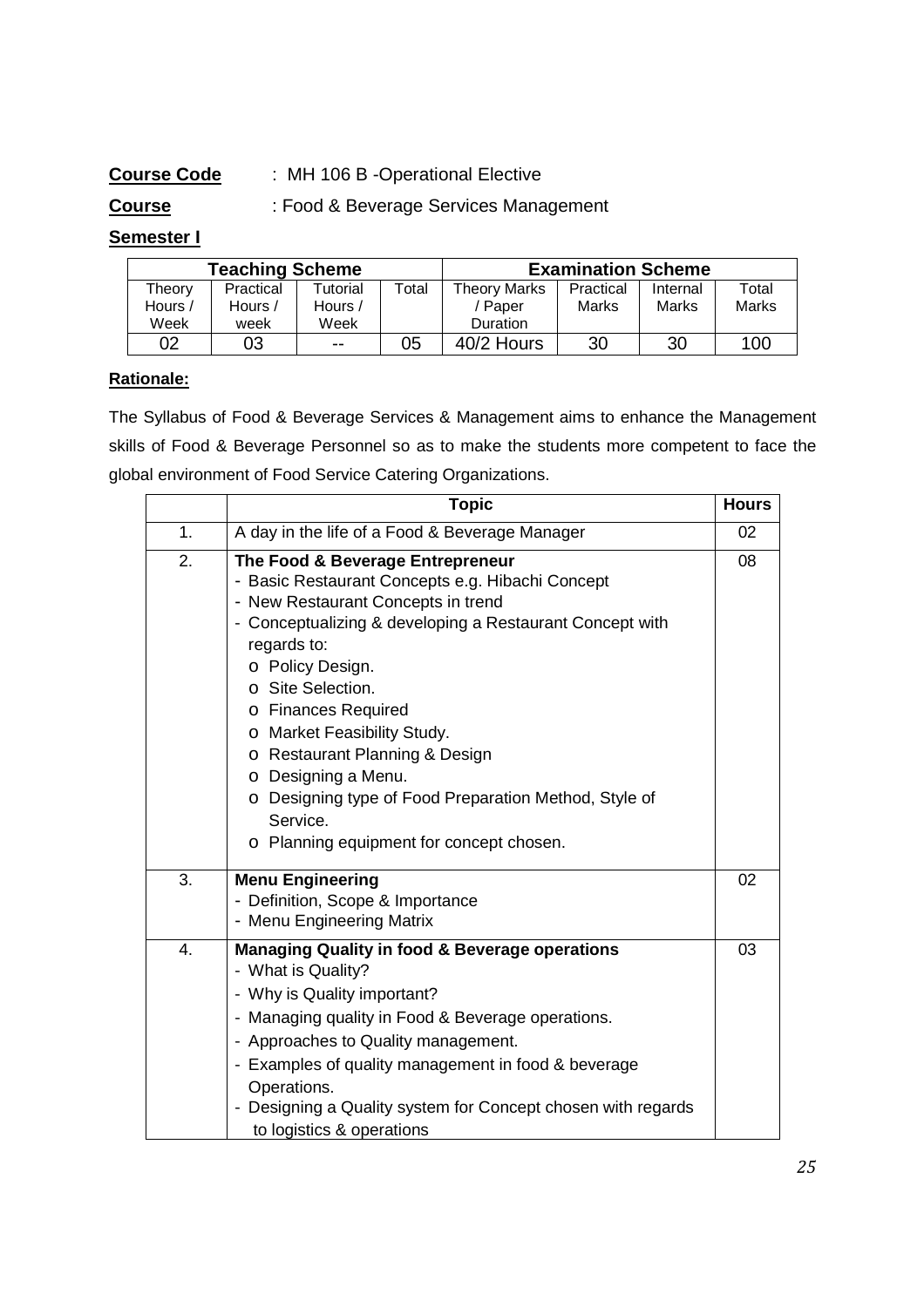**Course Code** : MH 106 B -Operational Elective

**Course** : Food & Beverage Services Management

**Semester I**

| Teaching Scheme | | | | Examination Scheme | | | |
|---|---|---|---|---|---|---|---|
| Theory Hours / Week | Practical Hours / week | Tutorial Hours / Week | Total | Theory Marks / Paper Duration | Practical Marks | Internal Marks | Total Marks |
| 02 | 03 | -- | 05 | 40/2 Hours | 30 | 30 | 100 |

**Rationale:**

The Syllabus of Food & Beverage Services & Management aims to enhance the Management skills of Food & Beverage Personnel so as to make the students more competent to face the global environment of Food Service Catering Organizations.

| | Topic | Hours |
|---|---|---|
| 1. | A day in the life of a Food & Beverage Manager | 02 |
| 2. | **The Food & Beverage Entrepreneur**<br>- Basic Restaurant Concepts e.g. Hibachi Concept<br>- New Restaurant Concepts in trend<br>- Conceptualizing & developing a Restaurant Concept with regards to:<br>o Policy Design.<br>o Site Selection.<br>o Finances Required<br>o Market Feasibility Study.<br>o Restaurant Planning & Design<br>o Designing a Menu.<br>o Designing type of Food Preparation Method, Style of Service.<br>o Planning equipment for concept chosen. | 08 |
| 3. | **Menu Engineering**<br>- Definition, Scope & Importance<br>- Menu Engineering Matrix | 02 |
| 4. | **Managing Quality in food & Beverage operations**<br>- What is Quality?<br>- Why is Quality important?<br>- Managing quality in Food & Beverage operations.<br>- Approaches to Quality management.<br>- Examples of quality management in food & beverage Operations.<br>- Designing a Quality system for Concept chosen with regards to logistics & operations | 03 |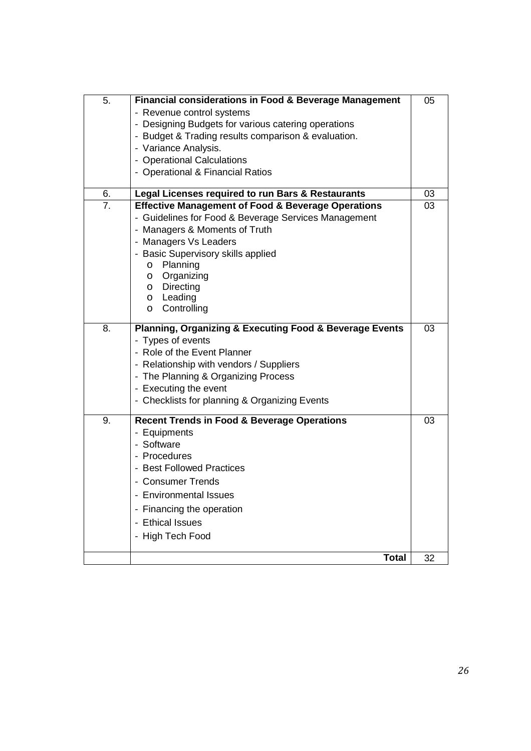| | | |
|---|---|---|
| 5. | **Financial considerations in Food & Beverage Management**<br>- Revenue control systems<br>- Designing Budgets for various catering operations<br>- Budget & Trading results comparison & evaluation.<br>- Variance Analysis.<br>- Operational Calculations<br>- Operational & Financial Ratios | 05 |
| 6. | **Legal Licenses required to run Bars & Restaurants** | 03 |
| 7. | **Effective Management of Food & Beverage Operations**<br>- Guidelines for Food & Beverage Services Management<br>- Managers & Moments of Truth<br>- Managers Vs Leaders<br>- Basic Supervisory skills applied<br>o Planning<br>o Organizing<br>o Directing<br>o Leading<br>o Controlling | 03 |
| 8. | **Planning, Organizing & Executing Food & Beverage Events**<br>- Types of events<br>- Role of the Event Planner<br>- Relationship with vendors / Suppliers<br>- The Planning & Organizing Process<br>- Executing the event<br>- Checklists for planning & Organizing Events | 03 |
| 9. | **Recent Trends in Food & Beverage Operations**<br>- Equipments<br>- Software<br>- Procedures<br>- Best Followed Practices<br>- Consumer Trends<br>- Environmental Issues<br>- Financing the operation<br>- Ethical Issues<br>- High Tech Food | 03 |
| | **Total** | 32 |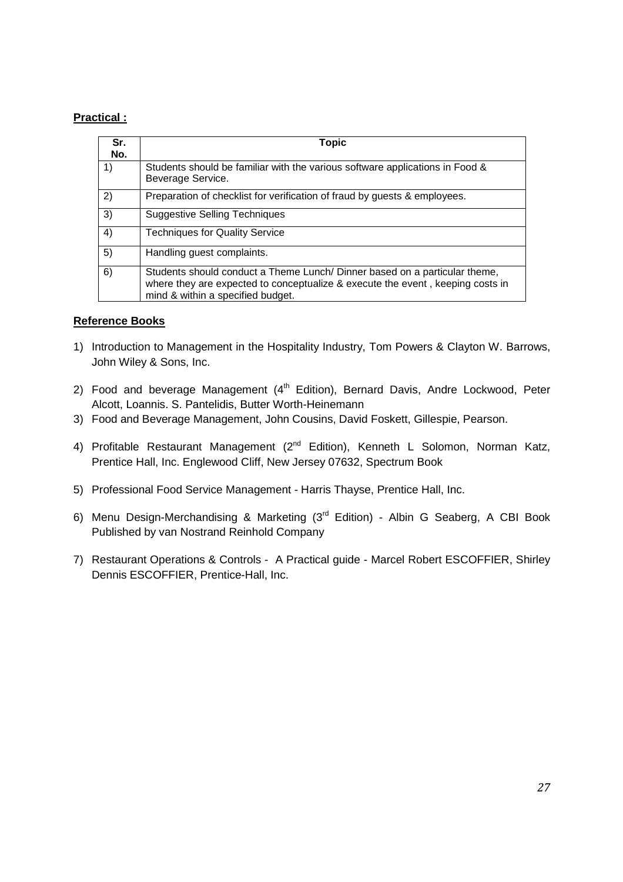**Practical :**

| Sr. No. | Topic |
|---|---|
| 1) | Students should be familiar with the various software applications in Food & Beverage Service. |
| 2) | Preparation of checklist for verification of fraud by guests & employees. |
| 3) | Suggestive Selling Techniques |
| 4) | Techniques for Quality Service |
| 5) | Handling guest complaints. |
| 6) | Students should conduct a Theme Lunch/ Dinner based on a particular theme, where they are expected to conceptualize & execute the event , keeping costs in mind & within a specified budget. |

**Reference Books**

1) Introduction to Management in the Hospitality Industry, Tom Powers & Clayton W. Barrows, John Wiley & Sons, Inc.
2) Food and beverage Management (4th Edition), Bernard Davis, Andre Lockwood, Peter Alcott, Loannis. S. Pantelidis, Butter Worth-Heinemann
3) Food and Beverage Management, John Cousins, David Foskett, Gillespie, Pearson.
4) Profitable Restaurant Management (2nd Edition), Kenneth L Solomon, Norman Katz, Prentice Hall, Inc. Englewood Cliff, New Jersey 07632, Spectrum Book
5) Professional Food Service Management - Harris Thayse, Prentice Hall, Inc.
6) Menu Design-Merchandising & Marketing (3rd Edition) - Albin G Seaberg, A CBI Book Published by van Nostrand Reinhold Company
7) Restaurant Operations & Controls - A Practical guide - Marcel Robert ESCOFFIER, Shirley Dennis ESCOFFIER, Prentice-Hall, Inc.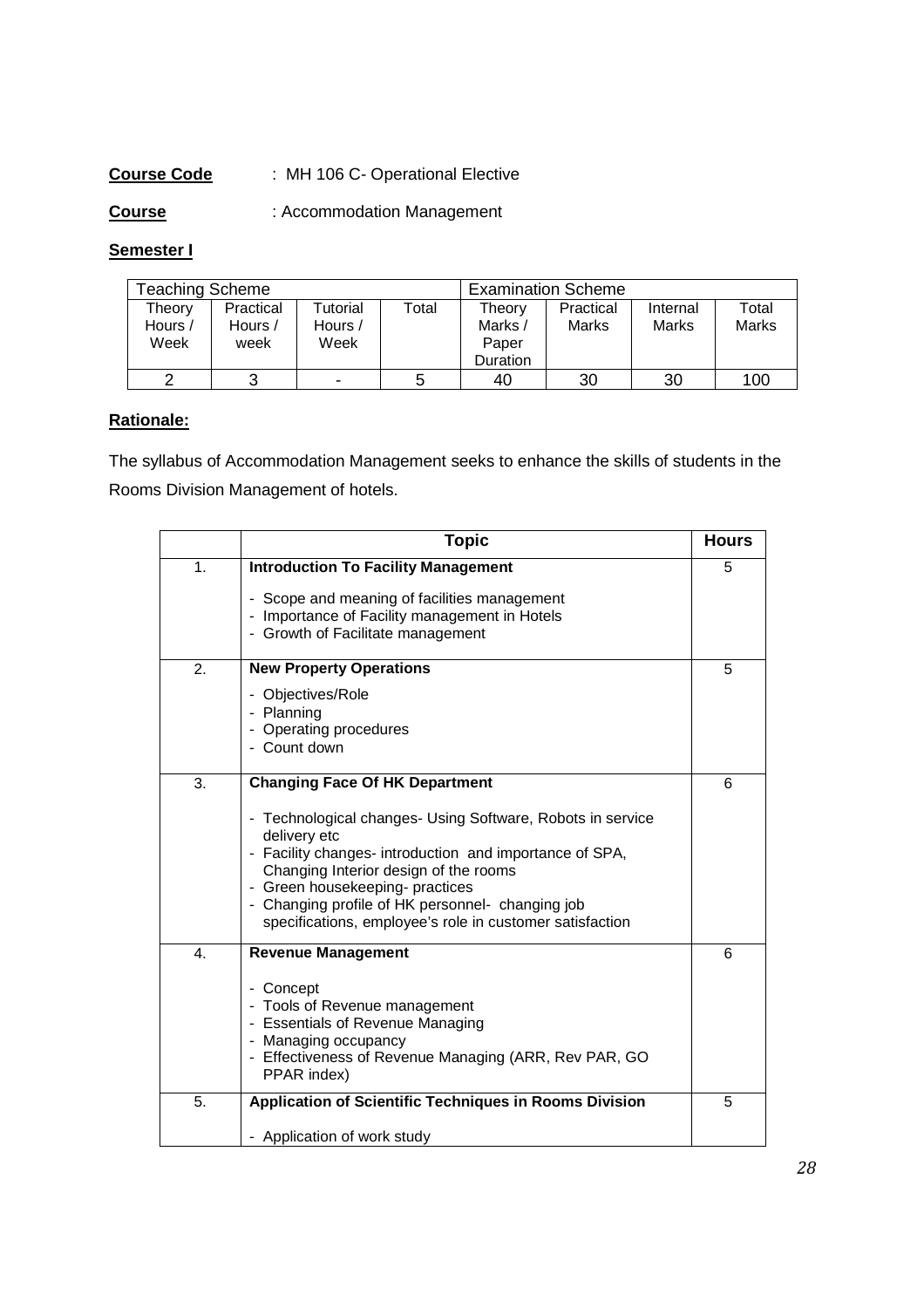**Course Code** : MH 106 C- Operational Elective

**Course** : Accommodation Management

**Semester I**

| Teaching Scheme | | | | Examination Scheme | | | |
|---|---|---|---|---|---|---|---|
| Theory Hours / Week | Practical Hours / week | Tutorial Hours / Week | Total | Theory Marks / Paper Duration | Practical Marks | Internal Marks | Total Marks |
| 2 | 3 | - | 5 | 40 | 30 | 30 | 100 |

**Rationale:**

The syllabus of Accommodation Management seeks to enhance the skills of students in the Rooms Division Management of hotels.

| | Topic | Hours |
|---|---|---|
| 1. | **Introduction To Facility Management**<br>- Scope and meaning of facilities management<br>- Importance of Facility management in Hotels<br>- Growth of Facilitate management | 5 |
| 2. | **New Property Operations**<br>- Objectives/Role<br>- Planning<br>- Operating procedures<br>- Count down | 5 |
| 3. | **Changing Face Of HK Department**<br>- Technological changes- Using Software, Robots in service delivery etc<br>- Facility changes- introduction and importance of SPA, Changing Interior design of the rooms<br>- Green housekeeping- practices<br>- Changing profile of HK personnel- changing job specifications, employee's role in customer satisfaction | 6 |
| 4. | **Revenue Management**<br>- Concept<br>- Tools of Revenue management<br>- Essentials of Revenue Managing<br>- Managing occupancy<br>- Effectiveness of Revenue Managing (ARR, Rev PAR, GO PPAR index) | 6 |
| 5. | **Application of Scientific Techniques in Rooms Division**<br>- Application of work study | 5 |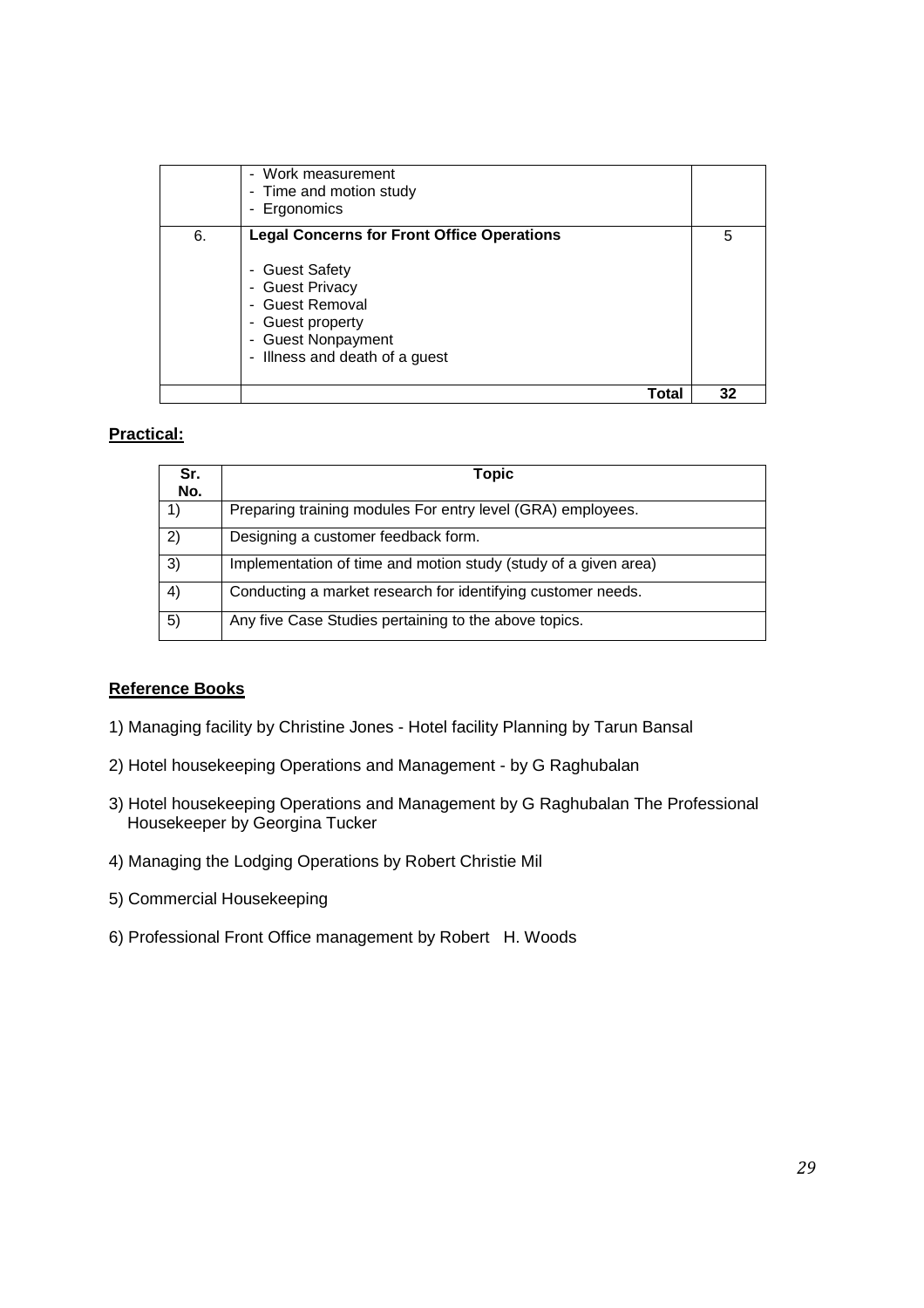|  | - Work measurement<br>- Time and motion study<br>- Ergonomics |  |
|---|---|---|
| 6. | **Legal Concerns for Front Office Operations**<br><br>- Guest Safety<br>- Guest Privacy<br>- Guest Removal<br>- Guest property<br>- Guest Nonpayment<br>- Illness and death of a guest | 5 |
|  | **Total** | **32** |

**Practical:**

| Sr. No. | Topic |
|---|---|
| 1) | Preparing training modules For entry level (GRA) employees. |
| 2) | Designing a customer feedback form. |
| 3) | Implementation of time and motion study (study of a given area) |
| 4) | Conducting a market research for identifying customer needs. |
| 5) | Any five Case Studies pertaining to the above topics. |

**Reference Books**

1) Managing facility by Christine Jones - Hotel facility Planning by Tarun Bansal

2) Hotel housekeeping Operations and Management - by G Raghubalan

3) Hotel housekeeping Operations and Management by G Raghubalan The Professional Housekeeper by Georgina Tucker

4) Managing the Lodging Operations by Robert Christie Mil

5) Commercial Housekeeping

6) Professional Front Office management by Robert H. Woods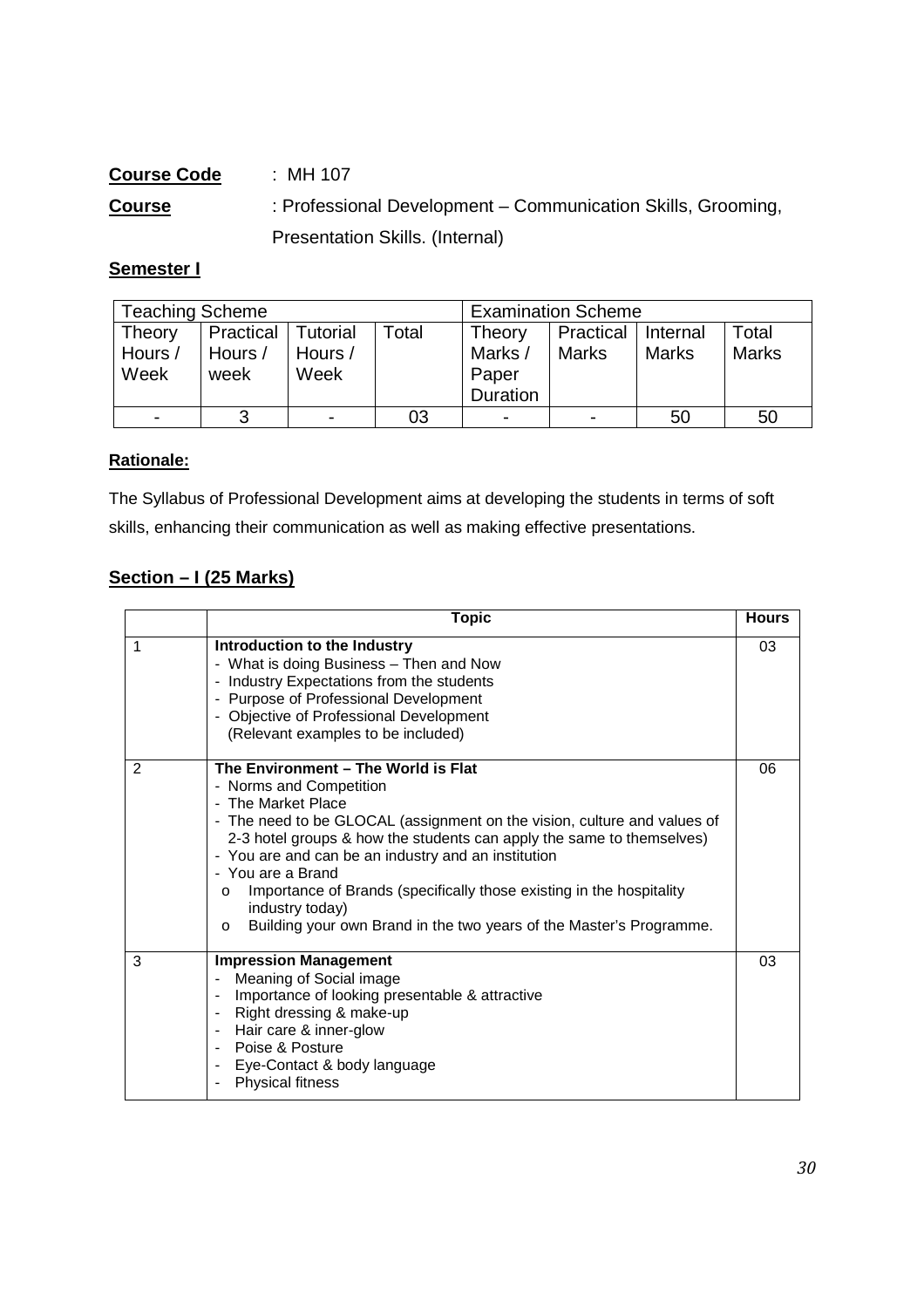**Course Code** : MH 107

**Course** : Professional Development – Communication Skills, Grooming, Presentation Skills. (Internal)

**Semester I**

| Teaching Scheme | | | | Examination Scheme | | | |
|---|---|---|---|---|---|---|---|
| Theory Hours / Week | Practical Hours / week | Tutorial Hours / Week | Total | Theory Marks / Paper Duration | Practical Marks | Internal Marks | Total Marks |
| - | 3 | - | 03 | - | - | 50 | 50 |

**Rationale:**

The Syllabus of Professional Development aims at developing the students in terms of soft skills, enhancing their communication as well as making effective presentations.

**Section – I (25 Marks)**

| | Topic | Hours |
|---|---|---|
| 1 | **Introduction to the Industry**<br>- What is doing Business – Then and Now<br>- Industry Expectations from the students<br>- Purpose of Professional Development<br>- Objective of Professional Development<br>(Relevant examples to be included) | 03 |
| 2 | **The Environment – The World is Flat**<br>- Norms and Competition<br>- The Market Place<br>- The need to be GLOCAL (assignment on the vision, culture and values of 2-3 hotel groups & how the students can apply the same to themselves)<br>- You are and can be an industry and an institution<br>- You are a Brand<br>o Importance of Brands (specifically those existing in the hospitality industry today)<br>o Building your own Brand in the two years of the Master's Programme. | 06 |
| 3 | **Impression Management**<br>- Meaning of Social image<br>- Importance of looking presentable & attractive<br>- Right dressing & make-up<br>- Hair care & inner-glow<br>- Poise & Posture<br>- Eye-Contact & body language<br>- Physical fitness | 03 |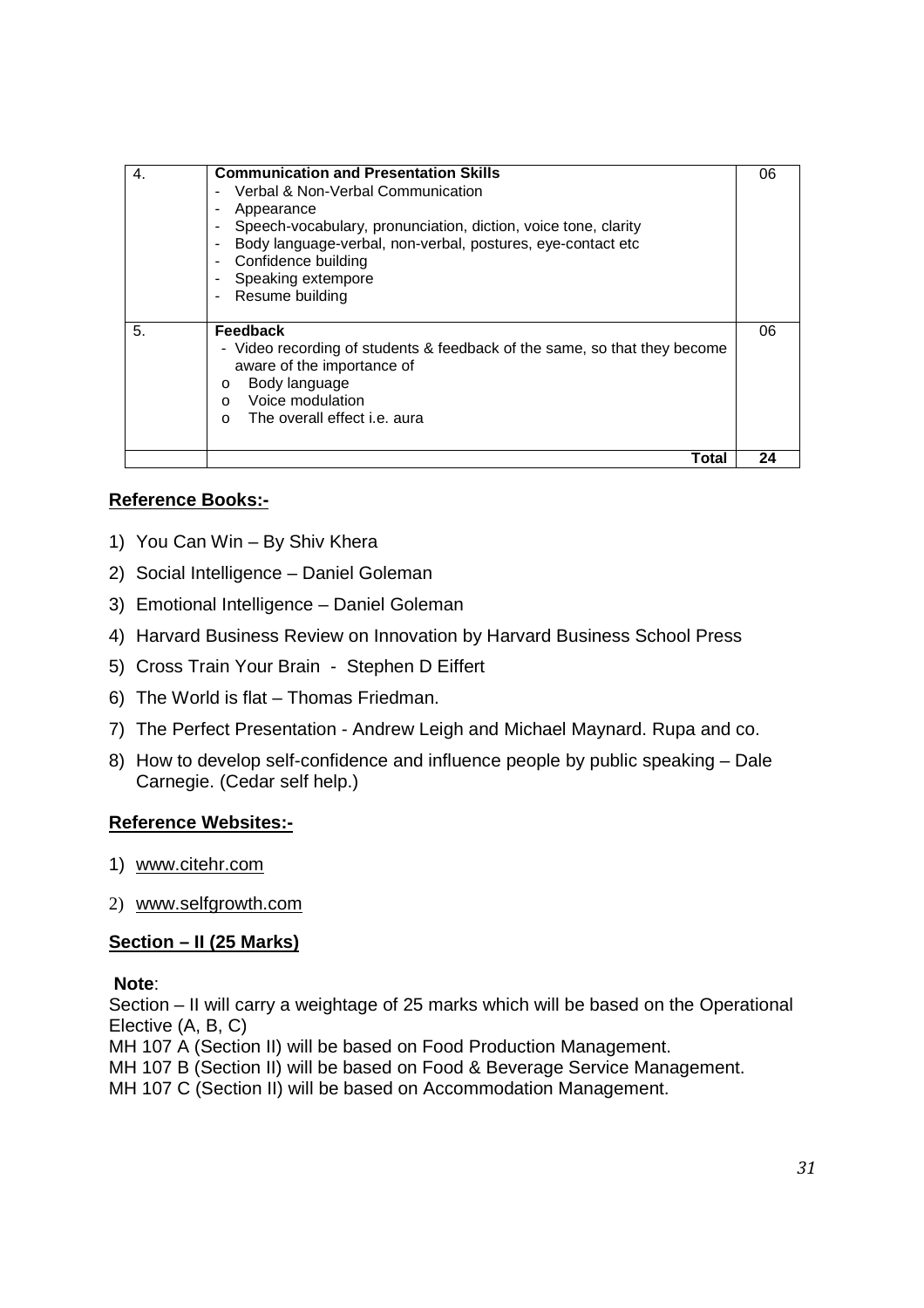| 4. | **Communication and Presentation Skills**<br>- Verbal & Non-Verbal Communication<br>- Appearance<br>- Speech-vocabulary, pronunciation, diction, voice tone, clarity<br>- Body language-verbal, non-verbal, postures, eye-contact etc<br>- Confidence building<br>- Speaking extempore<br>- Resume building | 06 |
|---|---|---|
| 5. | **Feedback**<br>- Video recording of students & feedback of the same, so that they become aware of the importance of<br>o Body language<br>o Voice modulation<br>o The overall effect i.e. aura | 06 |
| | **Total** | **24** |

## Reference Books:-

1) You Can Win – By Shiv Khera
2) Social Intelligence – Daniel Goleman
3) Emotional Intelligence – Daniel Goleman
4) Harvard Business Review on Innovation by Harvard Business School Press
5) Cross Train Your Brain - Stephen D Eiffert
6) The World is flat – Thomas Friedman.
7) The Perfect Presentation - Andrew Leigh and Michael Maynard. Rupa and co.
8) How to develop self-confidence and influence people by public speaking – Dale Carnegie. (Cedar self help.)

## Reference Websites:-

1) www.citehr.com
2) www.selfgrowth.com

## Section – II (25 Marks)

**Note**:
Section – II will carry a weightage of 25 marks which will be based on the Operational Elective (A, B, C)
MH 107 A (Section II) will be based on Food Production Management.
MH 107 B (Section II) will be based on Food & Beverage Service Management.
MH 107 C (Section II) will be based on Accommodation Management.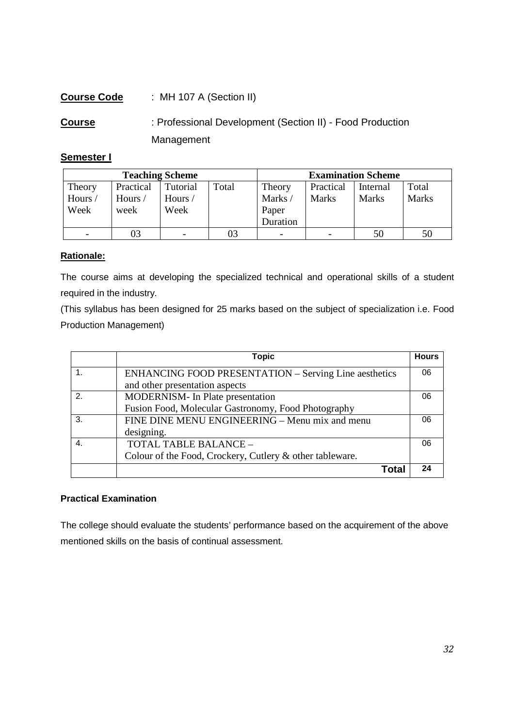**Course Code** : MH 107 A (Section II)

**Course** : Professional Development (Section II) - Food Production Management

**Semester I**

| Teaching Scheme | | | | Examination Scheme | | | |
|---|---|---|---|---|---|---|---|
| Theory Hours / Week | Practical Hours / week | Tutorial Hours / Week | Total | Theory Marks / Paper Duration | Practical Marks | Internal Marks | Total Marks |
| - | 03 | - | 03 | - | - | 50 | 50 |

**Rationale:**

The course aims at developing the specialized technical and operational skills of a student required in the industry.

(This syllabus has been designed for 25 marks based on the subject of specialization i.e. Food Production Management)

| | Topic | Hours |
|---|---|---|
| 1. | ENHANCING FOOD PRESENTATION – Serving Line aesthetics and other presentation aspects | 06 |
| 2. | MODERNISM- In Plate presentation<br>Fusion Food, Molecular Gastronomy, Food Photography | 06 |
| 3. | FINE DINE MENU ENGINEERING – Menu mix and menu designing. | 06 |
| 4. | TOTAL TABLE BALANCE –<br>Colour of the Food, Crockery, Cutlery & other tableware. | 06 |
| | **Total** | **24** |

**Practical Examination**

The college should evaluate the students' performance based on the acquirement of the above mentioned skills on the basis of continual assessment.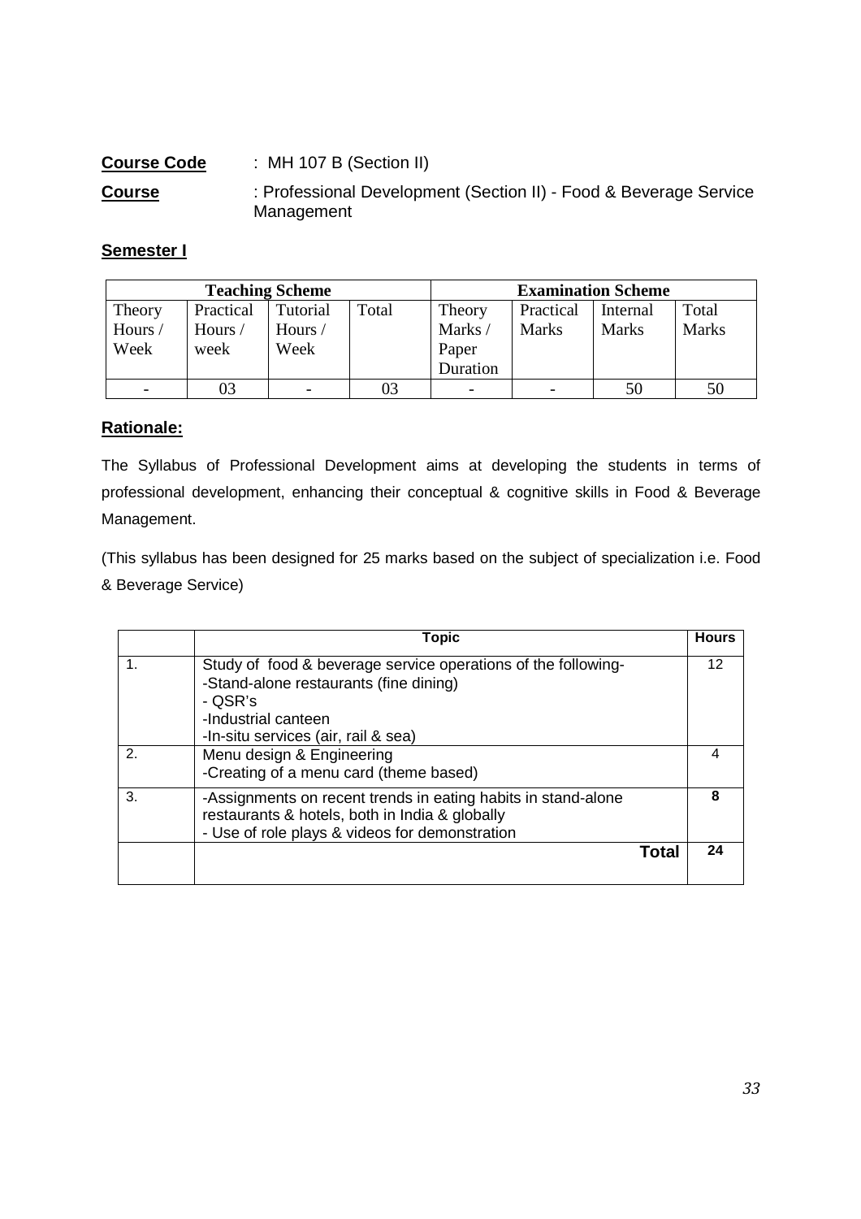**Course Code** : MH 107 B (Section II)

**Course** : Professional Development (Section II) - Food & Beverage Service Management

**Semester I**

| Teaching Scheme | | | | Examination Scheme | | | |
|---|---|---|---|---|---|---|---|
| Theory Hours / Week | Practical Hours / week | Tutorial Hours / Week | Total | Theory Marks / Paper Duration | Practical Marks | Internal Marks | Total Marks |
| - | 03 | - | 03 | - | - | 50 | 50 |

**Rationale:**

The Syllabus of Professional Development aims at developing the students in terms of professional development, enhancing their conceptual & cognitive skills in Food & Beverage Management.

(This syllabus has been designed for 25 marks based on the subject of specialization i.e. Food & Beverage Service)

| | Topic | Hours |
|---|---|---|
| 1. | Study of food & beverage service operations of the following-<br>-Stand-alone restaurants (fine dining)<br>- QSR's<br>-Industrial canteen<br>-In-situ services (air, rail & sea) | 12 |
| 2. | Menu design & Engineering<br>-Creating of a menu card (theme based) | 4 |
| 3. | -Assignments on recent trends in eating habits in stand-alone restaurants & hotels, both in India & globally<br>- Use of role plays & videos for demonstration | **8** |
| | **Total** | **24** |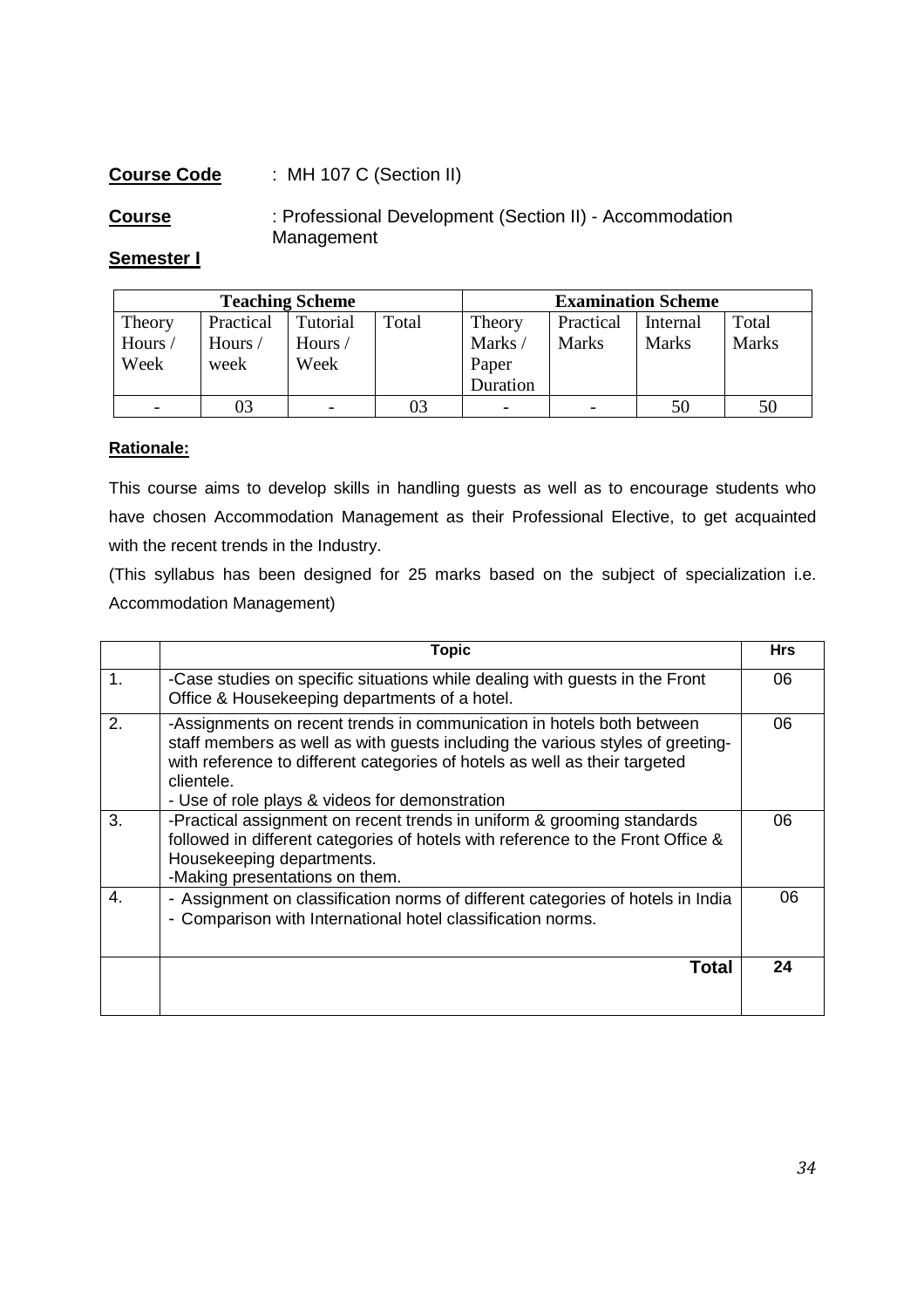**Course Code** : MH 107 C (Section II)

**Course** : Professional Development (Section II) - Accommodation Management

**Semester I**

| Teaching Scheme | | | | Examination Scheme | | | |
|---|---|---|---|---|---|---|---|
| Theory Hours / Week | Practical Hours / week | Tutorial Hours / Week | Total | Theory Marks / Paper Duration | Practical Marks | Internal Marks | Total Marks |
| - | 03 | - | 03 | - | - | 50 | 50 |

**Rationale:**

This course aims to develop skills in handling guests as well as to encourage students who have chosen Accommodation Management as their Professional Elective, to get acquainted with the recent trends in the Industry.

(This syllabus has been designed for 25 marks based on the subject of specialization i.e. Accommodation Management)

| | Topic | Hrs |
|---|---|---|
| 1. | -Case studies on specific situations while dealing with guests in the Front Office & Housekeeping departments of a hotel. | 06 |
| 2. | -Assignments on recent trends in communication in hotels both between staff members as well as with guests including the various styles of greeting- with reference to different categories of hotels as well as their targeted clientele.<br>- Use of role plays & videos for demonstration | 06 |
| 3. | -Practical assignment on recent trends in uniform & grooming standards followed in different categories of hotels with reference to the Front Office & Housekeeping departments.<br>-Making presentations on them. | 06 |
| 4. | - Assignment on classification norms of different categories of hotels in India<br>- Comparison with International hotel classification norms. | 06 |
| | **Total** | **24** |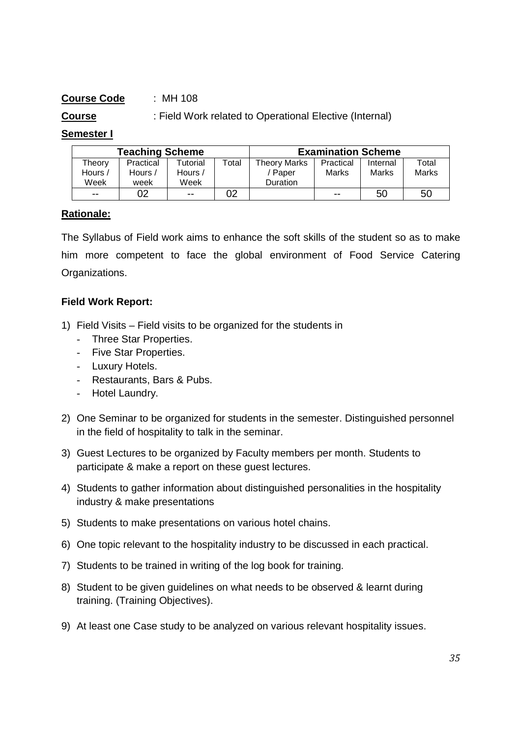**Course Code** : MH 108

**Course** : Field Work related to Operational Elective (Internal)

**Semester I**

| Teaching Scheme | | | | Examination Scheme | | | |
|---|---|---|---|---|---|---|---|
| Theory Hours / Week | Practical Hours / week | Tutorial Hours / Week | Total | Theory Marks / Paper Duration | Practical Marks | Internal Marks | Total Marks |
| -- | 02 | -- | 02 | | -- | 50 | 50 |

**Rationale:**

The Syllabus of Field work aims to enhance the soft skills of the student so as to make him more competent to face the global environment of Food Service Catering Organizations.

**Field Work Report:**

1) Field Visits – Field visits to be organized for the students in
   - Three Star Properties.
   - Five Star Properties.
   - Luxury Hotels.
   - Restaurants, Bars & Pubs.
   - Hotel Laundry.
2) One Seminar to be organized for students in the semester. Distinguished personnel in the field of hospitality to talk in the seminar.
3) Guest Lectures to be organized by Faculty members per month. Students to participate & make a report on these guest lectures.
4) Students to gather information about distinguished personalities in the hospitality industry & make presentations
5) Students to make presentations on various hotel chains.
6) One topic relevant to the hospitality industry to be discussed in each practical.
7) Students to be trained in writing of the log book for training.
8) Student to be given guidelines on what needs to be observed & learnt during training. (Training Objectives).
9) At least one Case study to be analyzed on various relevant hospitality issues.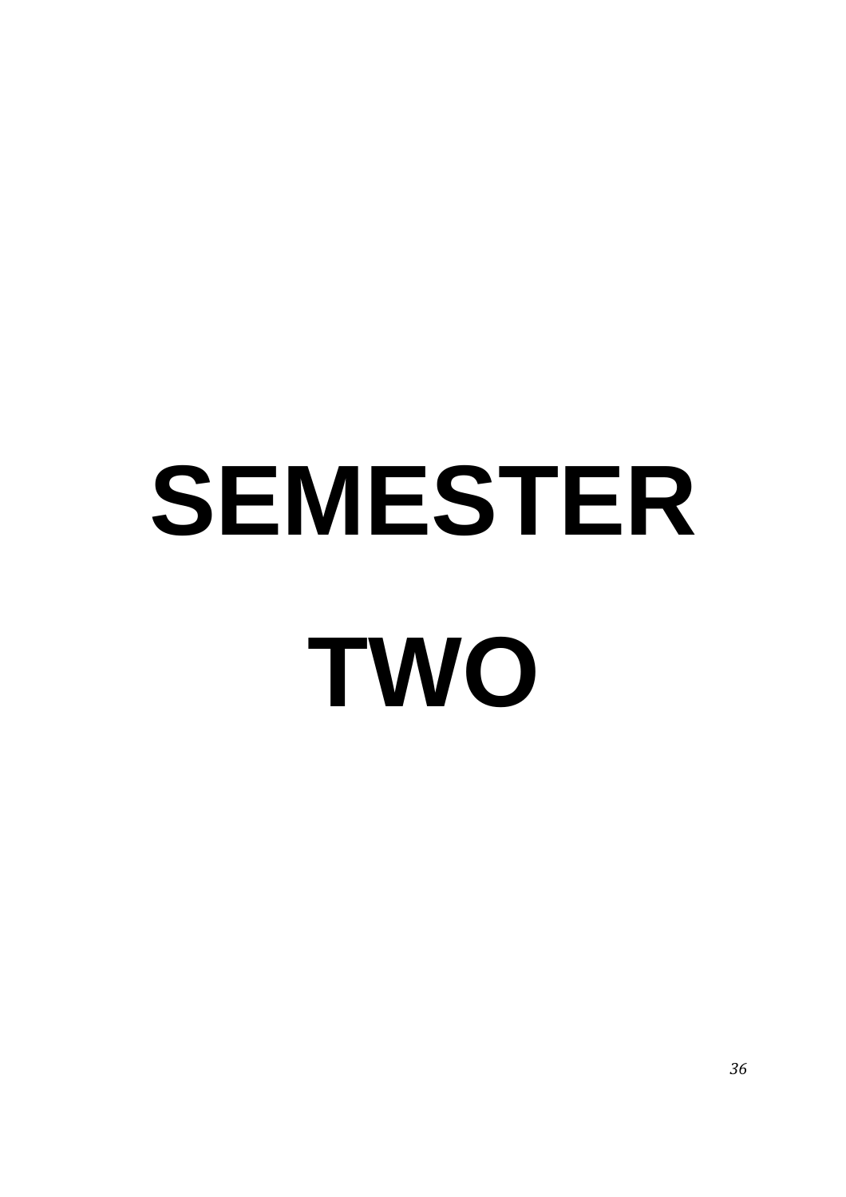# SEMESTER TWO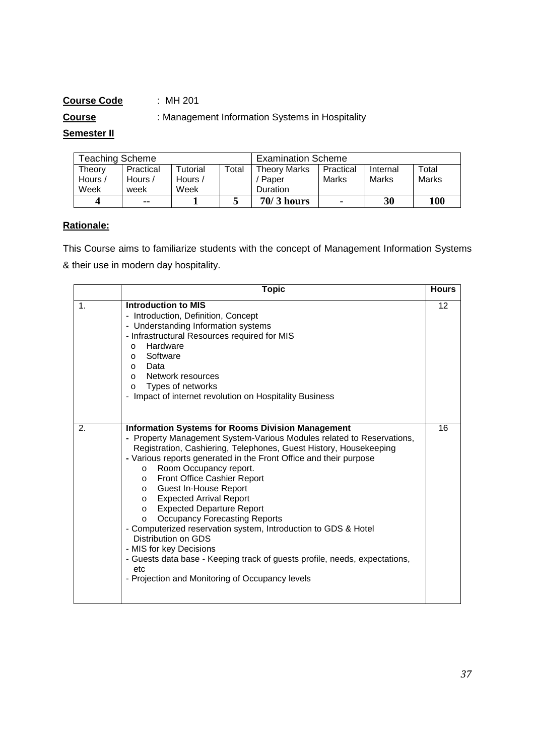**Course Code** : MH 201

**Course** : Management Information Systems in Hospitality

**Semester II**

| Teaching Scheme | | | | Examination Scheme | | | |
|---|---|---|---|---|---|---|---|
| Theory Hours / Week | Practical Hours / week | Tutorial Hours / Week | Total | Theory Marks / Paper Duration | Practical Marks | Internal Marks | Total Marks |
| **4** | **--** | **1** | **5** | **70/ 3 hours** | **-** | **30** | **100** |

**Rationale:**

This Course aims to familiarize students with the concept of Management Information Systems & their use in modern day hospitality.

| | Topic | Hours |
|---|---|---|
| 1. | **Introduction to MIS**<br>- Introduction, Definition, Concept<br>- Understanding Information systems<br>- Infrastructural Resources required for MIS<br>o Hardware<br>o Software<br>o Data<br>o Network resources<br>o Types of networks<br>- Impact of internet revolution on Hospitality Business | 12 |
| 2. | **Information Systems for Rooms Division Management**<br>- Property Management System-Various Modules related to Reservations, Registration, Cashiering, Telephones, Guest History, Housekeeping<br>- Various reports generated in the Front Office and their purpose<br>o Room Occupancy report.<br>o Front Office Cashier Report<br>o Guest In-House Report<br>o Expected Arrival Report<br>o Expected Departure Report<br>o Occupancy Forecasting Reports<br>- Computerized reservation system, Introduction to GDS & Hotel Distribution on GDS<br>- MIS for key Decisions<br>- Guests data base - Keeping track of guests profile, needs, expectations, etc<br>- Projection and Monitoring of Occupancy levels | 16 |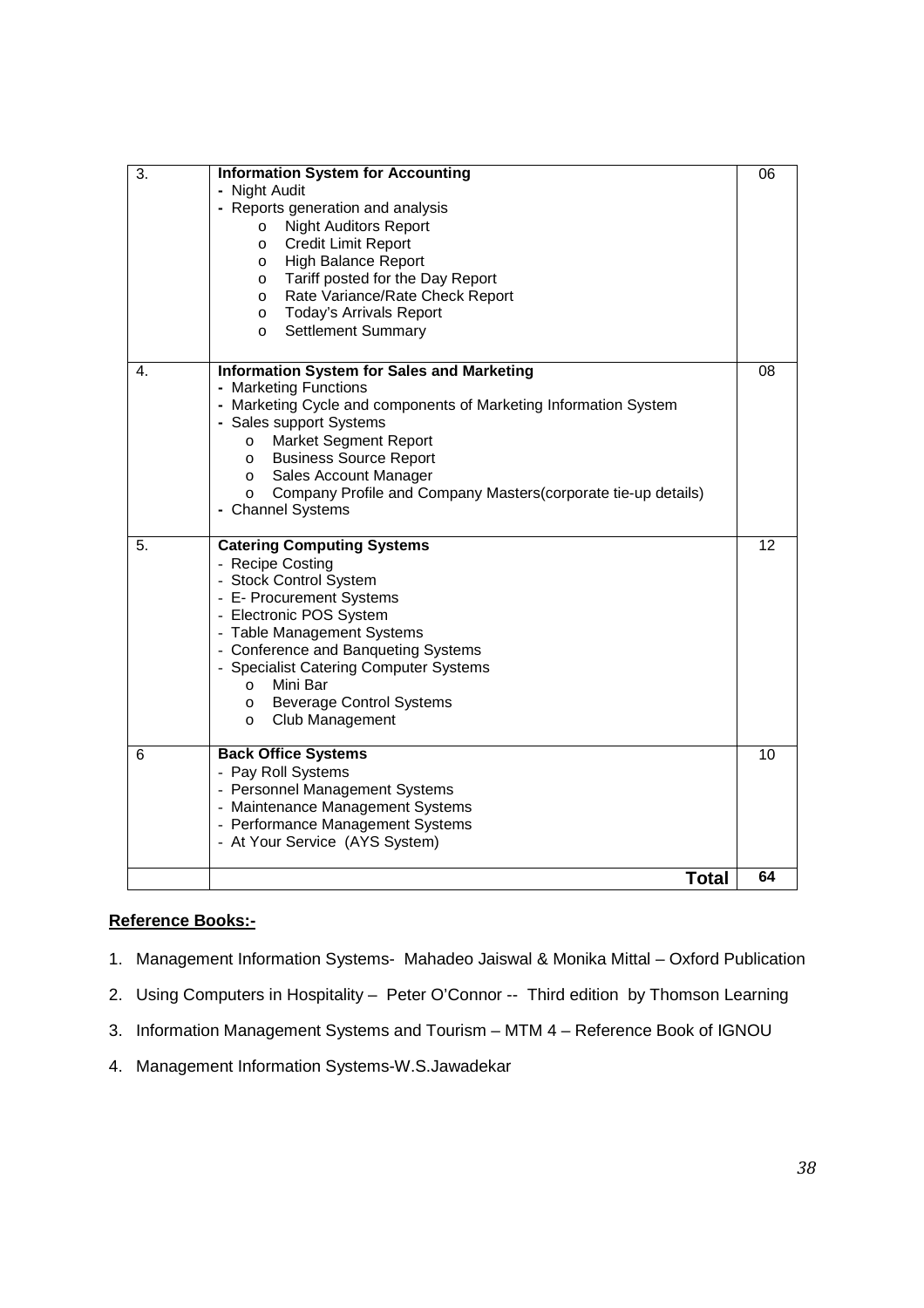| | | |
|---|---|---|
| 3. | **Information System for Accounting**<br>- Night Audit<br>- Reports generation and analysis<br>&nbsp;&nbsp;o Night Auditors Report<br>&nbsp;&nbsp;o Credit Limit Report<br>&nbsp;&nbsp;o High Balance Report<br>&nbsp;&nbsp;o Tariff posted for the Day Report<br>&nbsp;&nbsp;o Rate Variance/Rate Check Report<br>&nbsp;&nbsp;o Today's Arrivals Report<br>&nbsp;&nbsp;o Settlement Summary | 06 |
| 4. | **Information System for Sales and Marketing**<br>- Marketing Functions<br>- Marketing Cycle and components of Marketing Information System<br>- Sales support Systems<br>&nbsp;&nbsp;o Market Segment Report<br>&nbsp;&nbsp;o Business Source Report<br>&nbsp;&nbsp;o Sales Account Manager<br>&nbsp;&nbsp;o Company Profile and Company Masters(corporate tie-up details)<br>- Channel Systems | 08 |
| 5. | **Catering Computing Systems**<br>- Recipe Costing<br>- Stock Control System<br>- E- Procurement Systems<br>- Electronic POS System<br>- Table Management Systems<br>- Conference and Banqueting Systems<br>- Specialist Catering Computer Systems<br>&nbsp;&nbsp;o Mini Bar<br>&nbsp;&nbsp;o Beverage Control Systems<br>&nbsp;&nbsp;o Club Management | 12 |
| 6 | **Back Office Systems**<br>- Pay Roll Systems<br>- Personnel Management Systems<br>- Maintenance Management Systems<br>- Performance Management Systems<br>- At Your Service (AYS System) | 10 |
| | **Total** | **64** |

**Reference Books:-**

1. Management Information Systems- Mahadeo Jaiswal & Monika Mittal – Oxford Publication
2. Using Computers in Hospitality – Peter O'Connor -- Third edition by Thomson Learning
3. Information Management Systems and Tourism – MTM 4 – Reference Book of IGNOU
4. Management Information Systems-W.S.Jawadekar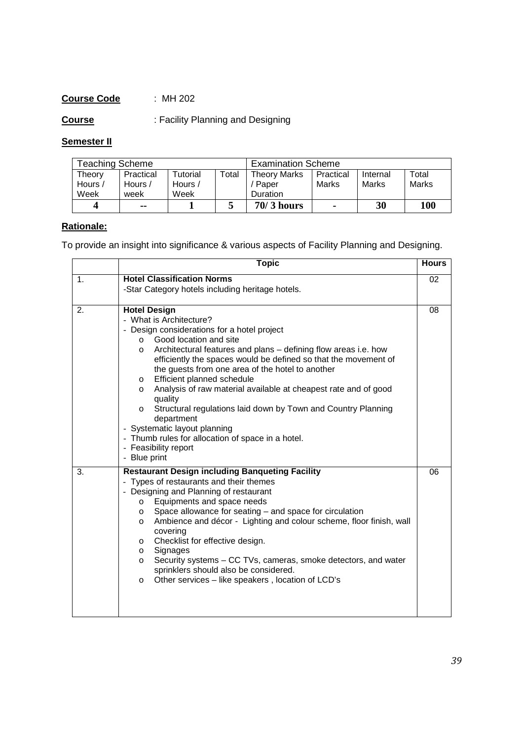**Course Code** : MH 202

**Course** : Facility Planning and Designing

**Semester II**

| Teaching Scheme | | | | Examination Scheme | | | |
|---|---|---|---|---|---|---|---|
| Theory Hours / Week | Practical Hours / week | Tutorial Hours / Week | Total | Theory Marks / Paper Duration | Practical Marks | Internal Marks | Total Marks |
| **4** | **--** | **1** | **5** | **70/ 3 hours** | **-** | **30** | **100** |

**Rationale:**

To provide an insight into significance & various aspects of Facility Planning and Designing.

| | Topic | Hours |
|---|---|---|
| 1. | **Hotel Classification Norms**<br>-Star Category hotels including heritage hotels. | 02 |
| 2. | **Hotel Design**<br>- What is Architecture?<br>- Design considerations for a hotel project<br>o Good location and site<br>o Architectural features and plans – defining flow areas i.e. how efficiently the spaces would be defined so that the movement of the guests from one area of the hotel to another<br>o Efficient planned schedule<br>o Analysis of raw material available at cheapest rate and of good quality<br>o Structural regulations laid down by Town and Country Planning department<br>- Systematic layout planning<br>- Thumb rules for allocation of space in a hotel.<br>- Feasibility report<br>- Blue print | 08 |
| 3. | **Restaurant Design including Banqueting Facility**<br>- Types of restaurants and their themes<br>- Designing and Planning of restaurant<br>o Equipments and space needs<br>o Space allowance for seating – and space for circulation<br>o Ambience and décor - Lighting and colour scheme, floor finish, wall covering<br>o Checklist for effective design.<br>o Signages<br>o Security systems – CC TVs, cameras, smoke detectors, and water sprinklers should also be considered.<br>o Other services – like speakers , location of LCD's | 06 |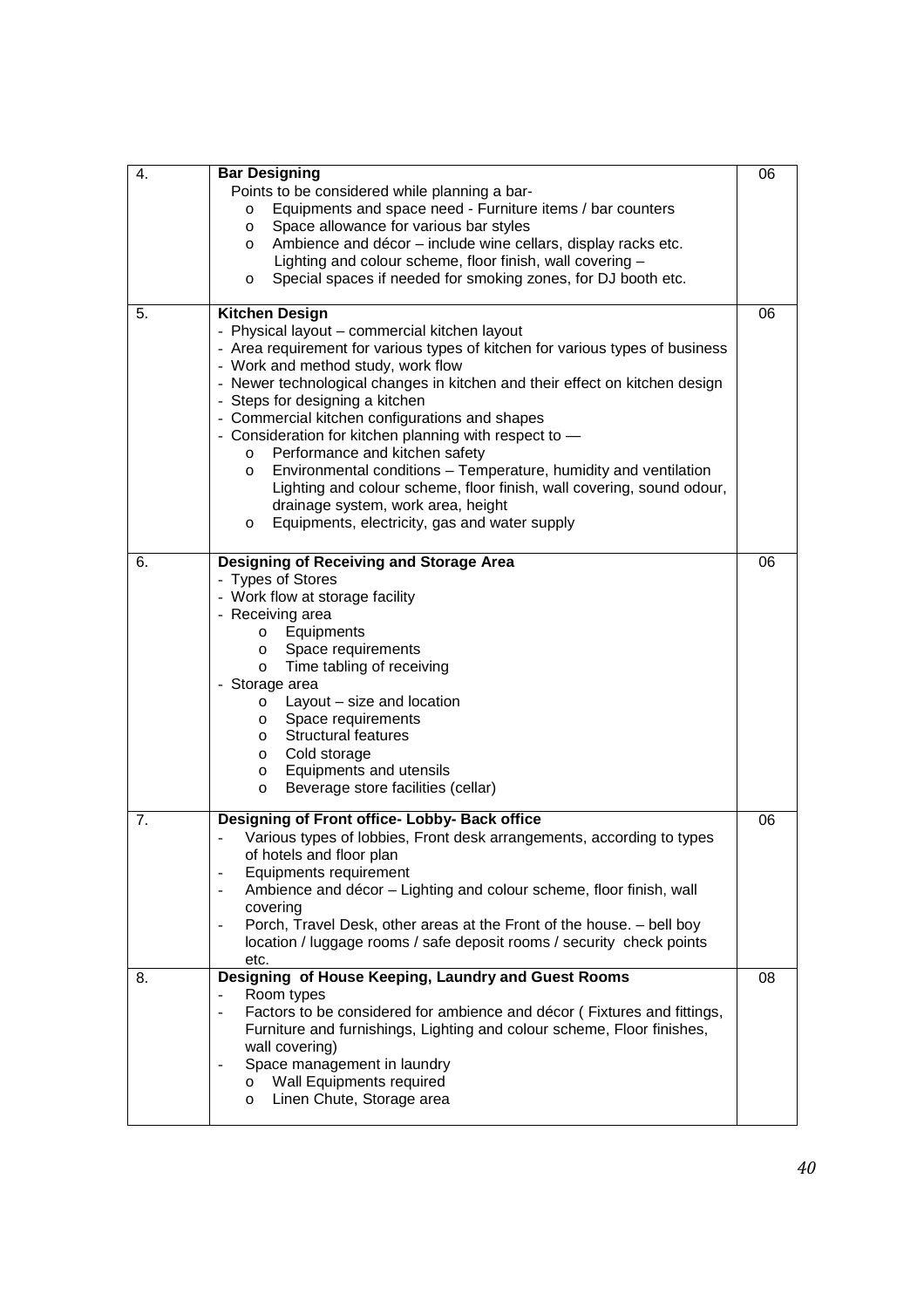| | | |
|---|---|---|
| 4. | **Bar Designing**<br>Points to be considered while planning a bar-<br>o Equipments and space need - Furniture items / bar counters<br>o Space allowance for various bar styles<br>o Ambience and décor – include wine cellars, display racks etc. Lighting and colour scheme, floor finish, wall covering –<br>o Special spaces if needed for smoking zones, for DJ booth etc. | 06 |
| 5. | **Kitchen Design**<br>- Physical layout – commercial kitchen layout<br>- Area requirement for various types of kitchen for various types of business<br>- Work and method study, work flow<br>- Newer technological changes in kitchen and their effect on kitchen design<br>- Steps for designing a kitchen<br>- Commercial kitchen configurations and shapes<br>- Consideration for kitchen planning with respect to —<br>o Performance and kitchen safety<br>o Environmental conditions – Temperature, humidity and ventilation Lighting and colour scheme, floor finish, wall covering, sound odour, drainage system, work area, height<br>o Equipments, electricity, gas and water supply | 06 |
| 6. | **Designing of Receiving and Storage Area**<br>- Types of Stores<br>- Work flow at storage facility<br>- Receiving area<br>o Equipments<br>o Space requirements<br>o Time tabling of receiving<br>- Storage area<br>o Layout – size and location<br>o Space requirements<br>o Structural features<br>o Cold storage<br>o Equipments and utensils<br>o Beverage store facilities (cellar) | 06 |
| 7. | **Designing of Front office- Lobby- Back office**<br>- Various types of lobbies, Front desk arrangements, according to types of hotels and floor plan<br>- Equipments requirement<br>- Ambience and décor – Lighting and colour scheme, floor finish, wall covering<br>- Porch, Travel Desk, other areas at the Front of the house. – bell boy location / luggage rooms / safe deposit rooms / security check points etc. | 06 |
| 8. | **Designing of House Keeping, Laundry and Guest Rooms**<br>- Room types<br>- Factors to be considered for ambience and décor ( Fixtures and fittings, Furniture and furnishings, Lighting and colour scheme, Floor finishes, wall covering)<br>- Space management in laundry<br>o Wall Equipments required<br>o Linen Chute, Storage area | 08 |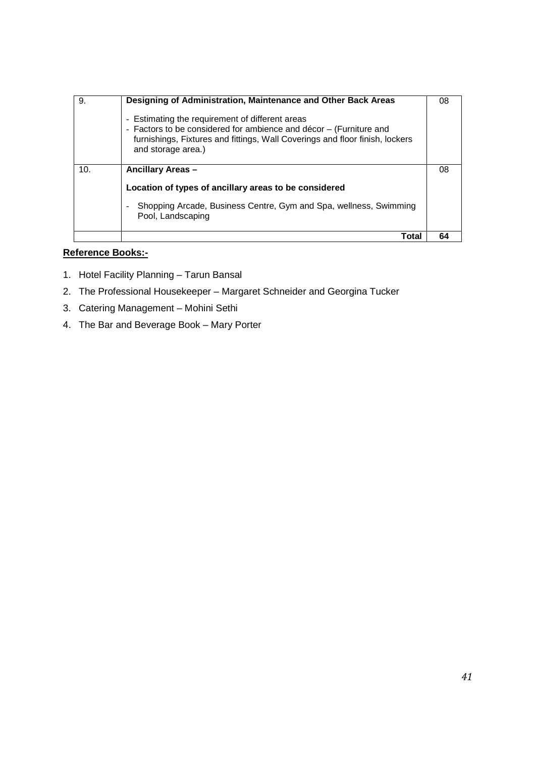| | | |
|---|---|---|
| 9. | **Designing of Administration, Maintenance and Other Back Areas**<br><br>- Estimating the requirement of different areas<br>- Factors to be considered for ambience and décor – (Furniture and furnishings, Fixtures and fittings, Wall Coverings and floor finish, lockers and storage area.) | 08 |
| 10. | **Ancillary Areas –**<br><br>**Location of types of ancillary areas to be considered**<br><br>- Shopping Arcade, Business Centre, Gym and Spa, wellness, Swimming Pool, Landscaping | 08 |
| | **Total** | **64** |

**Reference Books:-**

1. Hotel Facility Planning – Tarun Bansal
2. The Professional Housekeeper – Margaret Schneider and Georgina Tucker
3. Catering Management – Mohini Sethi
4. The Bar and Beverage Book – Mary Porter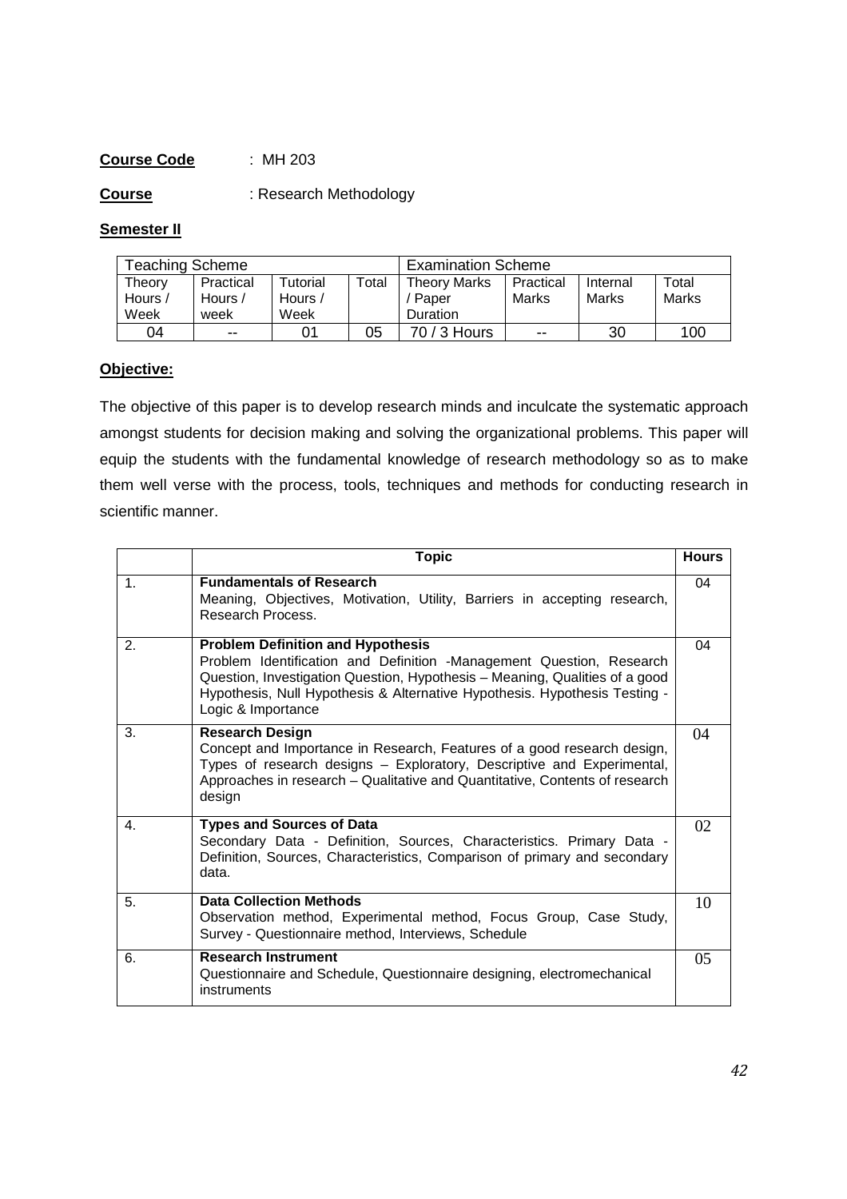**Course Code** : MH 203

**Course** : Research Methodology

**Semester II**

| Teaching Scheme | | | | Examination Scheme | | | |
|---|---|---|---|---|---|---|---|
| Theory Hours / Week | Practical Hours / week | Tutorial Hours / Week | Total | Theory Marks / Paper Duration | Practical Marks | Internal Marks | Total Marks |
| 04 | -- | 01 | 05 | 70 / 3 Hours | -- | 30 | 100 |

**Objective:**

The objective of this paper is to develop research minds and inculcate the systematic approach amongst students for decision making and solving the organizational problems. This paper will equip the students with the fundamental knowledge of research methodology so as to make them well verse with the process, tools, techniques and methods for conducting research in scientific manner.

| | Topic | Hours |
|---|---|---|
| 1. | **Fundamentals of Research**<br>Meaning, Objectives, Motivation, Utility, Barriers in accepting research, Research Process. | 04 |
| 2. | **Problem Definition and Hypothesis**<br>Problem Identification and Definition -Management Question, Research Question, Investigation Question, Hypothesis – Meaning, Qualities of a good Hypothesis, Null Hypothesis & Alternative Hypothesis. Hypothesis Testing - Logic & Importance | 04 |
| 3. | **Research Design**<br>Concept and Importance in Research, Features of a good research design, Types of research designs – Exploratory, Descriptive and Experimental, Approaches in research – Qualitative and Quantitative, Contents of research design | 04 |
| 4. | **Types and Sources of Data**<br>Secondary Data - Definition, Sources, Characteristics. Primary Data - Definition, Sources, Characteristics, Comparison of primary and secondary data. | 02 |
| 5. | **Data Collection Methods**<br>Observation method, Experimental method, Focus Group, Case Study, Survey - Questionnaire method, Interviews, Schedule | 10 |
| 6. | **Research Instrument**<br>Questionnaire and Schedule, Questionnaire designing, electromechanical instruments | 05 |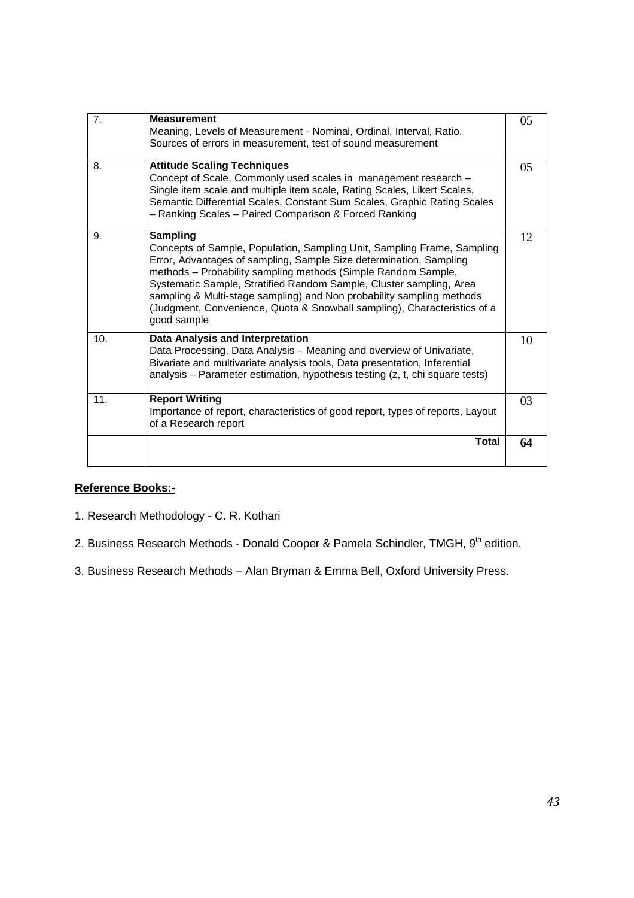| | | |
|---|---|---|
| 7. | **Measurement**<br>Meaning, Levels of Measurement - Nominal, Ordinal, Interval, Ratio. Sources of errors in measurement, test of sound measurement | 05 |
| 8. | **Attitude Scaling Techniques**<br>Concept of Scale, Commonly used scales in management research – Single item scale and multiple item scale, Rating Scales, Likert Scales, Semantic Differential Scales, Constant Sum Scales, Graphic Rating Scales – Ranking Scales – Paired Comparison & Forced Ranking | 05 |
| 9. | **Sampling**<br>Concepts of Sample, Population, Sampling Unit, Sampling Frame, Sampling Error, Advantages of sampling, Sample Size determination, Sampling methods – Probability sampling methods (Simple Random Sample, Systematic Sample, Stratified Random Sample, Cluster sampling, Area sampling & Multi-stage sampling) and Non probability sampling methods (Judgment, Convenience, Quota & Snowball sampling), Characteristics of a good sample | 12 |
| 10. | **Data Analysis and Interpretation**<br>Data Processing, Data Analysis – Meaning and overview of Univariate, Bivariate and multivariate analysis tools, Data presentation, Inferential analysis – Parameter estimation, hypothesis testing (z, t, chi square tests) | 10 |
| 11. | **Report Writing**<br>Importance of report, characteristics of good report, types of reports, Layout of a Research report | 03 |
| | **Total** | **64** |

**Reference Books:-**

1. Research Methodology - C. R. Kothari
2. Business Research Methods - Donald Cooper & Pamela Schindler, TMGH, 9th edition.
3. Business Research Methods – Alan Bryman & Emma Bell, Oxford University Press.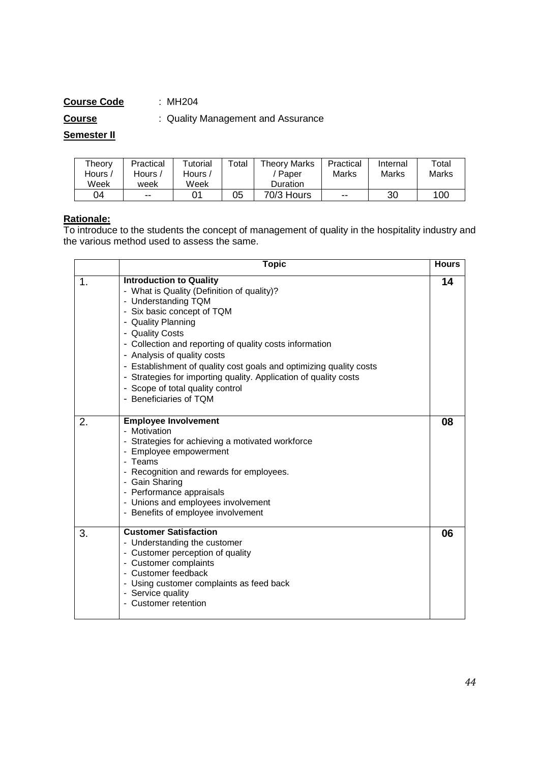**Course Code** : MH204

**Course** : Quality Management and Assurance

**Semester II**

| Theory Hours / Week | Practical Hours / week | Tutorial Hours / Week | Total | Theory Marks / Paper Duration | Practical Marks | Internal Marks | Total Marks |
|---|---|---|---|---|---|---|---|
| 04 | -- | 01 | 05 | 70/3 Hours | -- | 30 | 100 |

**Rationale:**

To introduce to the students the concept of management of quality in the hospitality industry and the various method used to assess the same.

| | Topic | Hours |
|---|---|---|
| 1. | **Introduction to Quality**<br>- What is Quality (Definition of quality)?<br>- Understanding TQM<br>- Six basic concept of TQM<br>- Quality Planning<br>- Quality Costs<br>- Collection and reporting of quality costs information<br>- Analysis of quality costs<br>- Establishment of quality cost goals and optimizing quality costs<br>- Strategies for importing quality. Application of quality costs<br>- Scope of total quality control<br>- Beneficiaries of TQM | **14** |
| 2. | **Employee Involvement**<br>- Motivation<br>- Strategies for achieving a motivated workforce<br>- Employee empowerment<br>- Teams<br>- Recognition and rewards for employees.<br>- Gain Sharing<br>- Performance appraisals<br>- Unions and employees involvement<br>- Benefits of employee involvement | **08** |
| 3. | **Customer Satisfaction**<br>- Understanding the customer<br>- Customer perception of quality<br>- Customer complaints<br>- Customer feedback<br>- Using customer complaints as feed back<br>- Service quality<br>- Customer retention | **06** |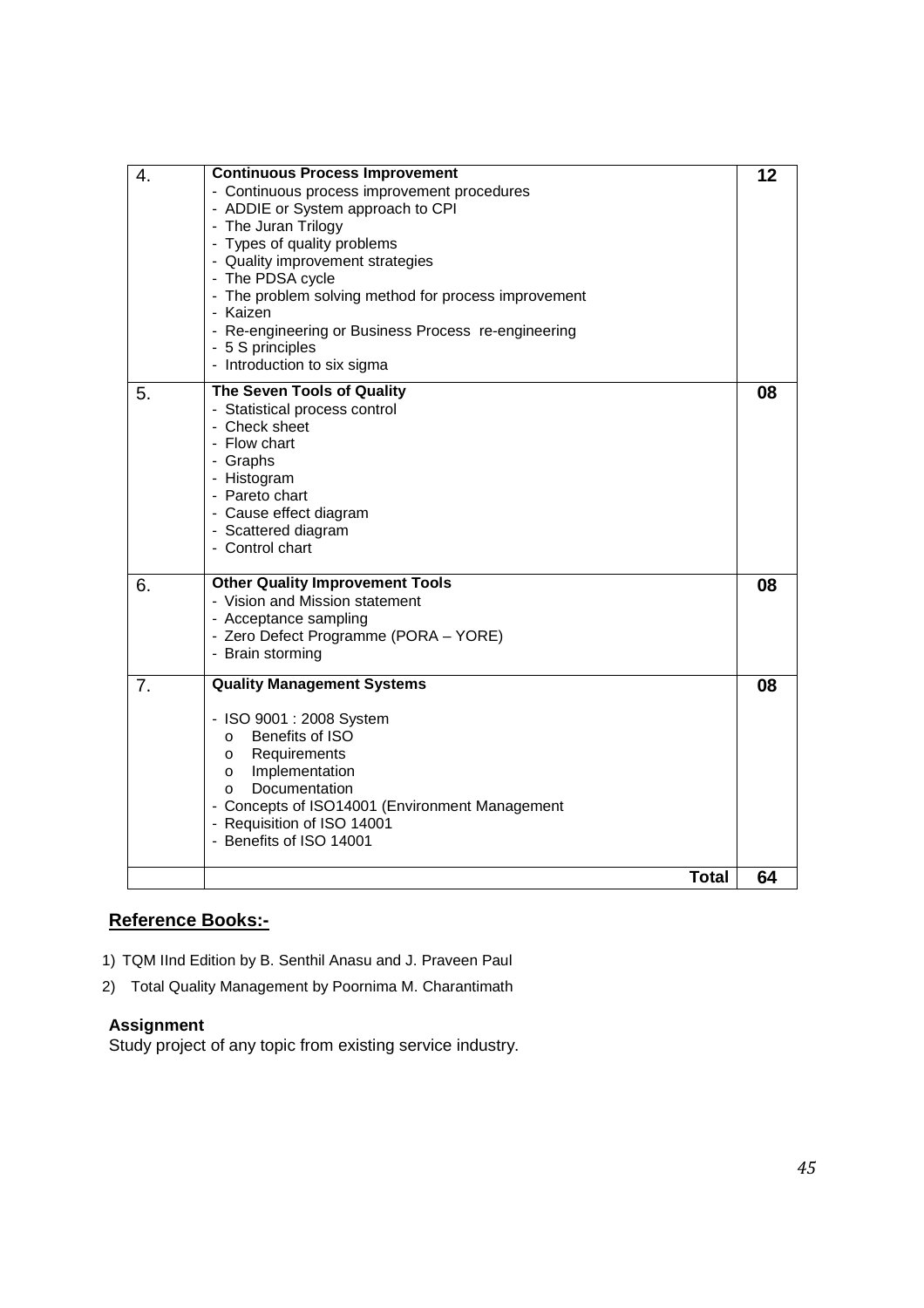| | | |
|---|---|---|
| 4. | **Continuous Process Improvement**<br>- Continuous process improvement procedures<br>- ADDIE or System approach to CPI<br>- The Juran Trilogy<br>- Types of quality problems<br>- Quality improvement strategies<br>- The PDSA cycle<br>- The problem solving method for process improvement<br>- Kaizen<br>- Re-engineering or Business Process re-engineering<br>- 5 S principles<br>- Introduction to six sigma | **12** |
| 5. | **The Seven Tools of Quality**<br>- Statistical process control<br>- Check sheet<br>- Flow chart<br>- Graphs<br>- Histogram<br>- Pareto chart<br>- Cause effect diagram<br>- Scattered diagram<br>- Control chart | **08** |
| 6. | **Other Quality Improvement Tools**<br>- Vision and Mission statement<br>- Acceptance sampling<br>- Zero Defect Programme (PORA – YORE)<br>- Brain storming | **08** |
| 7. | **Quality Management Systems**<br><br>- ISO 9001 : 2008 System<br>&nbsp;&nbsp;o Benefits of ISO<br>&nbsp;&nbsp;o Requirements<br>&nbsp;&nbsp;o Implementation<br>&nbsp;&nbsp;o Documentation<br>- Concepts of ISO14001 (Environment Management<br>- Requisition of ISO 14001<br>- Benefits of ISO 14001 | **08** |
| | **Total** | **64** |

## Reference Books:-

1) TQM IInd Edition by B. Senthil Anasu and J. Praveen Paul
2) Total Quality Management by Poornima M. Charantimath

### Assignment

Study project of any topic from existing service industry.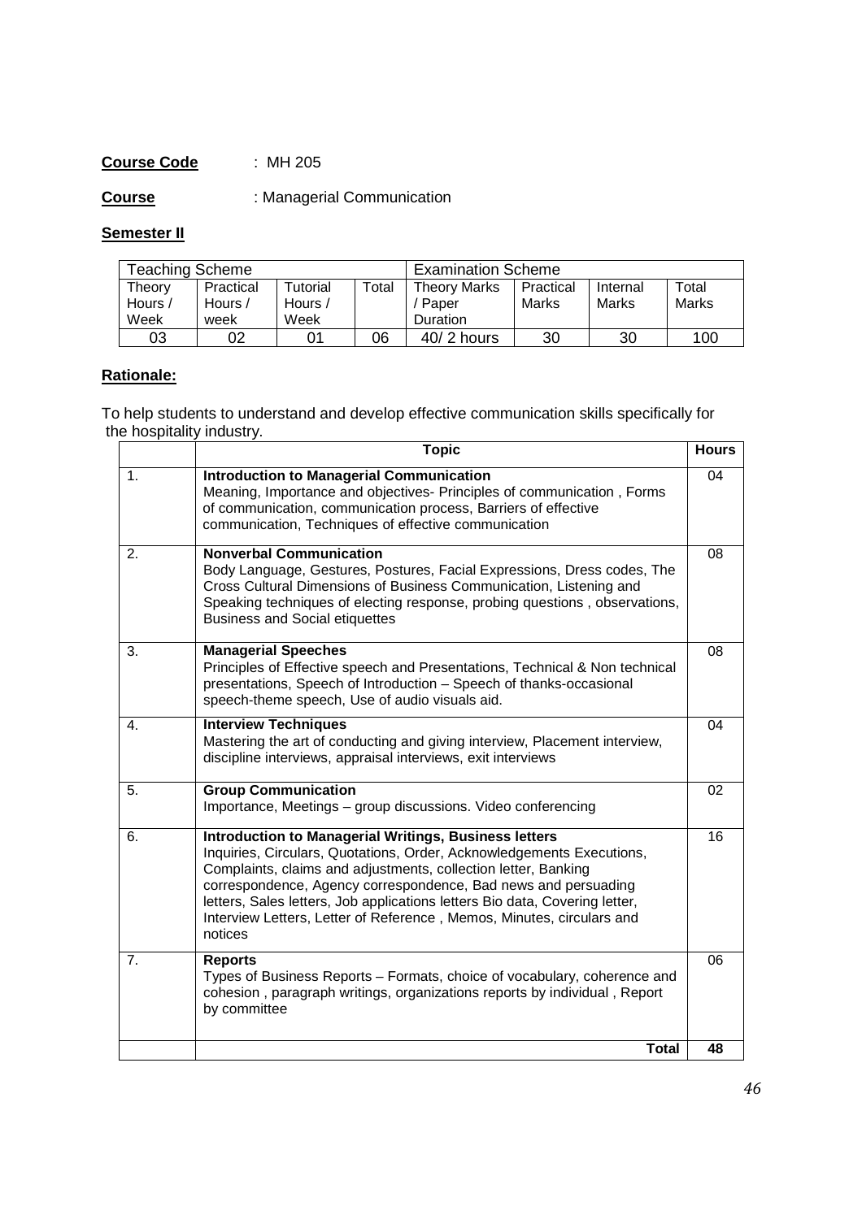**Course Code** : MH 205

**Course** : Managerial Communication

**Semester II**

| Teaching Scheme | | | | Examination Scheme | | | |
|---|---|---|---|---|---|---|---|
| Theory Hours / Week | Practical Hours / week | Tutorial Hours / Week | Total | Theory Marks / Paper Duration | Practical Marks | Internal Marks | Total Marks |
| 03 | 02 | 01 | 06 | 40/ 2 hours | 30 | 30 | 100 |

**Rationale:**

To help students to understand and develop effective communication skills specifically for the hospitality industry.

| | Topic | Hours |
|---|---|---|
| 1. | **Introduction to Managerial Communication** Meaning, Importance and objectives- Principles of communication , Forms of communication, communication process, Barriers of effective communication, Techniques of effective communication | 04 |
| 2. | **Nonverbal Communication** Body Language, Gestures, Postures, Facial Expressions, Dress codes, The Cross Cultural Dimensions of Business Communication, Listening and Speaking techniques of electing response, probing questions , observations, Business and Social etiquettes | 08 |
| 3. | **Managerial Speeches** Principles of Effective speech and Presentations, Technical & Non technical presentations, Speech of Introduction – Speech of thanks-occasional speech-theme speech, Use of audio visuals aid. | 08 |
| 4. | **Interview Techniques** Mastering the art of conducting and giving interview, Placement interview, discipline interviews, appraisal interviews, exit interviews | 04 |
| 5. | **Group Communication** Importance, Meetings – group discussions. Video conferencing | 02 |
| 6. | **Introduction to Managerial Writings, Business letters** Inquiries, Circulars, Quotations, Order, Acknowledgements Executions, Complaints, claims and adjustments, collection letter, Banking correspondence, Agency correspondence, Bad news and persuading letters, Sales letters, Job applications letters Bio data, Covering letter, Interview Letters, Letter of Reference , Memos, Minutes, circulars and notices | 16 |
| 7. | **Reports** Types of Business Reports – Formats, choice of vocabulary, coherence and cohesion , paragraph writings, organizations reports by individual , Report by committee | 06 |
| | **Total** | **48** |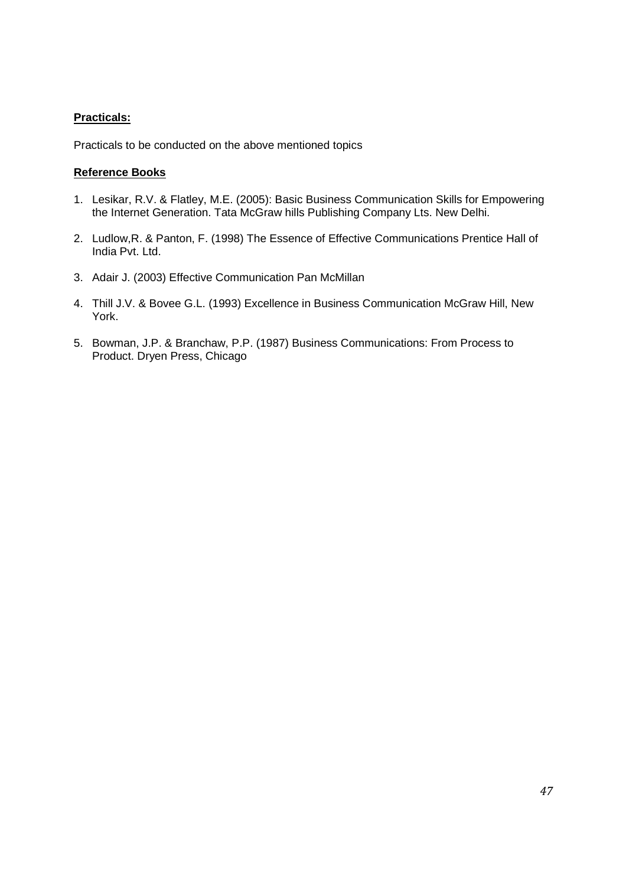**Practicals:**

Practicals to be conducted on the above mentioned topics

**Reference Books**

1. Lesikar, R.V. & Flatley, M.E. (2005): Basic Business Communication Skills for Empowering the Internet Generation. Tata McGraw hills Publishing Company Lts. New Delhi.

2. Ludlow,R. & Panton, F. (1998) The Essence of Effective Communications Prentice Hall of India Pvt. Ltd.

3. Adair J. (2003) Effective Communication Pan McMillan

4. Thill J.V. & Bovee G.L. (1993) Excellence in Business Communication McGraw Hill, New York.

5. Bowman, J.P. & Branchaw, P.P. (1987) Business Communications: From Process to Product. Dryen Press, Chicago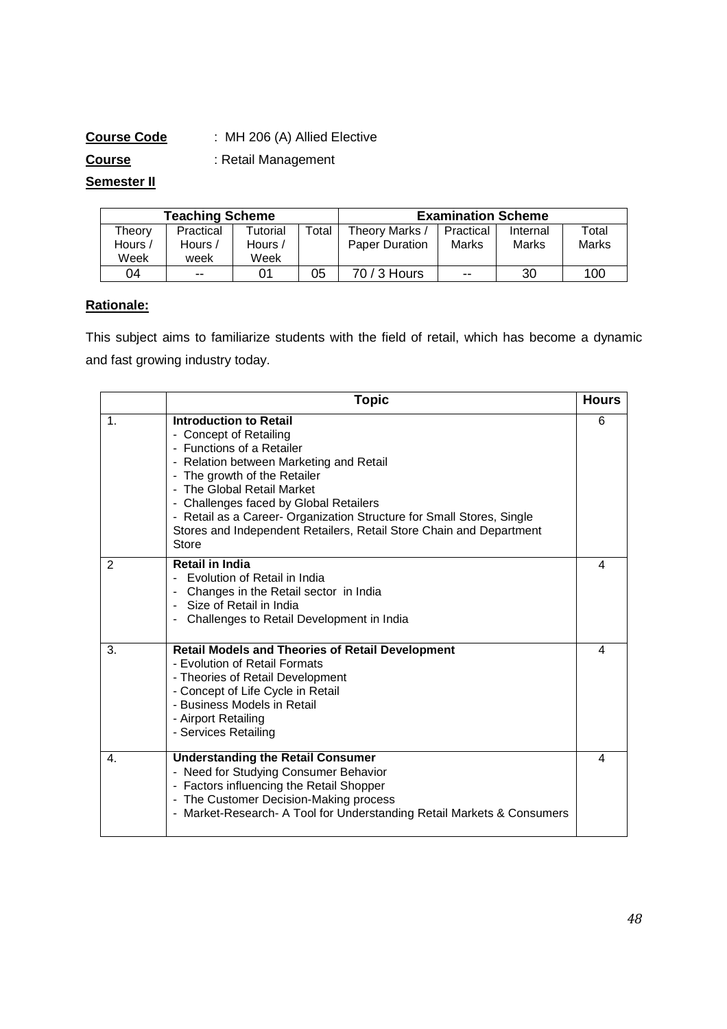**Course Code** : MH 206 (A) Allied Elective

**Course** : Retail Management

**Semester II**

| Teaching Scheme | | | | Examination Scheme | | | |
|---|---|---|---|---|---|---|---|
| Theory Hours / Week | Practical Hours / week | Tutorial Hours / Week | Total | Theory Marks / Paper Duration | Practical Marks | Internal Marks | Total Marks |
| 04 | -- | 01 | 05 | 70 / 3 Hours | -- | 30 | 100 |

**Rationale:**

This subject aims to familiarize students with the field of retail, which has become a dynamic and fast growing industry today.

| | Topic | Hours |
|---|---|---|
| 1. | **Introduction to Retail**<br>- Concept of Retailing<br>- Functions of a Retailer<br>- Relation between Marketing and Retail<br>- The growth of the Retailer<br>- The Global Retail Market<br>- Challenges faced by Global Retailers<br>- Retail as a Career- Organization Structure for Small Stores, Single Stores and Independent Retailers, Retail Store Chain and Department Store | 6 |
| 2 | **Retail in India**<br>- Evolution of Retail in India<br>- Changes in the Retail sector in India<br>- Size of Retail in India<br>- Challenges to Retail Development in India | 4 |
| 3. | **Retail Models and Theories of Retail Development**<br>- Evolution of Retail Formats<br>- Theories of Retail Development<br>- Concept of Life Cycle in Retail<br>- Business Models in Retail<br>- Airport Retailing<br>- Services Retailing | 4 |
| 4. | **Understanding the Retail Consumer**<br>- Need for Studying Consumer Behavior<br>- Factors influencing the Retail Shopper<br>- The Customer Decision-Making process<br>- Market-Research- A Tool for Understanding Retail Markets & Consumers | 4 |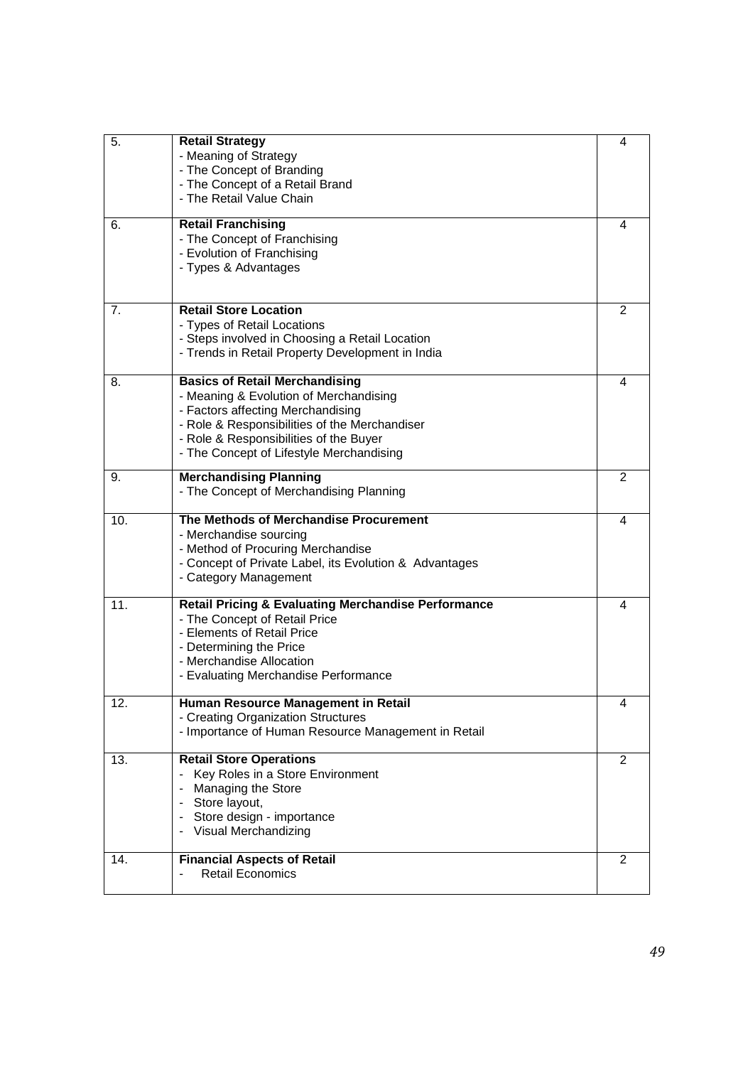| | | |
|---|---|---|
| 5. | **Retail Strategy**<br>- Meaning of Strategy<br>- The Concept of Branding<br>- The Concept of a Retail Brand<br>- The Retail Value Chain | 4 |
| 6. | **Retail Franchising**<br>- The Concept of Franchising<br>- Evolution of Franchising<br>- Types & Advantages | 4 |
| 7. | **Retail Store Location**<br>- Types of Retail Locations<br>- Steps involved in Choosing a Retail Location<br>- Trends in Retail Property Development in India | 2 |
| 8. | **Basics of Retail Merchandising**<br>- Meaning & Evolution of Merchandising<br>- Factors affecting Merchandising<br>- Role & Responsibilities of the Merchandiser<br>- Role & Responsibilities of the Buyer<br>- The Concept of Lifestyle Merchandising | 4 |
| 9. | **Merchandising Planning**<br>- The Concept of Merchandising Planning | 2 |
| 10. | **The Methods of Merchandise Procurement**<br>- Merchandise sourcing<br>- Method of Procuring Merchandise<br>- Concept of Private Label, its Evolution & Advantages<br>- Category Management | 4 |
| 11. | **Retail Pricing & Evaluating Merchandise Performance**<br>- The Concept of Retail Price<br>- Elements of Retail Price<br>- Determining the Price<br>- Merchandise Allocation<br>- Evaluating Merchandise Performance | 4 |
| 12. | **Human Resource Management in Retail**<br>- Creating Organization Structures<br>- Importance of Human Resource Management in Retail | 4 |
| 13. | **Retail Store Operations**<br>- Key Roles in a Store Environment<br>- Managing the Store<br>- Store layout,<br>- Store design - importance<br>- Visual Merchandizing | 2 |
| 14. | **Financial Aspects of Retail**<br>- Retail Economics | 2 |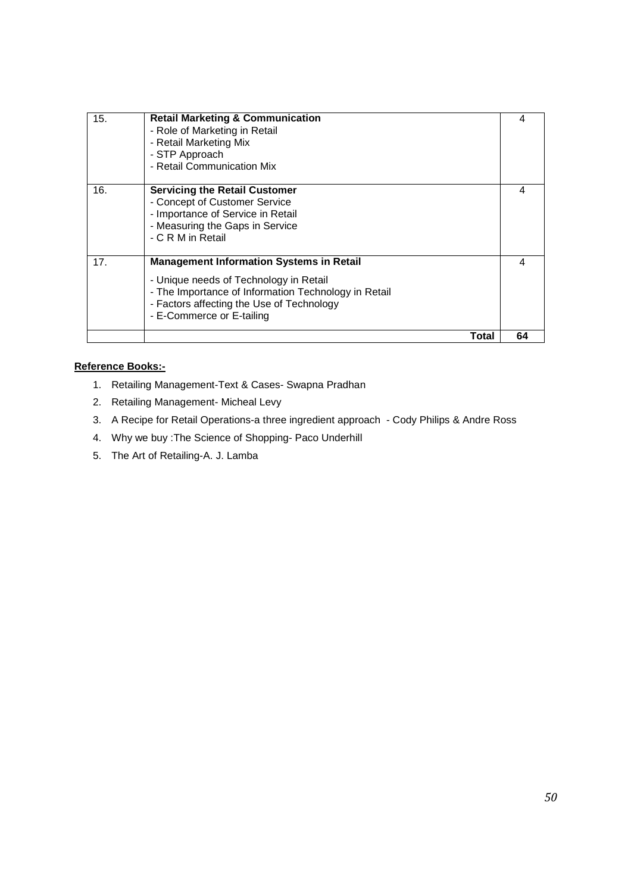| | | |
|---|---|---|
| 15. | **Retail Marketing & Communication**<br>- Role of Marketing in Retail<br>- Retail Marketing Mix<br>- STP Approach<br>- Retail Communication Mix | 4 |
| 16. | **Servicing the Retail Customer**<br>- Concept of Customer Service<br>- Importance of Service in Retail<br>- Measuring the Gaps in Service<br>- C R M in Retail | 4 |
| 17. | **Management Information Systems in Retail**<br>- Unique needs of Technology in Retail<br>- The Importance of Information Technology in Retail<br>- Factors affecting the Use of Technology<br>- E-Commerce or E-tailing | 4 |
| | **Total** | **64** |

**Reference Books:-**

1. Retailing Management-Text & Cases- Swapna Pradhan
2. Retailing Management- Micheal Levy
3. A Recipe for Retail Operations-a three ingredient approach - Cody Philips & Andre Ross
4. Why we buy :The Science of Shopping- Paco Underhill
5. The Art of Retailing-A. J. Lamba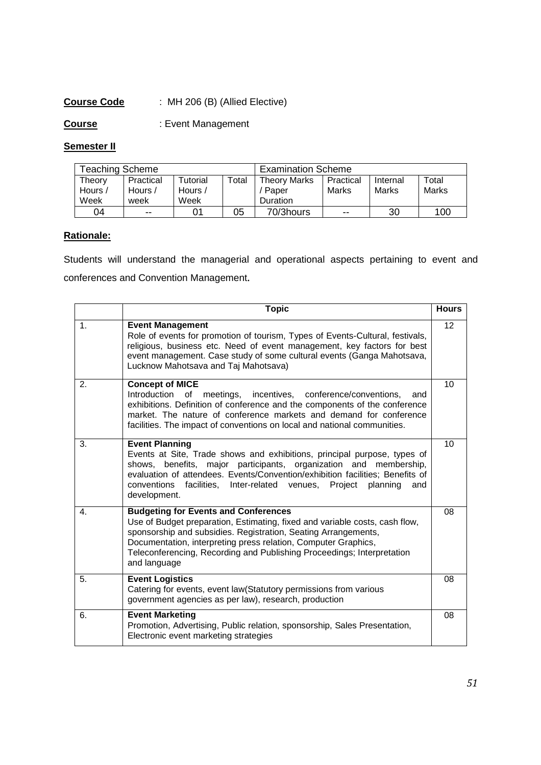**Course Code** : MH 206 (B) (Allied Elective)

**Course** : Event Management

**Semester II**

| Teaching Scheme | | | | Examination Scheme | | | |
|---|---|---|---|---|---|---|---|
| Theory Hours / Week | Practical Hours / week | Tutorial Hours / Week | Total | Theory Marks / Paper Duration | Practical Marks | Internal Marks | Total Marks |
| 04 | -- | 01 | 05 | 70/3hours | -- | 30 | 100 |

**Rationale:**

Students will understand the managerial and operational aspects pertaining to event and conferences and Convention Management.

| | Topic | Hours |
|---|---|---|
| 1. | **Event Management**<br>Role of events for promotion of tourism, Types of Events-Cultural, festivals, religious, business etc. Need of event management, key factors for best event management. Case study of some cultural events (Ganga Mahotsava, Lucknow Mahotsava and Taj Mahotsava) | 12 |
| 2. | **Concept of MICE**<br>Introduction of meetings, incentives, conference/conventions, and exhibitions. Definition of conference and the components of the conference market. The nature of conference markets and demand for conference facilities. The impact of conventions on local and national communities. | 10 |
| 3. | **Event Planning**<br>Events at Site, Trade shows and exhibitions, principal purpose, types of shows, benefits, major participants, organization and membership, evaluation of attendees. Events/Convention/exhibition facilities; Benefits of conventions facilities, Inter-related venues, Project planning and development. | 10 |
| 4. | **Budgeting for Events and Conferences**<br>Use of Budget preparation, Estimating, fixed and variable costs, cash flow, sponsorship and subsidies. Registration, Seating Arrangements, Documentation, interpreting press relation, Computer Graphics, Teleconferencing, Recording and Publishing Proceedings; Interpretation and language | 08 |
| 5. | **Event Logistics**<br>Catering for events, event law(Statutory permissions from various government agencies as per law), research, production | 08 |
| 6. | **Event Marketing**<br>Promotion, Advertising, Public relation, sponsorship, Sales Presentation, Electronic event marketing strategies | 08 |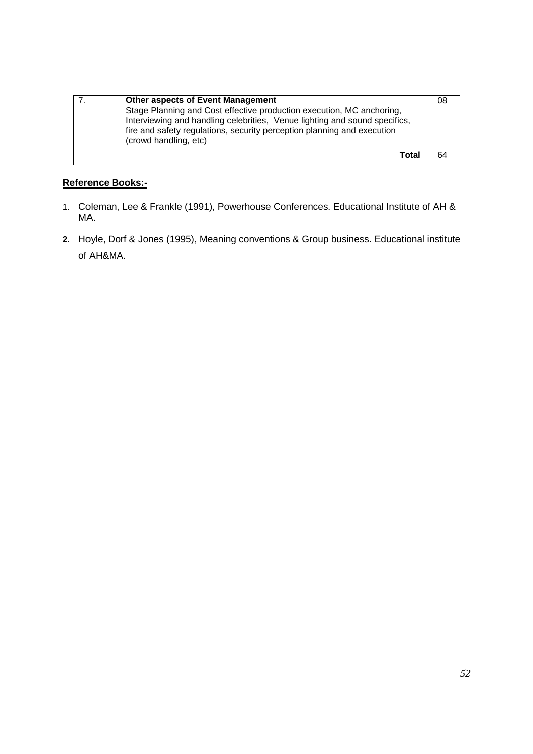| 7. | **Other aspects of Event Management**<br>Stage Planning and Cost effective production execution, MC anchoring, Interviewing and handling celebrities, Venue lighting and sound specifics, fire and safety regulations, security perception planning and execution (crowd handling, etc) | 08 |
|---|---|---|
| | **Total** | 64 |

**Reference Books:-**

1. Coleman, Lee & Frankle (1991), Powerhouse Conferences. Educational Institute of AH & MA.
2. Hoyle, Dorf & Jones (1995), Meaning conventions & Group business. Educational institute of AH&MA.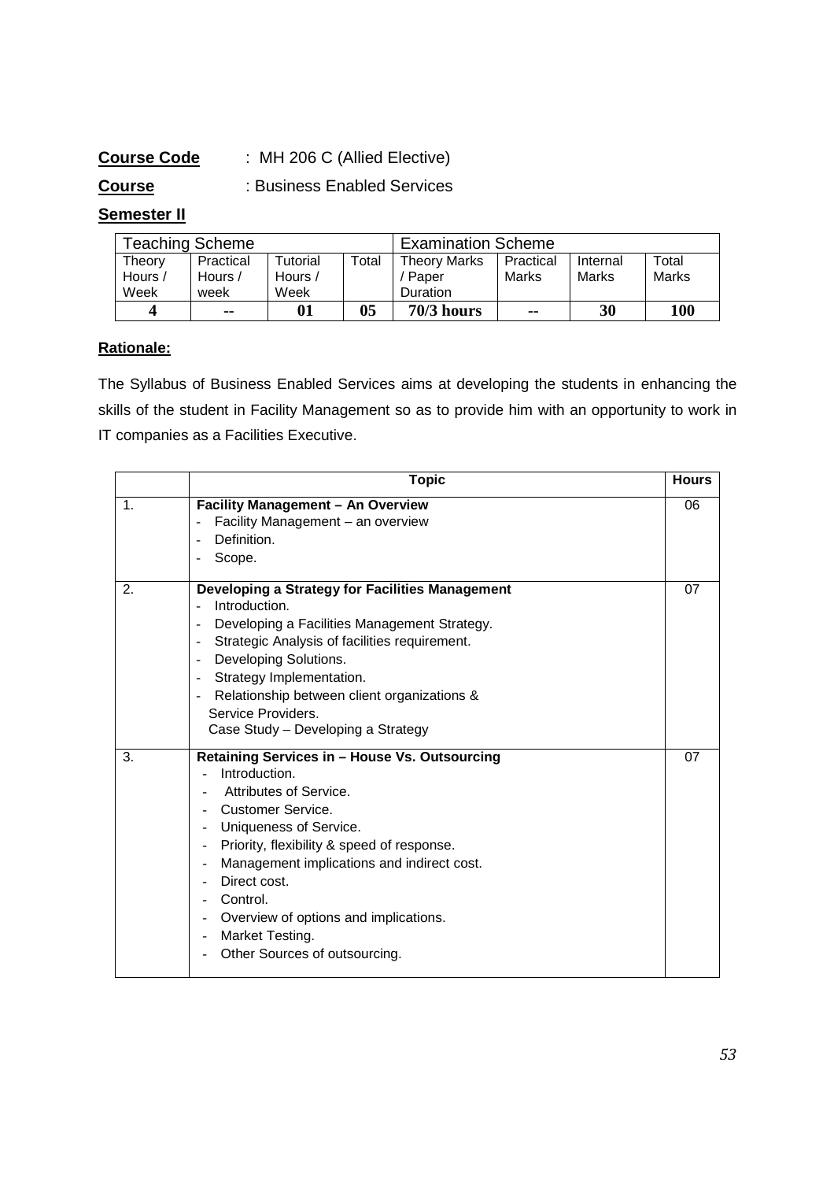**Course Code** : MH 206 C (Allied Elective)

**Course** : Business Enabled Services

**Semester II**

| Teaching Scheme | | | | Examination Scheme | | | |
|---|---|---|---|---|---|---|---|
| Theory Hours / Week | Practical Hours / week | Tutorial Hours / Week | Total | Theory Marks / Paper Duration | Practical Marks | Internal Marks | Total Marks |
| **4** | **--** | **01** | **05** | **70/3 hours** | **--** | **30** | **100** |

**Rationale:**

The Syllabus of Business Enabled Services aims at developing the students in enhancing the skills of the student in Facility Management so as to provide him with an opportunity to work in IT companies as a Facilities Executive.

| | Topic | Hours |
|---|---|---|
| 1. | **Facility Management – An Overview**<br>- Facility Management – an overview<br>- Definition.<br>- Scope. | 06 |
| 2. | **Developing a Strategy for Facilities Management**<br>- Introduction.<br>- Developing a Facilities Management Strategy.<br>- Strategic Analysis of facilities requirement.<br>- Developing Solutions.<br>- Strategy Implementation.<br>- Relationship between client organizations & Service Providers.<br>Case Study – Developing a Strategy | 07 |
| 3. | **Retaining Services in – House Vs. Outsourcing**<br>- Introduction.<br>- Attributes of Service.<br>- Customer Service.<br>- Uniqueness of Service.<br>- Priority, flexibility & speed of response.<br>- Management implications and indirect cost.<br>- Direct cost.<br>- Control.<br>- Overview of options and implications.<br>- Market Testing.<br>- Other Sources of outsourcing. | 07 |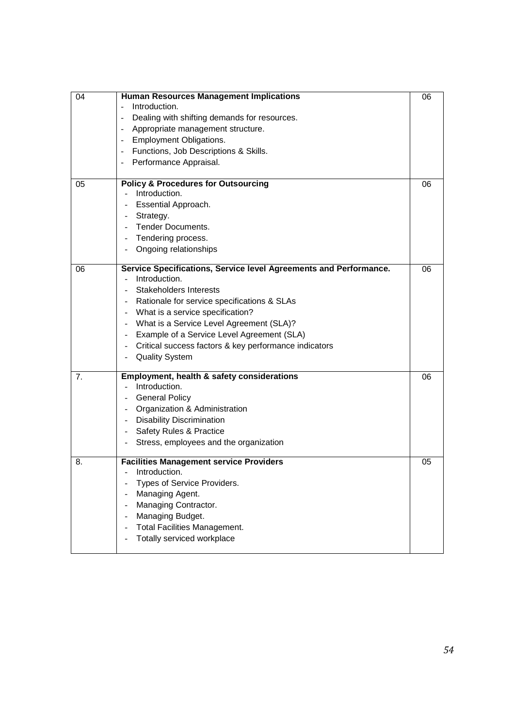| | | |
|---|---|---|
| 04 | **Human Resources Management Implications**<br>- Introduction.<br>- Dealing with shifting demands for resources.<br>- Appropriate management structure.<br>- Employment Obligations.<br>- Functions, Job Descriptions & Skills.<br>- Performance Appraisal. | 06 |
| 05 | **Policy & Procedures for Outsourcing**<br>- Introduction.<br>- Essential Approach.<br>- Strategy.<br>- Tender Documents.<br>- Tendering process.<br>- Ongoing relationships | 06 |
| 06 | **Service Specifications, Service level Agreements and Performance.**<br>- Introduction.<br>- Stakeholders Interests<br>- Rationale for service specifications & SLAs<br>- What is a service specification?<br>- What is a Service Level Agreement (SLA)?<br>- Example of a Service Level Agreement (SLA)<br>- Critical success factors & key performance indicators<br>- Quality System | 06 |
| 7. | **Employment, health & safety considerations**<br>- Introduction.<br>- General Policy<br>- Organization & Administration<br>- Disability Discrimination<br>- Safety Rules & Practice<br>- Stress, employees and the organization | 06 |
| 8. | **Facilities Management service Providers**<br>- Introduction.<br>- Types of Service Providers.<br>- Managing Agent.<br>- Managing Contractor.<br>- Managing Budget.<br>- Total Facilities Management.<br>- Totally serviced workplace | 05 |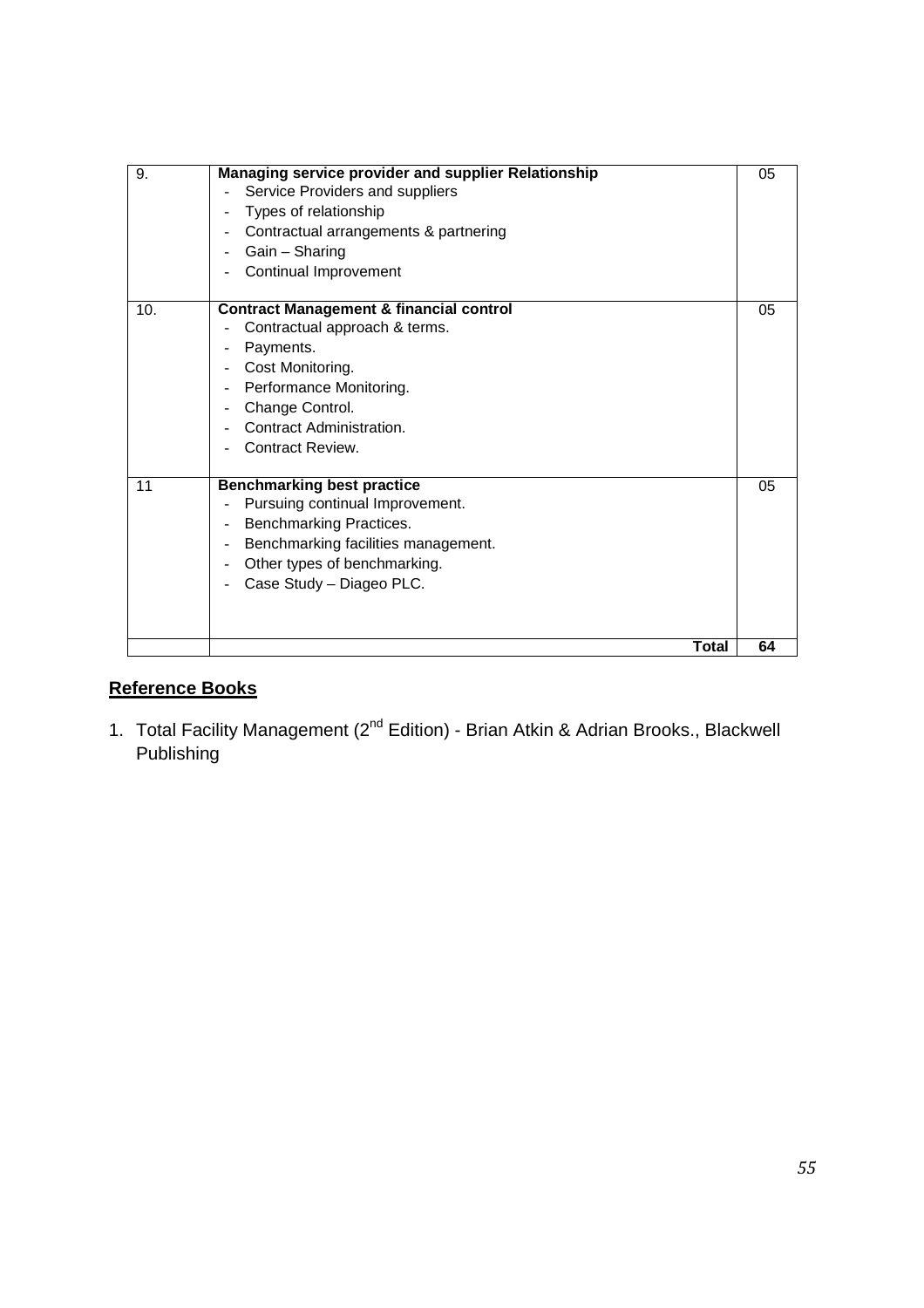| | | |
|---|---|---|
| 9. | **Managing service provider and supplier Relationship**<br>- Service Providers and suppliers<br>- Types of relationship<br>- Contractual arrangements & partnering<br>- Gain – Sharing<br>- Continual Improvement | 05 |
| 10. | **Contract Management & financial control**<br>- Contractual approach & terms.<br>- Payments.<br>- Cost Monitoring.<br>- Performance Monitoring.<br>- Change Control.<br>- Contract Administration.<br>- Contract Review. | 05 |
| 11 | **Benchmarking best practice**<br>- Pursuing continual Improvement.<br>- Benchmarking Practices.<br>- Benchmarking facilities management.<br>- Other types of benchmarking.<br>- Case Study – Diageo PLC. | 05 |
| | **Total** | **64** |

## Reference Books

1. Total Facility Management (2nd Edition) - Brian Atkin & Adrian Brooks., Blackwell Publishing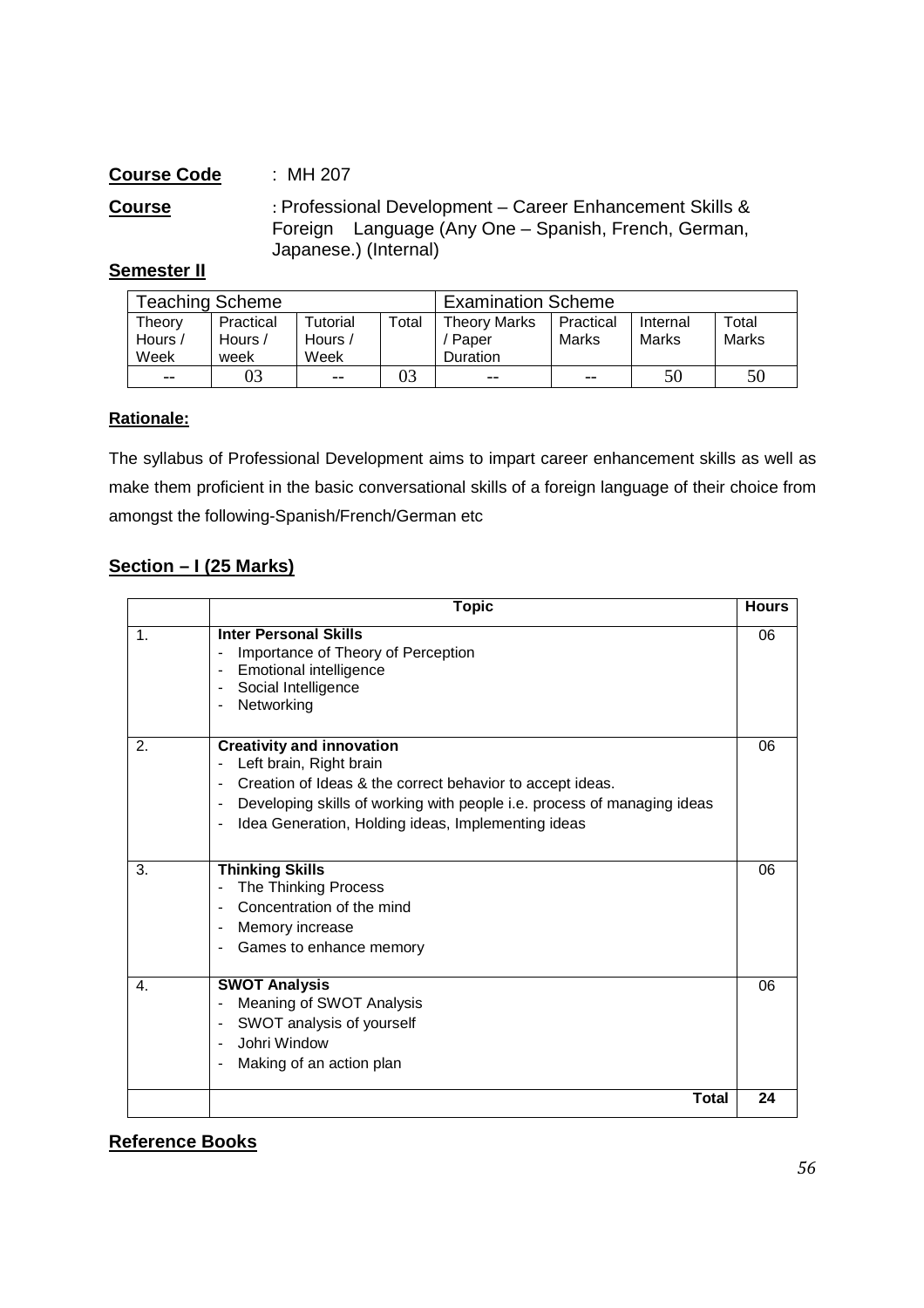**Course Code** : MH 207

**Course** : Professional Development – Career Enhancement Skills & Foreign Language (Any One – Spanish, French, German, Japanese.) (Internal)

**Semester II**

| Teaching Scheme | | | | Examination Scheme | | | |
|---|---|---|---|---|---|---|---|
| Theory Hours / Week | Practical Hours / week | Tutorial Hours / Week | Total | Theory Marks / Paper Duration | Practical Marks | Internal Marks | Total Marks |
| -- | 03 | -- | 03 | -- | -- | 50 | 50 |

**Rationale:**

The syllabus of Professional Development aims to impart career enhancement skills as well as make them proficient in the basic conversational skills of a foreign language of their choice from amongst the following-Spanish/French/German etc

**Section – I (25 Marks)**

| | Topic | Hours |
|---|---|---|
| 1. | **Inter Personal Skills**<br>- Importance of Theory of Perception<br>- Emotional intelligence<br>- Social Intelligence<br>- Networking | 06 |
| 2. | **Creativity and innovation**<br>- Left brain, Right brain<br>- Creation of Ideas & the correct behavior to accept ideas.<br>- Developing skills of working with people i.e. process of managing ideas<br>- Idea Generation, Holding ideas, Implementing ideas | 06 |
| 3. | **Thinking Skills**<br>- The Thinking Process<br>- Concentration of the mind<br>- Memory increase<br>- Games to enhance memory | 06 |
| 4. | **SWOT Analysis**<br>- Meaning of SWOT Analysis<br>- SWOT analysis of yourself<br>- Johri Window<br>- Making of an action plan | 06 |
| | **Total** | **24** |

**Reference Books**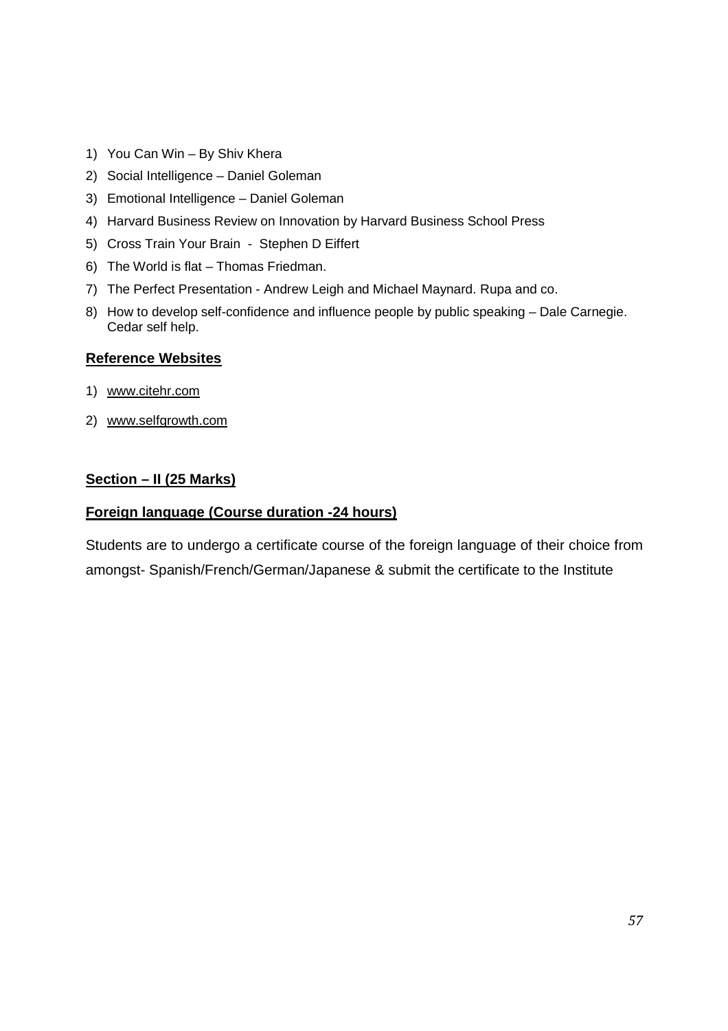1) You Can Win – By Shiv Khera
2) Social Intelligence – Daniel Goleman
3) Emotional Intelligence – Daniel Goleman
4) Harvard Business Review on Innovation by Harvard Business School Press
5) Cross Train Your Brain - Stephen D Eiffert
6) The World is flat – Thomas Friedman.
7) The Perfect Presentation - Andrew Leigh and Michael Maynard. Rupa and co.
8) How to develop self-confidence and influence people by public speaking – Dale Carnegie. Cedar self help.

**Reference Websites**

1) www.citehr.com
2) www.selfgrowth.com

**Section – II (25 Marks)**

**Foreign language (Course duration -24 hours)**

Students are to undergo a certificate course of the foreign language of their choice from amongst- Spanish/French/German/Japanese & submit the certificate to the Institute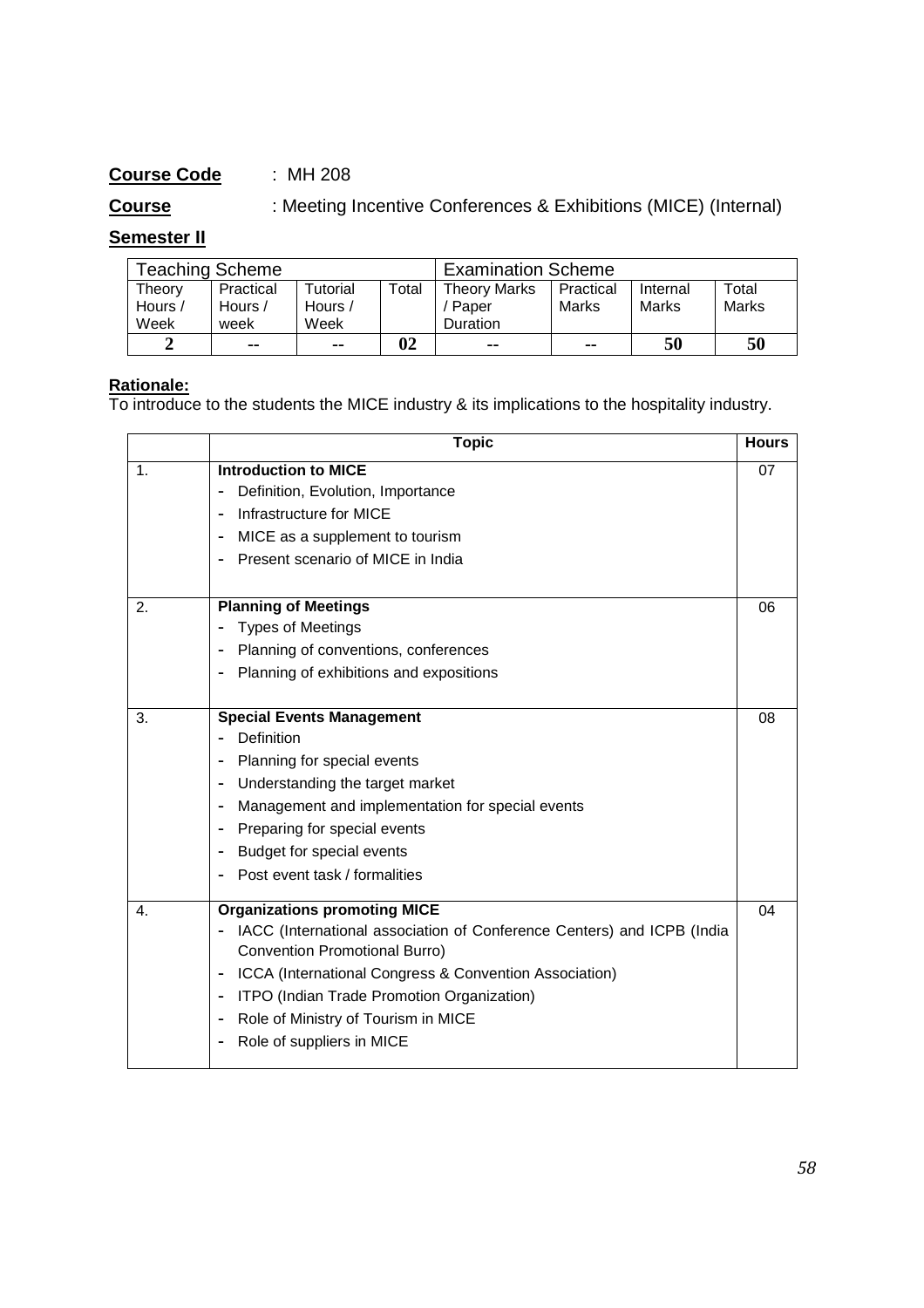**Course Code** : MH 208

**Course** : Meeting Incentive Conferences & Exhibitions (MICE) (Internal)

**Semester II**

| Teaching Scheme | | | | Examination Scheme | | | |
|---|---|---|---|---|---|---|---|
| Theory Hours / Week | Practical Hours / week | Tutorial Hours / Week | Total | Theory Marks / Paper Duration | Practical Marks | Internal Marks | Total Marks |
| **2** | **--** | **--** | **02** | **--** | **--** | **50** | **50** |

**Rationale:**

To introduce to the students the MICE industry & its implications to the hospitality industry.

| | Topic | Hours |
|---|---|---|
| 1. | **Introduction to MICE**<br>- Definition, Evolution, Importance<br>- Infrastructure for MICE<br>- MICE as a supplement to tourism<br>- Present scenario of MICE in India | 07 |
| 2. | **Planning of Meetings**<br>- Types of Meetings<br>- Planning of conventions, conferences<br>- Planning of exhibitions and expositions | 06 |
| 3. | **Special Events Management**<br>- Definition<br>- Planning for special events<br>- Understanding the target market<br>- Management and implementation for special events<br>- Preparing for special events<br>- Budget for special events<br>- Post event task / formalities | 08 |
| 4. | **Organizations promoting MICE**<br>- IACC (International association of Conference Centers) and ICPB (India Convention Promotional Burro)<br>- ICCA (International Congress & Convention Association)<br>- ITPO (Indian Trade Promotion Organization)<br>- Role of Ministry of Tourism in MICE<br>- Role of suppliers in MICE | 04 |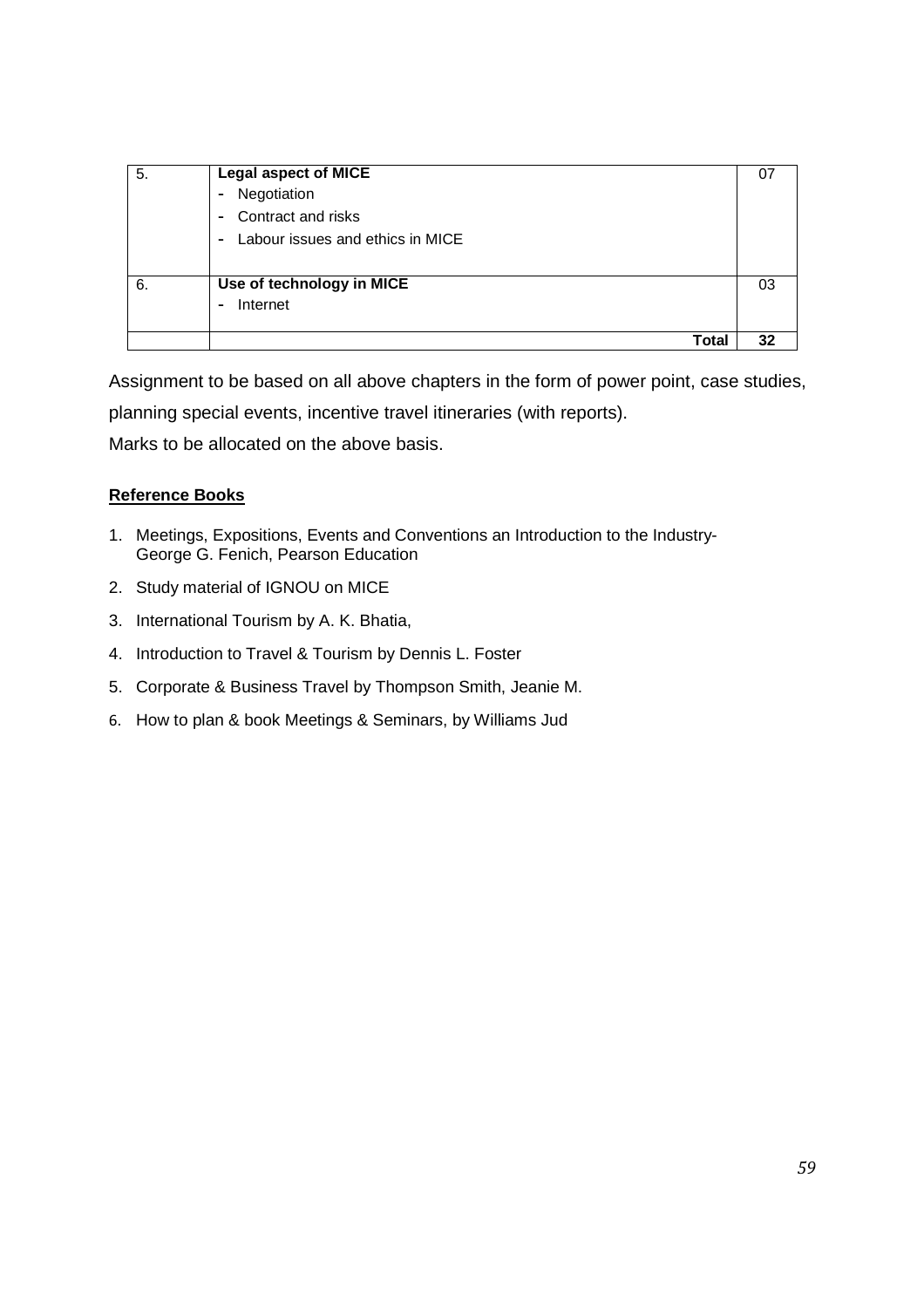| | | |
|---|---|---|
| 5. | **Legal aspect of MICE**<br>- Negotiation<br>- Contract and risks<br>- Labour issues and ethics in MICE | 07 |
| 6. | **Use of technology in MICE**<br>- Internet | 03 |
| | **Total** | **32** |

Assignment to be based on all above chapters in the form of power point, case studies, planning special events, incentive travel itineraries (with reports).

Marks to be allocated on the above basis.

**Reference Books**

1. Meetings, Expositions, Events and Conventions an Introduction to the Industry- George G. Fenich, Pearson Education
2. Study material of IGNOU on MICE
3. International Tourism by A. K. Bhatia,
4. Introduction to Travel & Tourism by Dennis L. Foster
5. Corporate & Business Travel by Thompson Smith, Jeanie M.
6. How to plan & book Meetings & Seminars, by Williams Jud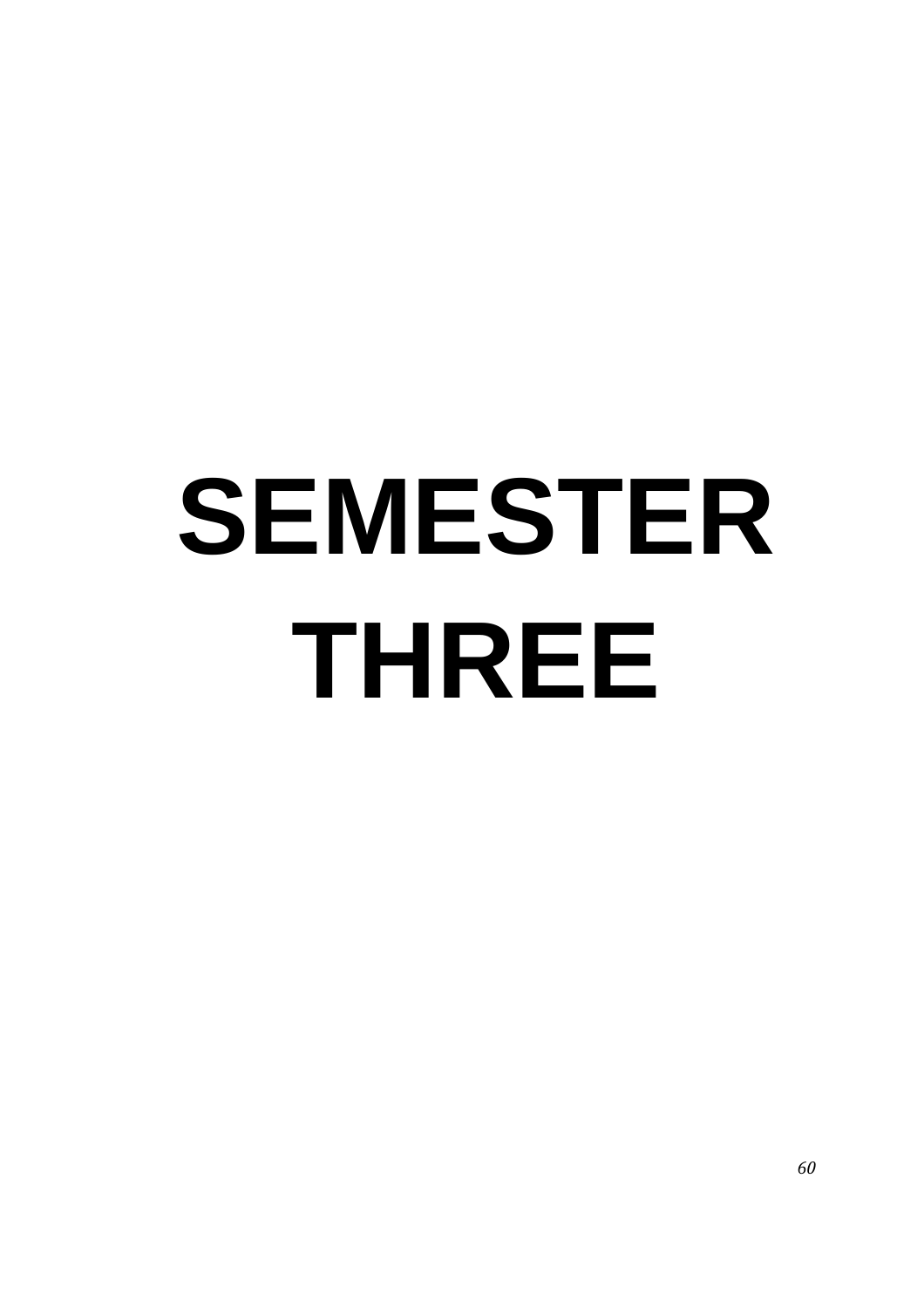# SEMESTER THREE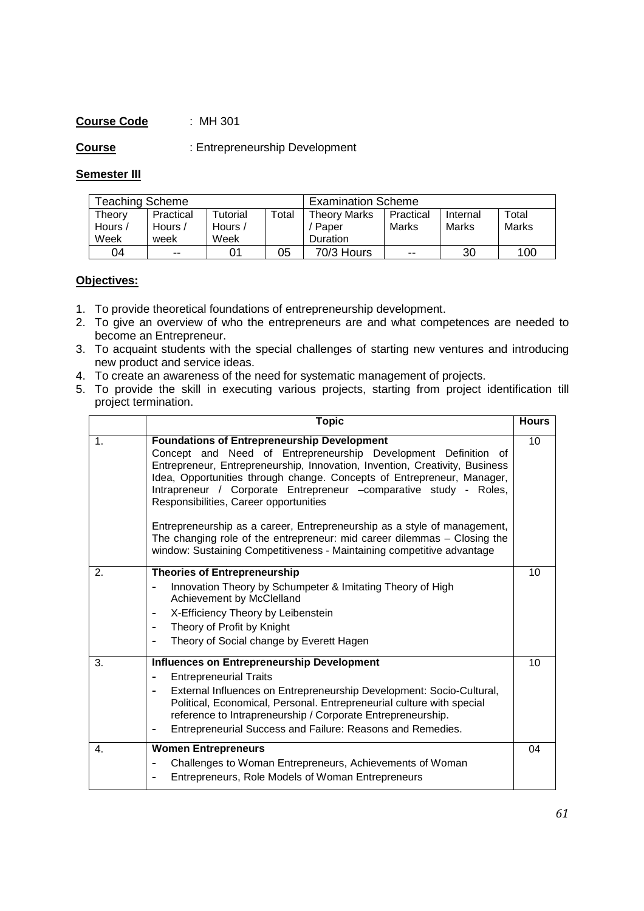**Course Code** : MH 301

**Course** : Entrepreneurship Development

**Semester III**

| Teaching Scheme | | | | Examination Scheme | | | |
|---|---|---|---|---|---|---|---|
| Theory Hours / Week | Practical Hours / week | Tutorial Hours / Week | Total | Theory Marks / Paper Duration | Practical Marks | Internal Marks | Total Marks |
| 04 | -- | 01 | 05 | 70/3 Hours | -- | 30 | 100 |

**Objectives:**

1. To provide theoretical foundations of entrepreneurship development.
2. To give an overview of who the entrepreneurs are and what competences are needed to become an Entrepreneur.
3. To acquaint students with the special challenges of starting new ventures and introducing new product and service ideas.
4. To create an awareness of the need for systematic management of projects.
5. To provide the skill in executing various projects, starting from project identification till project termination.

| | Topic | Hours |
|---|---|---|
| 1. | **Foundations of Entrepreneurship Development**<br>Concept and Need of Entrepreneurship Development Definition of Entrepreneur, Entrepreneurship, Innovation, Invention, Creativity, Business Idea, Opportunities through change. Concepts of Entrepreneur, Manager, Intrapreneur / Corporate Entrepreneur –comparative study - Roles, Responsibilities, Career opportunities<br><br>Entrepreneurship as a career, Entrepreneurship as a style of management, The changing role of the entrepreneur: mid career dilemmas – Closing the window: Sustaining Competitiveness - Maintaining competitive advantage | 10 |
| 2. | **Theories of Entrepreneurship**<br>- Innovation Theory by Schumpeter & Imitating Theory of High Achievement by McClelland<br>- X-Efficiency Theory by Leibenstein<br>- Theory of Profit by Knight<br>- Theory of Social change by Everett Hagen | 10 |
| 3. | **Influences on Entrepreneurship Development**<br>- Entrepreneurial Traits<br>- External Influences on Entrepreneurship Development: Socio-Cultural, Political, Economical, Personal. Entrepreneurial culture with special reference to Intrapreneurship / Corporate Entrepreneurship.<br>- Entrepreneurial Success and Failure: Reasons and Remedies. | 10 |
| 4. | **Women Entrepreneurs**<br>- Challenges to Woman Entrepreneurs, Achievements of Woman<br>- Entrepreneurs, Role Models of Woman Entrepreneurs | 04 |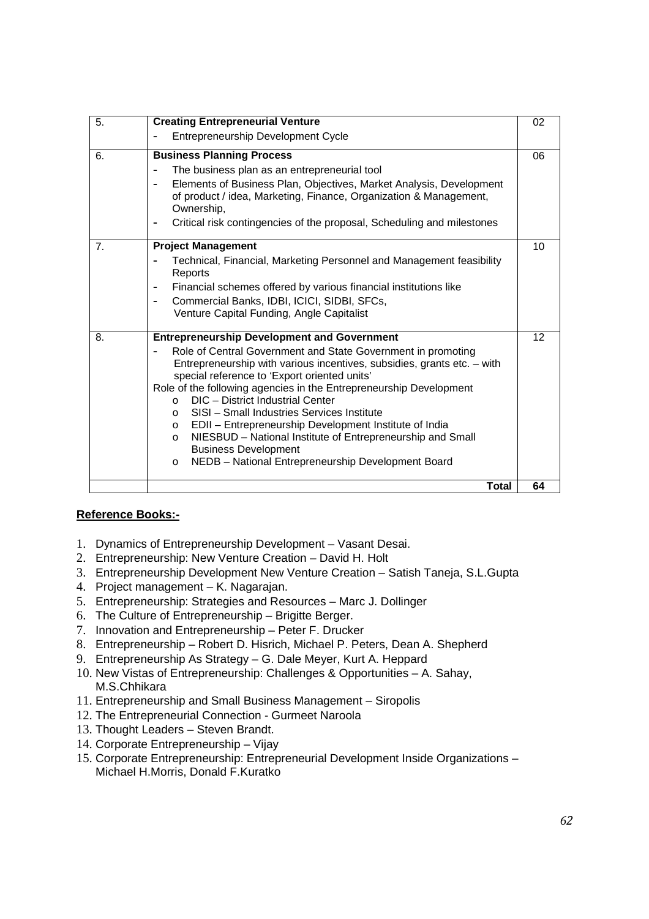| | | |
|---|---|---|
| 5. | **Creating Entrepreneurial Venture**<br>- Entrepreneurship Development Cycle | 02 |
| 6. | **Business Planning Process**<br>- The business plan as an entrepreneurial tool<br>- Elements of Business Plan, Objectives, Market Analysis, Development of product / idea, Marketing, Finance, Organization & Management, Ownership,<br>- Critical risk contingencies of the proposal, Scheduling and milestones | 06 |
| 7. | **Project Management**<br>- Technical, Financial, Marketing Personnel and Management feasibility Reports<br>- Financial schemes offered by various financial institutions like<br>- Commercial Banks, IDBI, ICICI, SIDBI, SFCs, Venture Capital Funding, Angle Capitalist | 10 |
| 8. | **Entrepreneurship Development and Government**<br>- Role of Central Government and State Government in promoting Entrepreneurship with various incentives, subsidies, grants etc. – with special reference to 'Export oriented units'<br>Role of the following agencies in the Entrepreneurship Development<br>o DIC – District Industrial Center<br>o SISI – Small Industries Services Institute<br>o EDII – Entrepreneurship Development Institute of India<br>o NIESBUD – National Institute of Entrepreneurship and Small Business Development<br>o NEDB – National Entrepreneurship Development Board | 12 |
| | **Total** | **64** |

**Reference Books:-**

1. Dynamics of Entrepreneurship Development – Vasant Desai.
2. Entrepreneurship: New Venture Creation – David H. Holt
3. Entrepreneurship Development New Venture Creation – Satish Taneja, S.L.Gupta
4. Project management – K. Nagarajan.
5. Entrepreneurship: Strategies and Resources – Marc J. Dollinger
6. The Culture of Entrepreneurship – Brigitte Berger.
7. Innovation and Entrepreneurship – Peter F. Drucker
8. Entrepreneurship – Robert D. Hisrich, Michael P. Peters, Dean A. Shepherd
9. Entrepreneurship As Strategy – G. Dale Meyer, Kurt A. Heppard
10. New Vistas of Entrepreneurship: Challenges & Opportunities – A. Sahay, M.S.Chhikara
11. Entrepreneurship and Small Business Management – Siropolis
12. The Entrepreneurial Connection - Gurmeet Naroola
13. Thought Leaders – Steven Brandt.
14. Corporate Entrepreneurship – Vijay
15. Corporate Entrepreneurship: Entrepreneurial Development Inside Organizations – Michael H.Morris, Donald F.Kuratko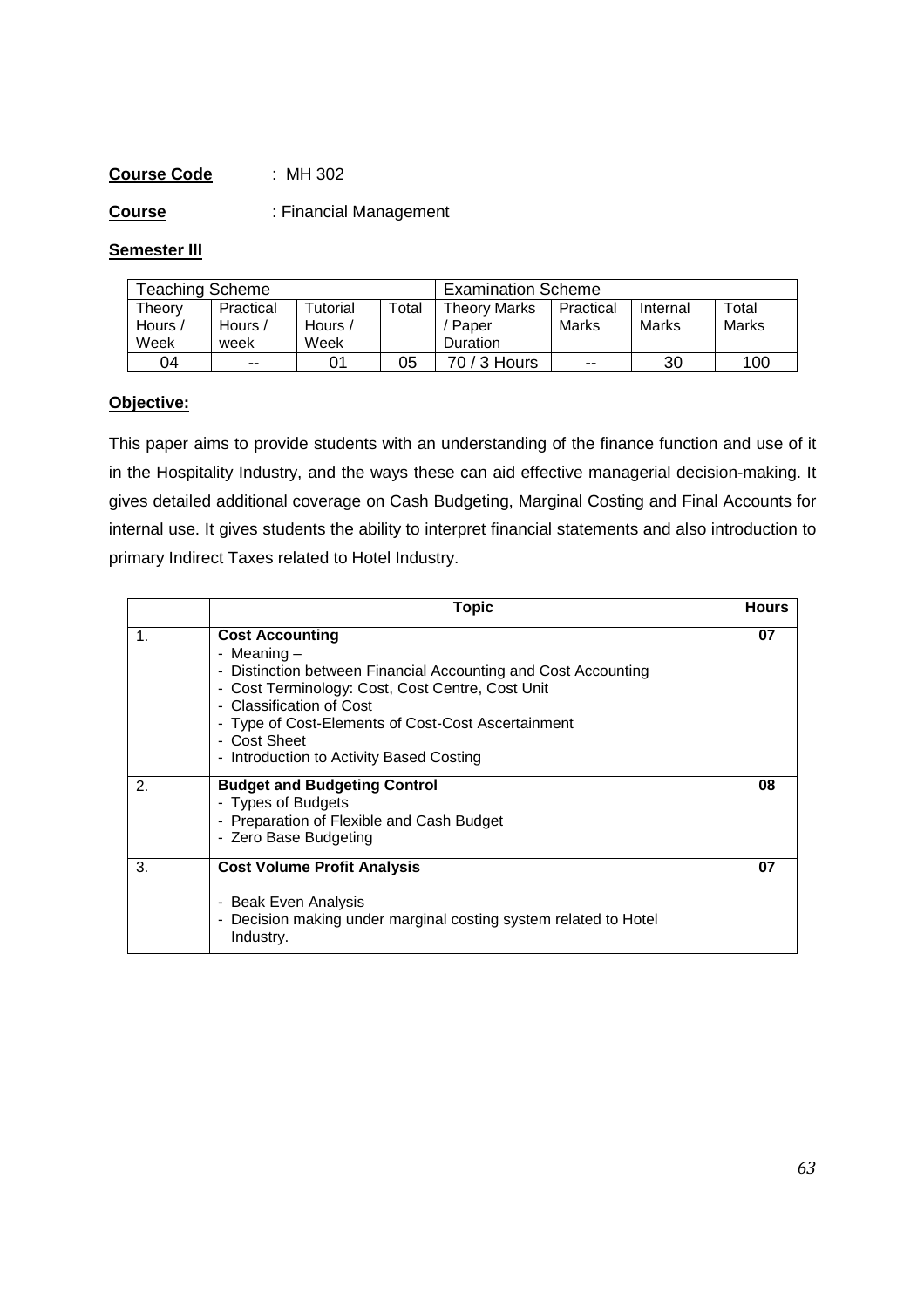**Course Code** : MH 302

**Course** : Financial Management

**Semester III**

| Teaching Scheme | | | | Examination Scheme | | | |
|---|---|---|---|---|---|---|---|
| Theory Hours / Week | Practical Hours / week | Tutorial Hours / Week | Total | Theory Marks / Paper Duration | Practical Marks | Internal Marks | Total Marks |
| 04 | -- | 01 | 05 | 70 / 3 Hours | -- | 30 | 100 |

**Objective:**

This paper aims to provide students with an understanding of the finance function and use of it in the Hospitality Industry, and the ways these can aid effective managerial decision-making. It gives detailed additional coverage on Cash Budgeting, Marginal Costing and Final Accounts for internal use. It gives students the ability to interpret financial statements and also introduction to primary Indirect Taxes related to Hotel Industry.

| | Topic | Hours |
|---|---|---|
| 1. | **Cost Accounting**<br>- Meaning –<br>- Distinction between Financial Accounting and Cost Accounting<br>- Cost Terminology: Cost, Cost Centre, Cost Unit<br>- Classification of Cost<br>- Type of Cost-Elements of Cost-Cost Ascertainment<br>- Cost Sheet<br>- Introduction to Activity Based Costing | 07 |
| 2. | **Budget and Budgeting Control**<br>- Types of Budgets<br>- Preparation of Flexible and Cash Budget<br>- Zero Base Budgeting | 08 |
| 3. | **Cost Volume Profit Analysis**<br><br>- Beak Even Analysis<br>- Decision making under marginal costing system related to Hotel Industry. | 07 |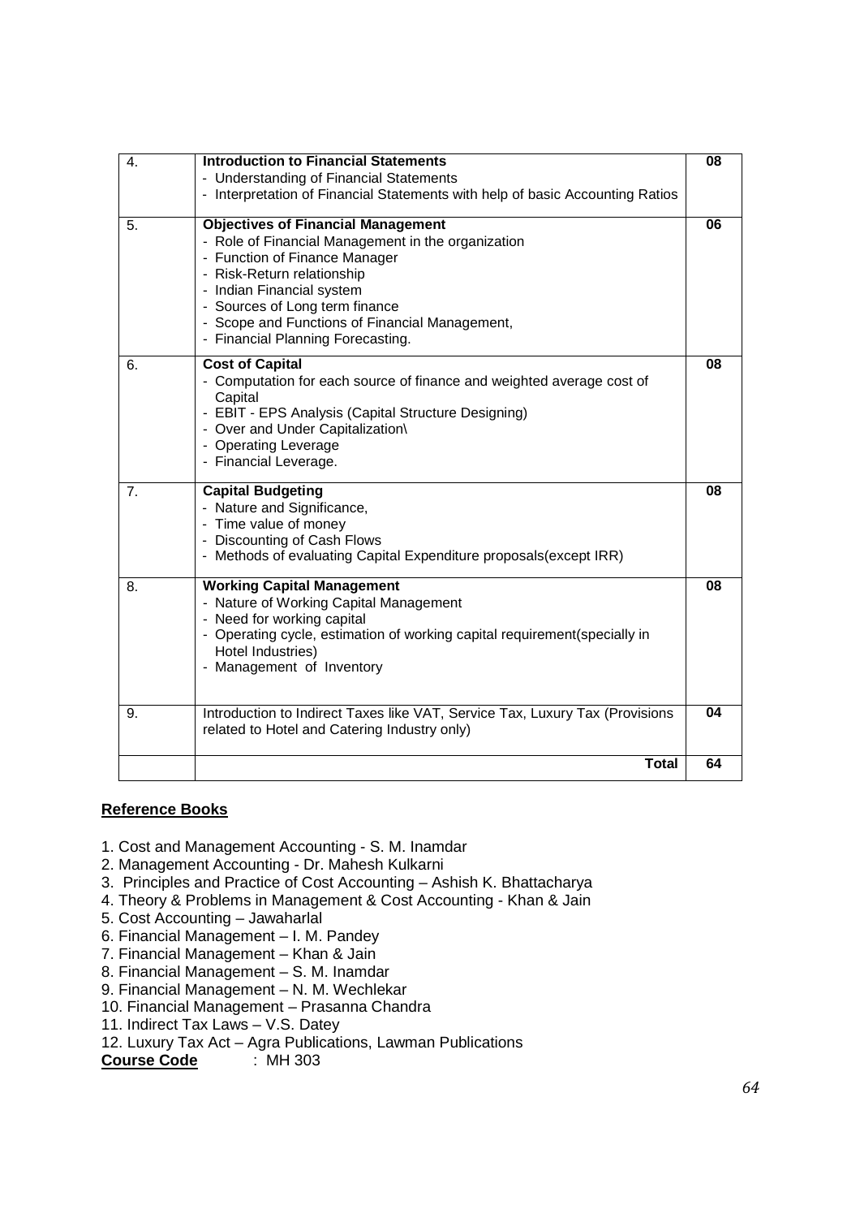| 4. | **Introduction to Financial Statements**<br>- Understanding of Financial Statements<br>- Interpretation of Financial Statements with help of basic Accounting Ratios | 08 |
|---|---|---|
| 5. | **Objectives of Financial Management**<br>- Role of Financial Management in the organization<br>- Function of Finance Manager<br>- Risk-Return relationship<br>- Indian Financial system<br>- Sources of Long term finance<br>- Scope and Functions of Financial Management,<br>- Financial Planning Forecasting. | 06 |
| 6. | **Cost of Capital**<br>- Computation for each source of finance and weighted average cost of Capital<br>- EBIT - EPS Analysis (Capital Structure Designing)<br>- Over and Under Capitalization\<br>- Operating Leverage<br>- Financial Leverage. | 08 |
| 7. | **Capital Budgeting**<br>- Nature and Significance,<br>- Time value of money<br>- Discounting of Cash Flows<br>- Methods of evaluating Capital Expenditure proposals(except IRR) | 08 |
| 8. | **Working Capital Management**<br>- Nature of Working Capital Management<br>- Need for working capital<br>- Operating cycle, estimation of working capital requirement(specially in Hotel Industries)<br>- Management of Inventory | 08 |
| 9. | Introduction to Indirect Taxes like VAT, Service Tax, Luxury Tax (Provisions related to Hotel and Catering Industry only) | 04 |
| | **Total** | **64** |

## Reference Books

1. Cost and Management Accounting - S. M. Inamdar
2. Management Accounting - Dr. Mahesh Kulkarni
3. Principles and Practice of Cost Accounting – Ashish K. Bhattacharya
4. Theory & Problems in Management & Cost Accounting - Khan & Jain
5. Cost Accounting – Jawaharlal
6. Financial Management – I. M. Pandey
7. Financial Management – Khan & Jain
8. Financial Management – S. M. Inamdar
9. Financial Management – N. M. Wechlekar
10. Financial Management – Prasanna Chandra
11. Indirect Tax Laws – V.S. Datey
12. Luxury Tax Act – Agra Publications, Lawman Publications

**Course Code** : MH 303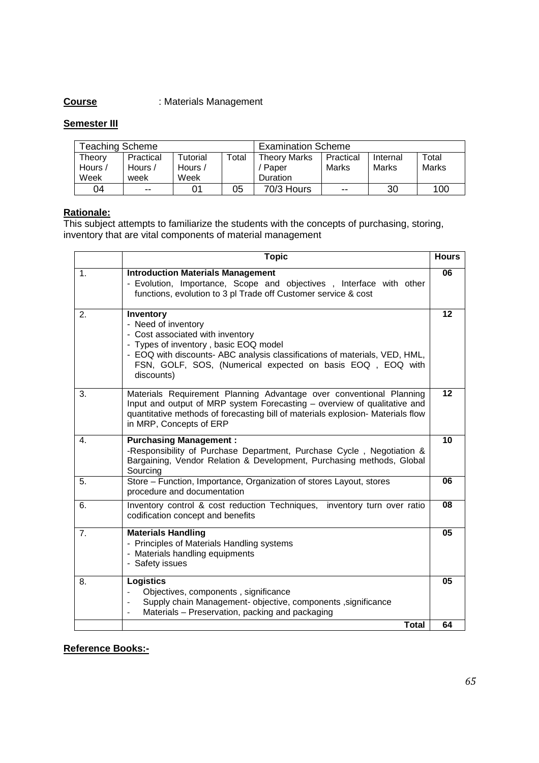**Course** : Materials Management

**Semester III**

| Teaching Scheme | | | | Examination Scheme | | | |
|---|---|---|---|---|---|---|---|
| Theory Hours / Week | Practical Hours / week | Tutorial Hours / Week | Total | Theory Marks / Paper Duration | Practical Marks | Internal Marks | Total Marks |
| 04 | -- | 01 | 05 | 70/3 Hours | -- | 30 | 100 |

**Rationale:**
This subject attempts to familiarize the students with the concepts of purchasing, storing, inventory that are vital components of material management

| | Topic | Hours |
|---|---|---|
| 1. | **Introduction Materials Management**<br>- Evolution, Importance, Scope and objectives , Interface with other functions, evolution to 3 pl Trade off Customer service & cost | 06 |
| 2. | **Inventory**<br>- Need of inventory<br>- Cost associated with inventory<br>- Types of inventory , basic EOQ model<br>- EOQ with discounts- ABC analysis classifications of materials, VED, HML, FSN, GOLF, SOS, (Numerical expected on basis EOQ , EOQ with discounts) | 12 |
| 3. | Materials Requirement Planning Advantage over conventional Planning Input and output of MRP system Forecasting – overview of qualitative and quantitative methods of forecasting bill of materials explosion- Materials flow in MRP, Concepts of ERP | 12 |
| 4. | **Purchasing Management :**<br>-Responsibility of Purchase Department, Purchase Cycle , Negotiation & Bargaining, Vendor Relation & Development, Purchasing methods, Global Sourcing | 10 |
| 5. | Store – Function, Importance, Organization of stores Layout, stores procedure and documentation | 06 |
| 6. | Inventory control & cost reduction Techniques, inventory turn over ratio codification concept and benefits | 08 |
| 7. | **Materials Handling**<br>- Principles of Materials Handling systems<br>- Materials handling equipments<br>- Safety issues | 05 |
| 8. | **Logistics**<br>- Objectives, components , significance<br>- Supply chain Management- objective, components ,significance<br>- Materials – Preservation, packing and packaging | 05 |
| | **Total** | 64 |

**Reference Books:-**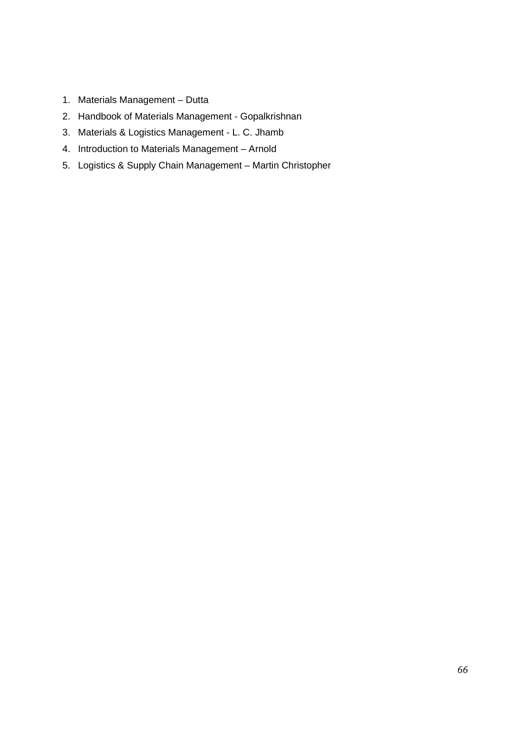1. Materials Management – Dutta
2. Handbook of Materials Management - Gopalkrishnan
3. Materials & Logistics Management - L. C. Jhamb
4. Introduction to Materials Management – Arnold
5. Logistics & Supply Chain Management – Martin Christopher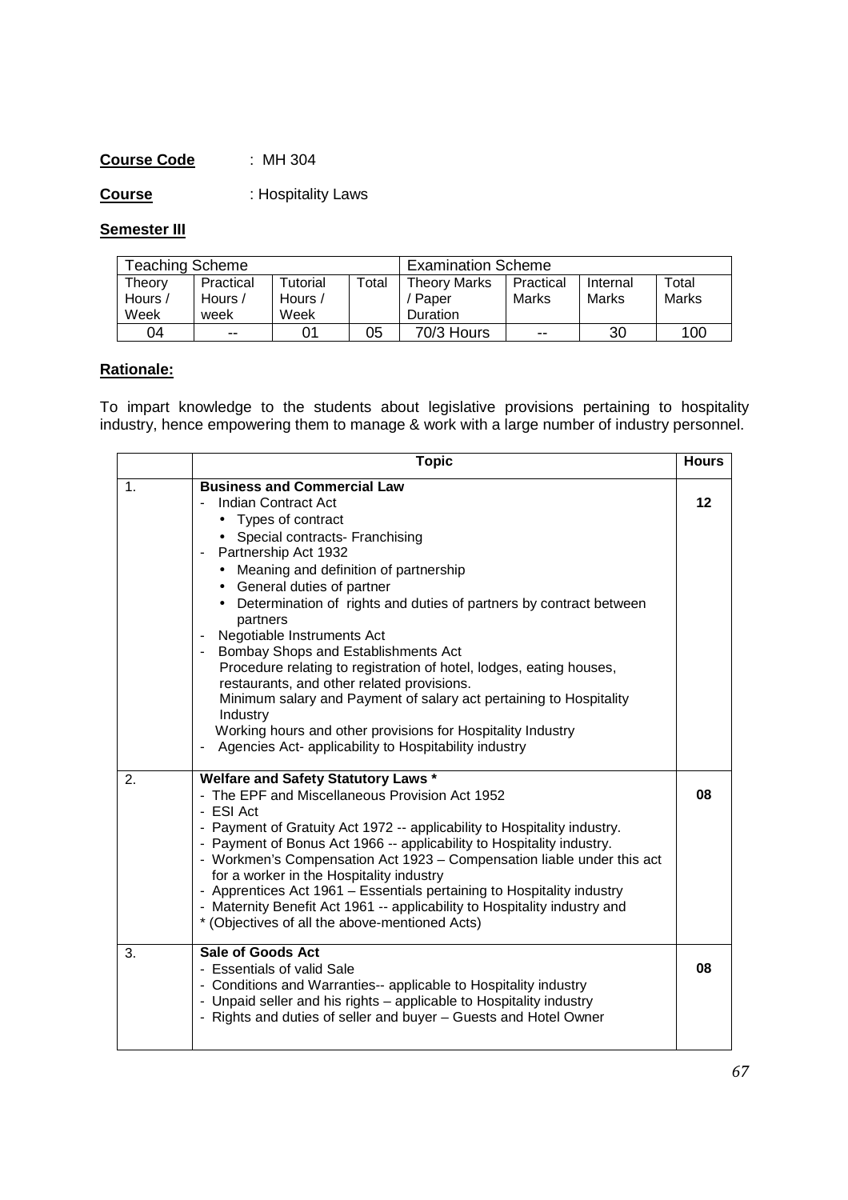**Course Code** : MH 304

**Course** : Hospitality Laws

**Semester III**

| Teaching Scheme | | | | Examination Scheme | | | |
|---|---|---|---|---|---|---|---|
| Theory Hours / Week | Practical Hours / week | Tutorial Hours / Week | Total | Theory Marks / Paper Duration | Practical Marks | Internal Marks | Total Marks |
| 04 | -- | 01 | 05 | 70/3 Hours | -- | 30 | 100 |

**Rationale:**

To impart knowledge to the students about legislative provisions pertaining to hospitality industry, hence empowering them to manage & work with a large number of industry personnel.

| | Topic | Hours |
|---|---|---|
| 1. | **Business and Commercial Law**<br>- Indian Contract Act<br>• Types of contract<br>• Special contracts- Franchising<br>- Partnership Act 1932<br>• Meaning and definition of partnership<br>• General duties of partner<br>• Determination of rights and duties of partners by contract between partners<br>- Negotiable Instruments Act<br>- Bombay Shops and Establishments Act<br>Procedure relating to registration of hotel, lodges, eating houses, restaurants, and other related provisions.<br>Minimum salary and Payment of salary act pertaining to Hospitality Industry<br>Working hours and other provisions for Hospitality Industry<br>- Agencies Act- applicability to Hospitability industry | **12** |
| 2. | **Welfare and Safety Statutory Laws ***<br>- The EPF and Miscellaneous Provision Act 1952<br>- ESI Act<br>- Payment of Gratuity Act 1972 -- applicability to Hospitality industry.<br>- Payment of Bonus Act 1966 -- applicability to Hospitality industry.<br>- Workmen's Compensation Act 1923 – Compensation liable under this act for a worker in the Hospitality industry<br>- Apprentices Act 1961 – Essentials pertaining to Hospitality industry<br>- Maternity Benefit Act 1961 -- applicability to Hospitality industry and<br>* (Objectives of all the above-mentioned Acts) | **08** |
| 3. | **Sale of Goods Act**<br>- Essentials of valid Sale<br>- Conditions and Warranties-- applicable to Hospitality industry<br>- Unpaid seller and his rights – applicable to Hospitality industry<br>- Rights and duties of seller and buyer – Guests and Hotel Owner | **08** |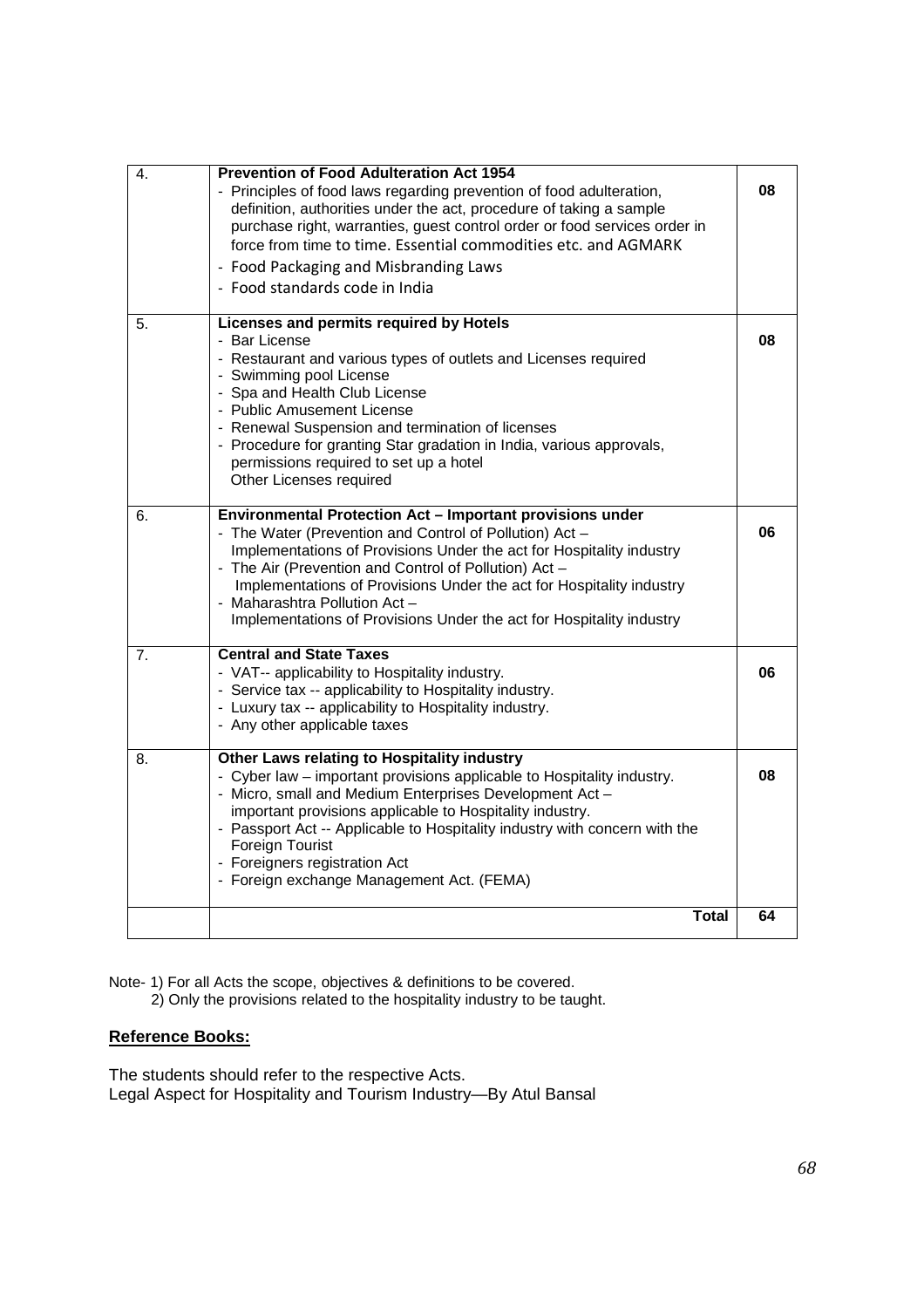| | | |
|---|---|---|
| 4. | **Prevention of Food Adulteration Act 1954**<br>- Principles of food laws regarding prevention of food adulteration, definition, authorities under the act, procedure of taking a sample purchase right, warranties, guest control order or food services order in force from time to time. Essential commodities etc. and AGMARK<br>- Food Packaging and Misbranding Laws<br>- Food standards code in India | 08 |
| 5. | **Licenses and permits required by Hotels**<br>- Bar License<br>- Restaurant and various types of outlets and Licenses required<br>- Swimming pool License<br>- Spa and Health Club License<br>- Public Amusement License<br>- Renewal Suspension and termination of licenses<br>- Procedure for granting Star gradation in India, various approvals, permissions required to set up a hotel<br>Other Licenses required | 08 |
| 6. | **Environmental Protection Act – Important provisions under**<br>- The Water (Prevention and Control of Pollution) Act – Implementations of Provisions Under the act for Hospitality industry<br>- The Air (Prevention and Control of Pollution) Act – Implementations of Provisions Under the act for Hospitality industry<br>- Maharashtra Pollution Act – Implementations of Provisions Under the act for Hospitality industry | 06 |
| 7. | **Central and State Taxes**<br>- VAT-- applicability to Hospitality industry.<br>- Service tax -- applicability to Hospitality industry.<br>- Luxury tax -- applicability to Hospitality industry.<br>- Any other applicable taxes | 06 |
| 8. | **Other Laws relating to Hospitality industry**<br>- Cyber law – important provisions applicable to Hospitality industry.<br>- Micro, small and Medium Enterprises Development Act – important provisions applicable to Hospitality industry.<br>- Passport Act -- Applicable to Hospitality industry with concern with the Foreign Tourist<br>- Foreigners registration Act<br>- Foreign exchange Management Act. (FEMA) | 08 |
| | **Total** | **64** |

Note- 1) For all Acts the scope, objectives & definitions to be covered.
2) Only the provisions related to the hospitality industry to be taught.

**Reference Books:**

The students should refer to the respective Acts.
Legal Aspect for Hospitality and Tourism Industry—By Atul Bansal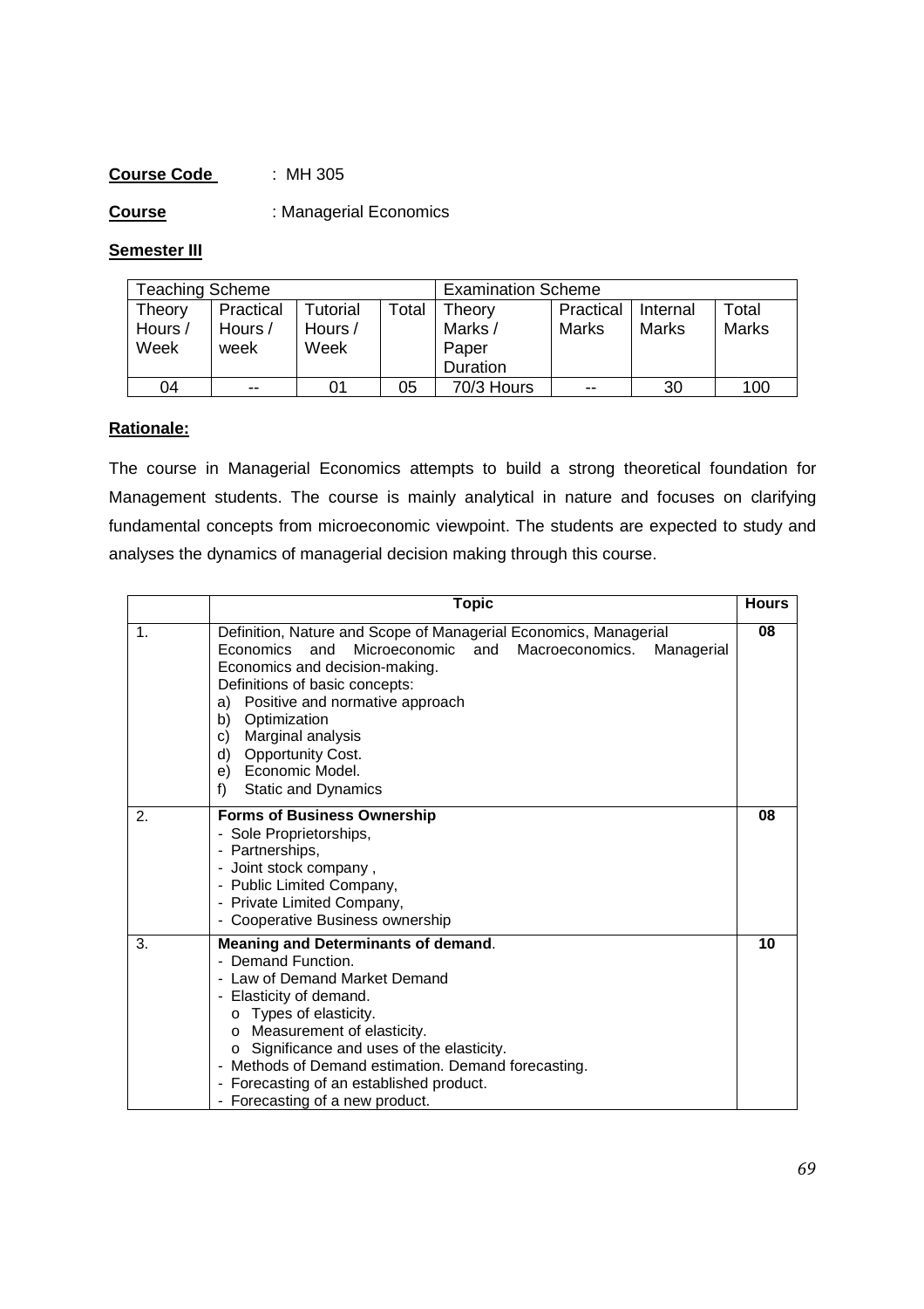**Course Code** : MH 305

**Course** : Managerial Economics

**Semester III**

| Teaching Scheme | | | | Examination Scheme | | | |
|---|---|---|---|---|---|---|---|
| Theory Hours / Week | Practical Hours / week | Tutorial Hours / Week | Total | Theory Marks / Paper Duration | Practical Marks | Internal Marks | Total Marks |
| 04 | -- | 01 | 05 | 70/3 Hours | -- | 30 | 100 |

**Rationale:**

The course in Managerial Economics attempts to build a strong theoretical foundation for Management students. The course is mainly analytical in nature and focuses on clarifying fundamental concepts from microeconomic viewpoint. The students are expected to study and analyses the dynamics of managerial decision making through this course.

| | Topic | Hours |
|---|---|---|
| 1. | Definition, Nature and Scope of Managerial Economics, Managerial Economics and Microeconomic and Macroeconomics. Managerial Economics and decision-making.<br>Definitions of basic concepts:<br>a) Positive and normative approach<br>b) Optimization<br>c) Marginal analysis<br>d) Opportunity Cost.<br>e) Economic Model.<br>f) Static and Dynamics | 08 |
| 2. | **Forms of Business Ownership**<br>- Sole Proprietorships,<br>- Partnerships,<br>- Joint stock company ,<br>- Public Limited Company,<br>- Private Limited Company,<br>- Cooperative Business ownership | 08 |
| 3. | **Meaning and Determinants of demand**.<br>- Demand Function.<br>- Law of Demand Market Demand<br>- Elasticity of demand.<br>o Types of elasticity.<br>o Measurement of elasticity.<br>o Significance and uses of the elasticity.<br>- Methods of Demand estimation. Demand forecasting.<br>- Forecasting of an established product.<br>- Forecasting of a new product. | 10 |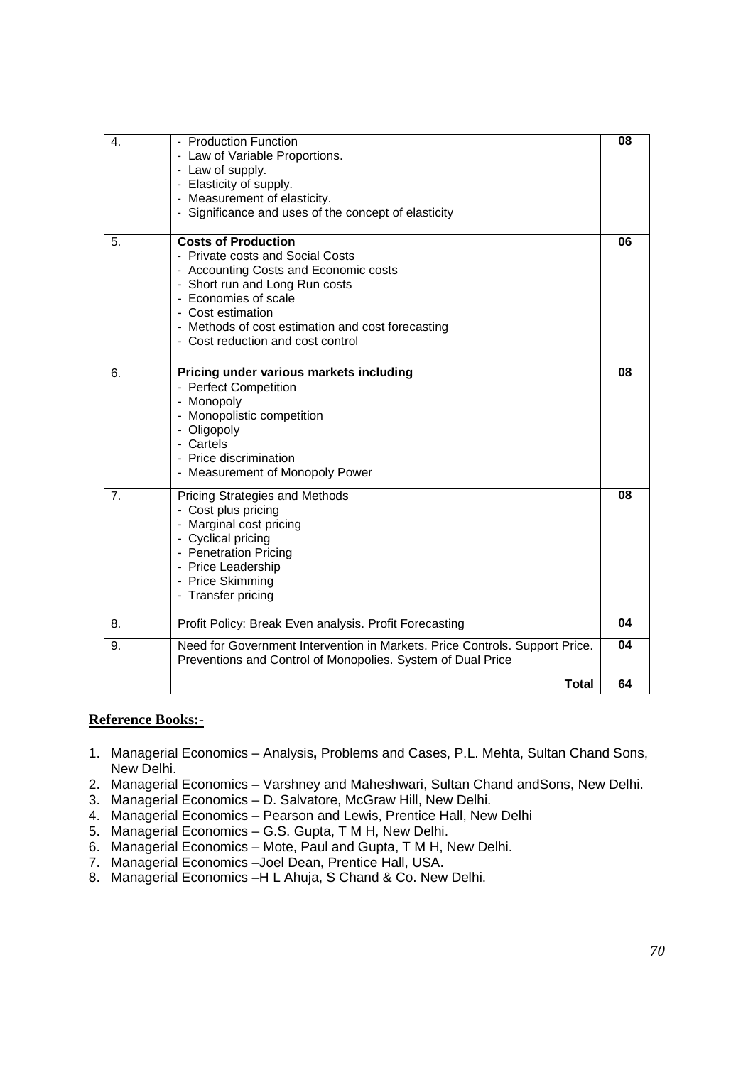| | | |
|---|---|---|
| 4. | - Production Function<br>- Law of Variable Proportions.<br>- Law of supply.<br>- Elasticity of supply.<br>- Measurement of elasticity.<br>- Significance and uses of the concept of elasticity | **08** |
| 5. | **Costs of Production**<br>- Private costs and Social Costs<br>- Accounting Costs and Economic costs<br>- Short run and Long Run costs<br>- Economies of scale<br>- Cost estimation<br>- Methods of cost estimation and cost forecasting<br>- Cost reduction and cost control | **06** |
| 6. | **Pricing under various markets including**<br>- Perfect Competition<br>- Monopoly<br>- Monopolistic competition<br>- Oligopoly<br>- Cartels<br>- Price discrimination<br>- Measurement of Monopoly Power | **08** |
| 7. | Pricing Strategies and Methods<br>- Cost plus pricing<br>- Marginal cost pricing<br>- Cyclical pricing<br>- Penetration Pricing<br>- Price Leadership<br>- Price Skimming<br>- Transfer pricing | **08** |
| 8. | Profit Policy: Break Even analysis. Profit Forecasting | **04** |
| 9. | Need for Government Intervention in Markets. Price Controls. Support Price. Preventions and Control of Monopolies. System of Dual Price | **04** |
| | **Total** | **64** |

## Reference Books:-

1. Managerial Economics – Analysis**,** Problems and Cases, P.L. Mehta, Sultan Chand Sons, New Delhi.
2. Managerial Economics – Varshney and Maheshwari, Sultan Chand andSons, New Delhi.
3. Managerial Economics – D. Salvatore, McGraw Hill, New Delhi.
4. Managerial Economics – Pearson and Lewis, Prentice Hall, New Delhi
5. Managerial Economics – G.S. Gupta, T M H, New Delhi.
6. Managerial Economics – Mote, Paul and Gupta, T M H, New Delhi.
7. Managerial Economics –Joel Dean, Prentice Hall, USA.
8. Managerial Economics –H L Ahuja, S Chand & Co. New Delhi.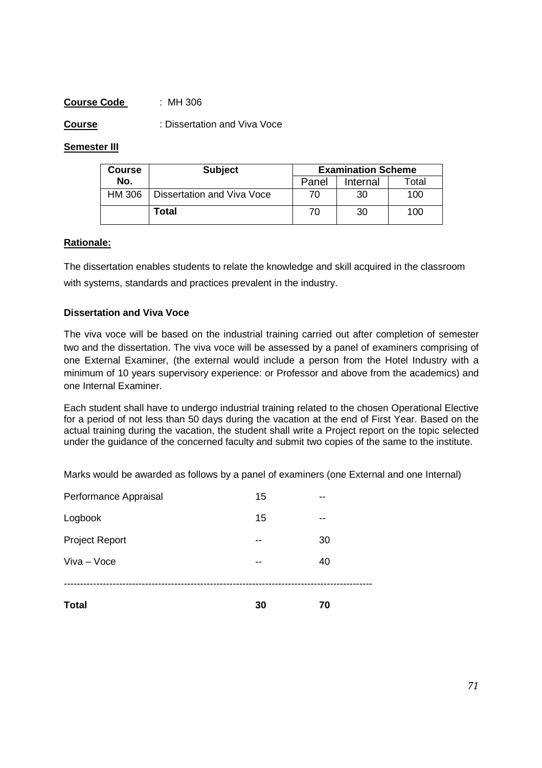**Course Code** : MH 306

**Course** : Dissertation and Viva Voce

**Semester III**

| Course No. | Subject | Examination Scheme | | |
|---|---|---|---|---|
| | | Panel | Internal | Total |
| HM 306 | Dissertation and Viva Voce | 70 | 30 | 100 |
| | **Total** | 70 | 30 | 100 |

**Rationale:**

The dissertation enables students to relate the knowledge and skill acquired in the classroom with systems, standards and practices prevalent in the industry.

**Dissertation and Viva Voce**

The viva voce will be based on the industrial training carried out after completion of semester two and the dissertation. The viva voce will be assessed by a panel of examiners comprising of one External Examiner, (the external would include a person from the Hotel Industry with a minimum of 10 years supervisory experience: or Professor and above from the academics) and one Internal Examiner.

Each student shall have to undergo industrial training related to the chosen Operational Elective for a period of not less than 50 days during the vacation at the end of First Year. Based on the actual training during the vacation, the student shall write a Project report on the topic selected under the guidance of the concerned faculty and submit two copies of the same to the institute.

Marks would be awarded as follows by a panel of examiners (one External and one Internal)

| | | |
|---|---|---|
| Performance Appraisal | 15 | -- |
| Logbook | 15 | -- |
| Project Report | -- | 30 |
| Viva – Voce | -- | 40 |
| **Total** | **30** | **70** |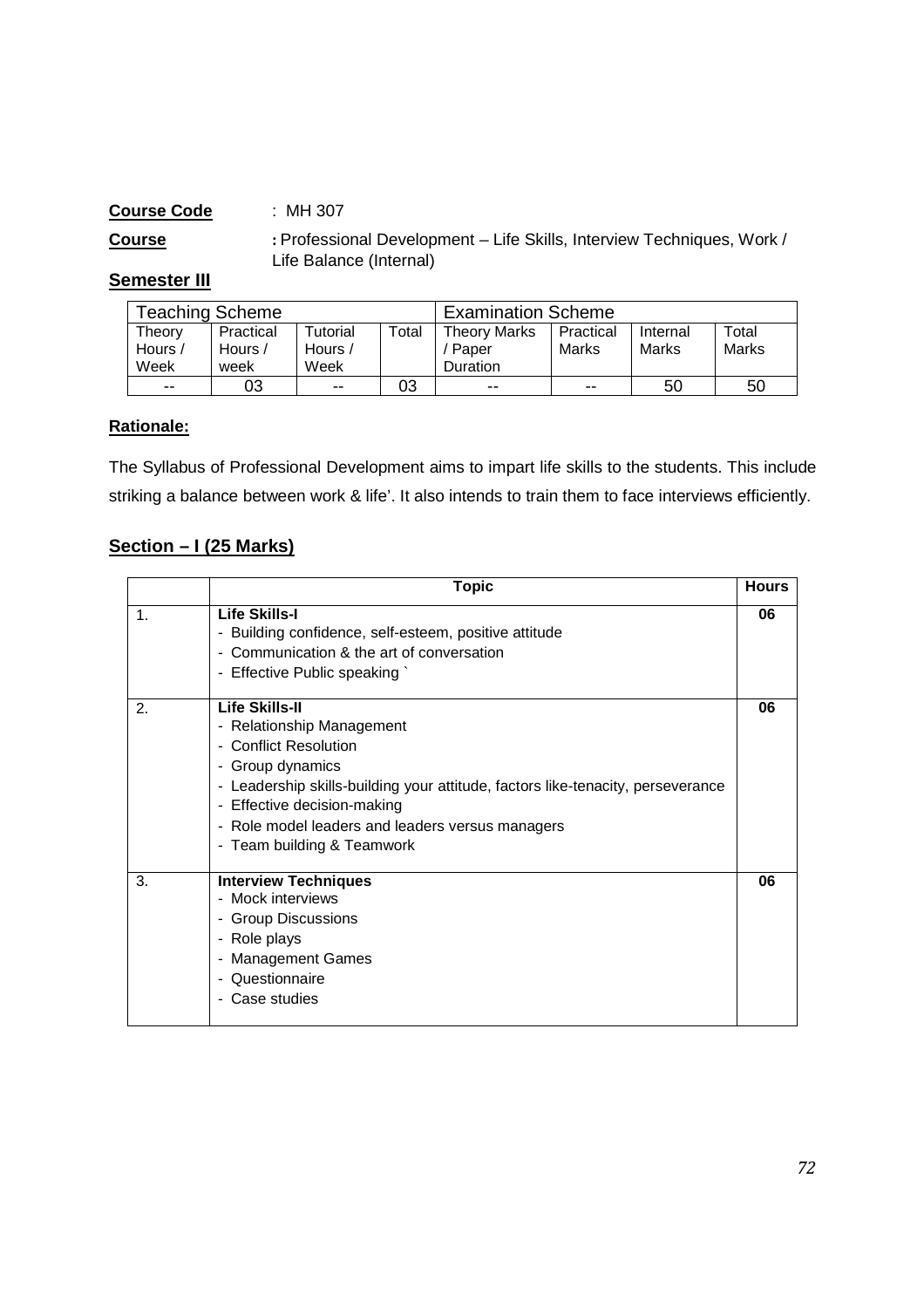**Course Code** : MH 307

**Course** **:** Professional Development – Life Skills, Interview Techniques, Work / Life Balance (Internal)

**Semester III**

| Teaching Scheme | | | | Examination Scheme | | | |
|---|---|---|---|---|---|---|---|
| Theory Hours / Week | Practical Hours / week | Tutorial Hours / Week | Total | Theory Marks / Paper Duration | Practical Marks | Internal Marks | Total Marks |
| -- | 03 | -- | 03 | -- | -- | 50 | 50 |

**Rationale:**

The Syllabus of Professional Development aims to impart life skills to the students. This include striking a balance between work & life'. It also intends to train them to face interviews efficiently.

**Section – I (25 Marks)**

| | Topic | Hours |
|---|---|---|
| 1. | **Life Skills-I**<br>- Building confidence, self-esteem, positive attitude<br>- Communication & the art of conversation<br>- Effective Public speaking ` | **06** |
| 2. | **Life Skills-II**<br>- Relationship Management<br>- Conflict Resolution<br>- Group dynamics<br>- Leadership skills-building your attitude, factors like-tenacity, perseverance<br>- Effective decision-making<br>- Role model leaders and leaders versus managers<br>- Team building & Teamwork | **06** |
| 3. | **Interview Techniques**<br>- Mock interviews<br>- Group Discussions<br>- Role plays<br>- Management Games<br>- Questionnaire<br>- Case studies | **06** |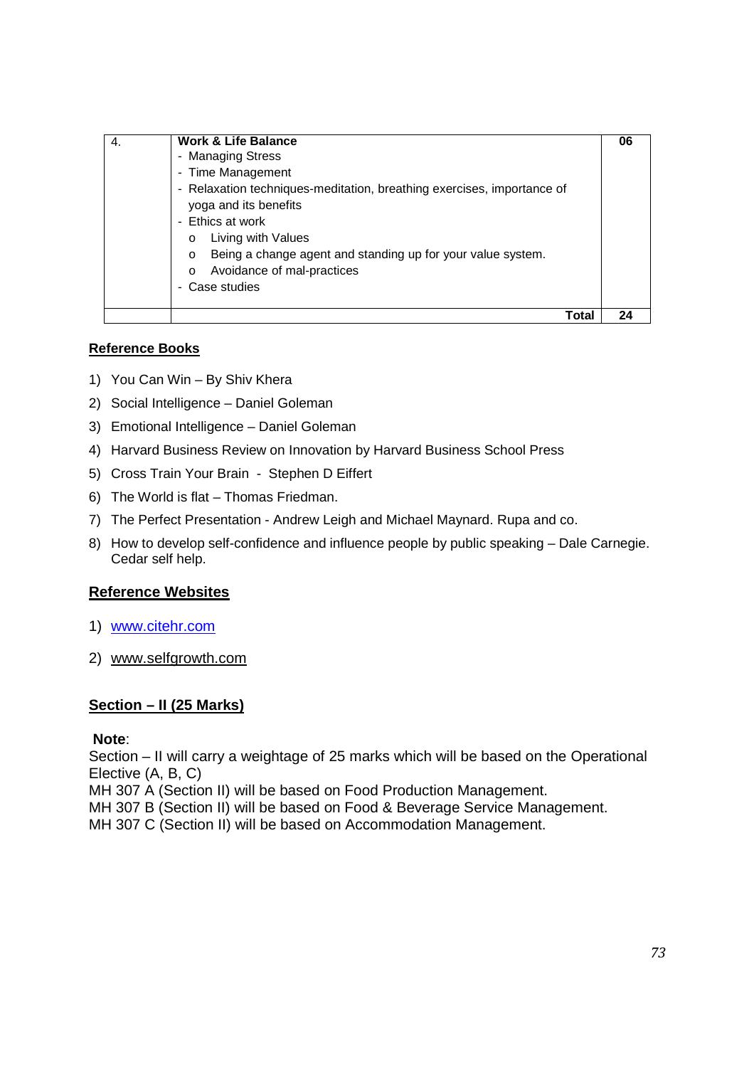| 4. | **Work & Life Balance**<br>- Managing Stress<br>- Time Management<br>- Relaxation techniques-meditation, breathing exercises, importance of yoga and its benefits<br>- Ethics at work<br>o Living with Values<br>o Being a change agent and standing up for your value system.<br>o Avoidance of mal-practices<br>- Case studies | **06** |
|---|---|---|
| | **Total** | **24** |

## Reference Books

1) You Can Win – By Shiv Khera
2) Social Intelligence – Daniel Goleman
3) Emotional Intelligence – Daniel Goleman
4) Harvard Business Review on Innovation by Harvard Business School Press
5) Cross Train Your Brain - Stephen D Eiffert
6) The World is flat – Thomas Friedman.
7) The Perfect Presentation - Andrew Leigh and Michael Maynard. Rupa and co.
8) How to develop self-confidence and influence people by public speaking – Dale Carnegie. Cedar self help.

## Reference Websites

1) www.citehr.com
2) www.selfgrowth.com

## Section – II (25 Marks)

**Note**:
Section – II will carry a weightage of 25 marks which will be based on the Operational Elective (A, B, C)
MH 307 A (Section II) will be based on Food Production Management.
MH 307 B (Section II) will be based on Food & Beverage Service Management.
MH 307 C (Section II) will be based on Accommodation Management.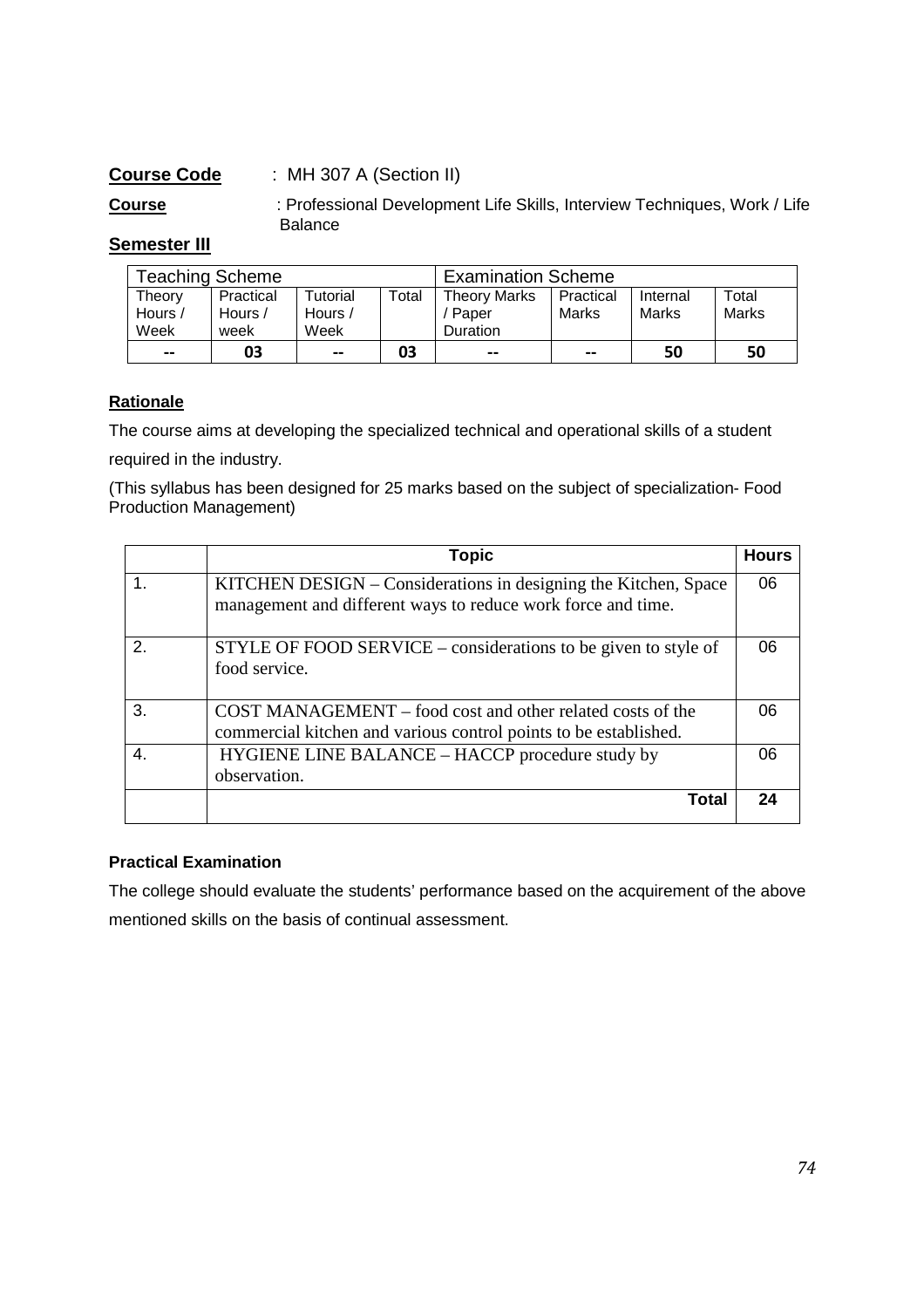**Course Code** : MH 307 A (Section II)

**Course** : Professional Development Life Skills, Interview Techniques, Work / Life Balance

**Semester III**

| Teaching Scheme | | | | Examination Scheme | | | |
|---|---|---|---|---|---|---|---|
| Theory Hours / Week | Practical Hours / week | Tutorial Hours / Week | Total | Theory Marks / Paper Duration | Practical Marks | Internal Marks | Total Marks |
| -- | 03 | -- | 03 | -- | -- | 50 | 50 |

**Rationale**

The course aims at developing the specialized technical and operational skills of a student required in the industry.

(This syllabus has been designed for 25 marks based on the subject of specialization- Food Production Management)

| | Topic | Hours |
|---|---|---|
| 1. | KITCHEN DESIGN – Considerations in designing the Kitchen, Space management and different ways to reduce work force and time. | 06 |
| 2. | STYLE OF FOOD SERVICE – considerations to be given to style of food service. | 06 |
| 3. | COST MANAGEMENT – food cost and other related costs of the commercial kitchen and various control points to be established. | 06 |
| 4. | HYGIENE LINE BALANCE – HACCP procedure study by observation. | 06 |
| | **Total** | **24** |

**Practical Examination**

The college should evaluate the students' performance based on the acquirement of the above mentioned skills on the basis of continual assessment.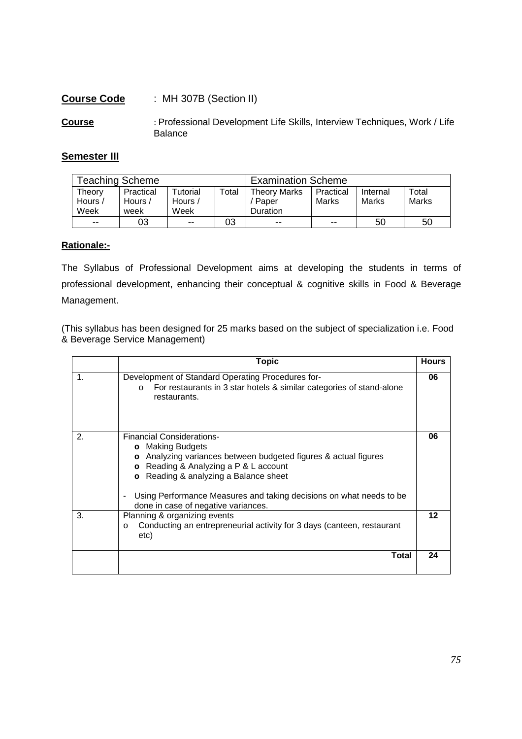**Course Code** : MH 307B (Section II)

**Course** : Professional Development Life Skills, Interview Techniques, Work / Life Balance

**Semester III**

| Teaching Scheme | | | | Examination Scheme | | | |
|---|---|---|---|---|---|---|---|
| Theory Hours / Week | Practical Hours / week | Tutorial Hours / Week | Total | Theory Marks / Paper Duration | Practical Marks | Internal Marks | Total Marks |
| -- | 03 | -- | 03 | -- | -- | 50 | 50 |

**Rationale:-**

The Syllabus of Professional Development aims at developing the students in terms of professional development, enhancing their conceptual & cognitive skills in Food & Beverage Management.

(This syllabus has been designed for 25 marks based on the subject of specialization i.e. Food & Beverage Service Management)

| | Topic | Hours |
|---|---|---|
| 1. | Development of Standard Operating Procedures for-<br>o For restaurants in 3 star hotels & similar categories of stand-alone restaurants. | 06 |
| 2. | Financial Considerations-<br>o Making Budgets<br>o Analyzing variances between budgeted figures & actual figures<br>o Reading & Analyzing a P & L account<br>o Reading & analyzing a Balance sheet<br>- Using Performance Measures and taking decisions on what needs to be done in case of negative variances. | 06 |
| 3. | Planning & organizing events<br>o Conducting an entrepreneurial activity for 3 days (canteen, restaurant etc) | 12 |
| | **Total** | **24** |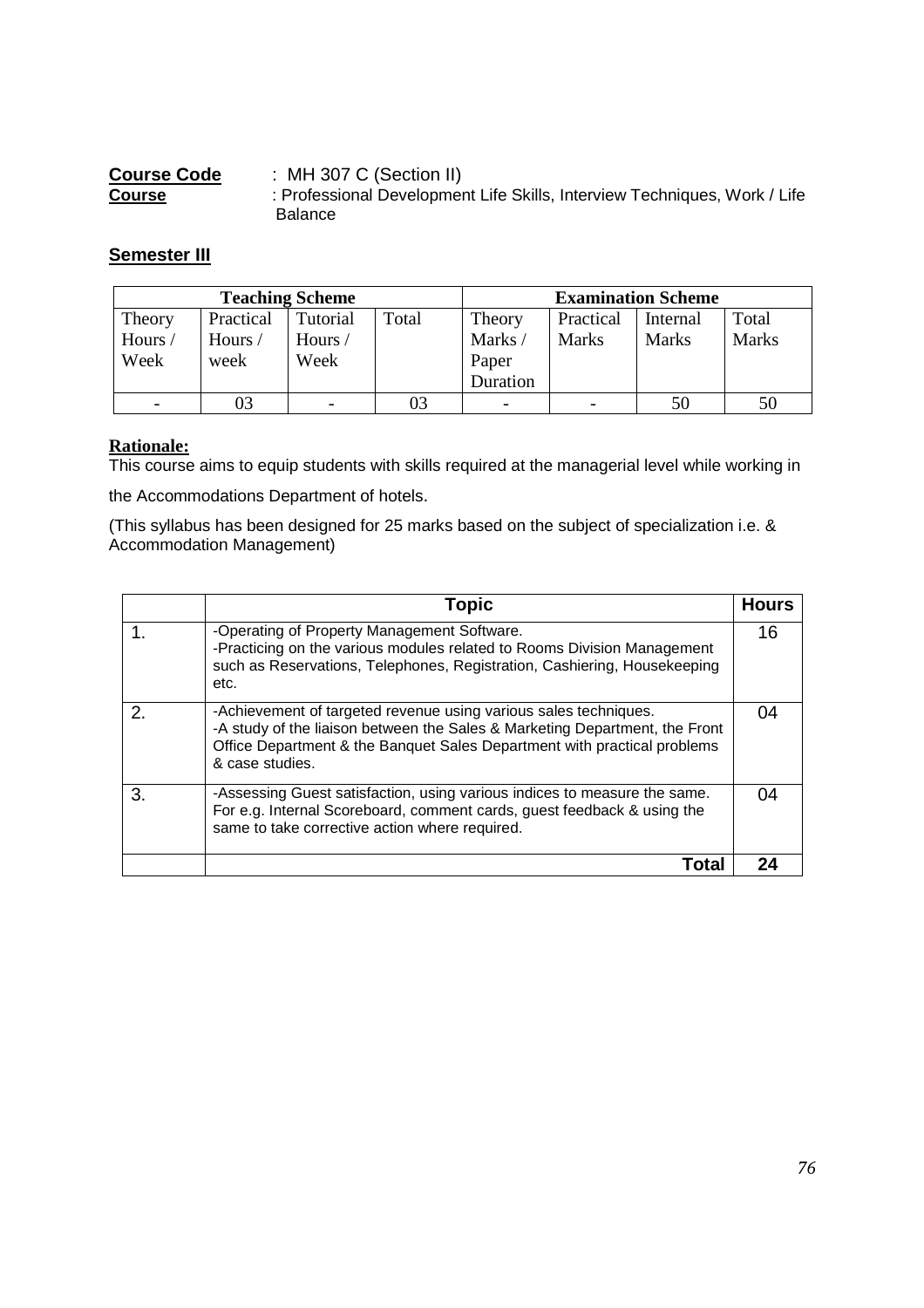**Course Code** : MH 307 C (Section II)

**Course** : Professional Development Life Skills, Interview Techniques, Work / Life Balance

## Semester III

| Teaching Scheme | | | | Examination Scheme | | | |
|---|---|---|---|---|---|---|---|
| Theory Hours / Week | Practical Hours / week | Tutorial Hours / Week | Total | Theory Marks / Paper Duration | Practical Marks | Internal Marks | Total Marks |
| - | 03 | - | 03 | - | - | 50 | 50 |

**Rationale:**

This course aims to equip students with skills required at the managerial level while working in the Accommodations Department of hotels.

(This syllabus has been designed for 25 marks based on the subject of specialization i.e. & Accommodation Management)

| | Topic | Hours |
|---|---|---|
| 1. | -Operating of Property Management Software.<br>-Practicing on the various modules related to Rooms Division Management such as Reservations, Telephones, Registration, Cashiering, Housekeeping etc. | 16 |
| 2. | -Achievement of targeted revenue using various sales techniques.<br>-A study of the liaison between the Sales & Marketing Department, the Front Office Department & the Banquet Sales Department with practical problems & case studies. | 04 |
| 3. | -Assessing Guest satisfaction, using various indices to measure the same. For e.g. Internal Scoreboard, comment cards, guest feedback & using the same to take corrective action where required. | 04 |
| | **Total** | **24** |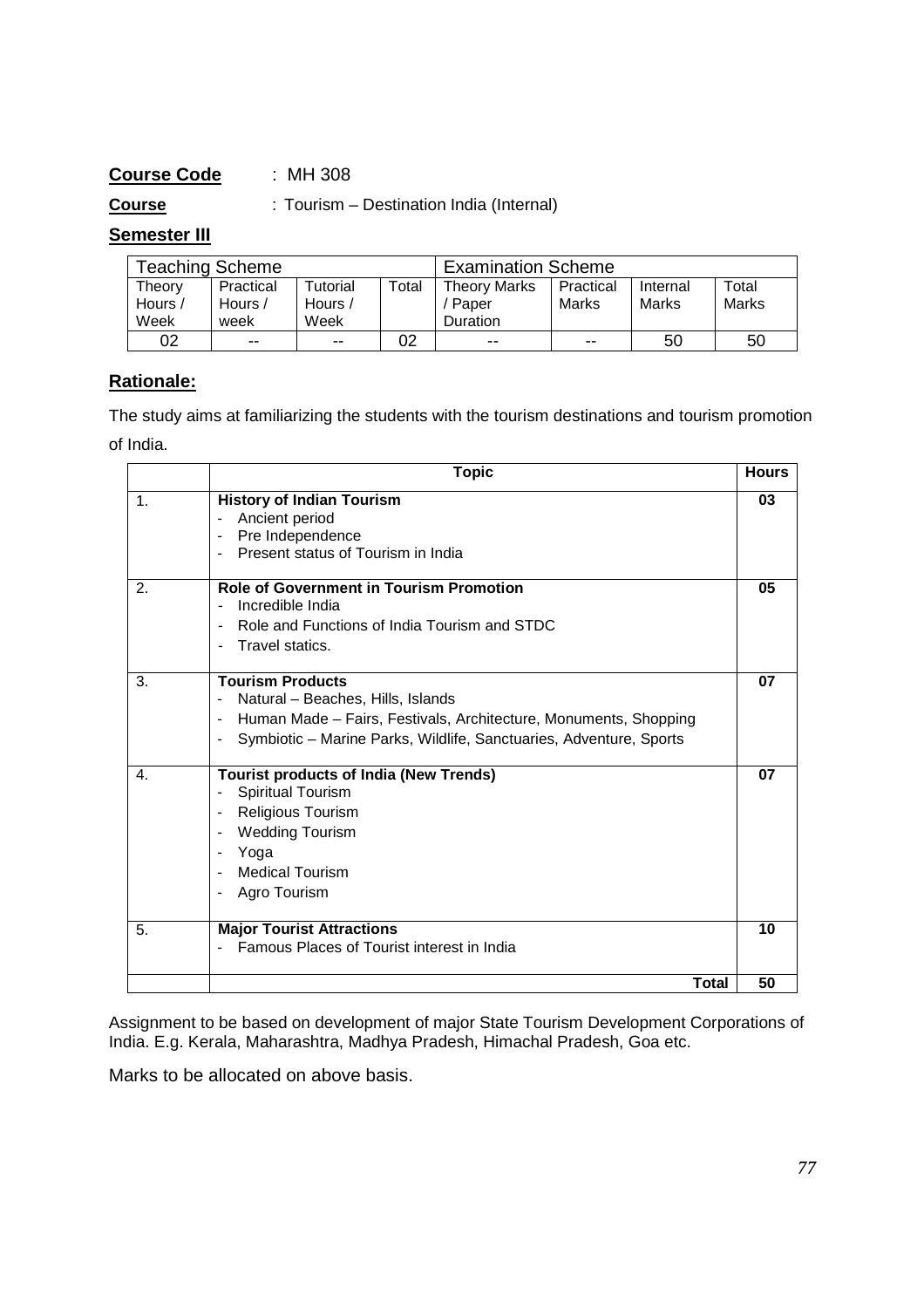**Course Code** : MH 308

**Course** : Tourism – Destination India (Internal)

**Semester III**

| Teaching Scheme | | | | Examination Scheme | | | |
|---|---|---|---|---|---|---|---|
| Theory Hours / Week | Practical Hours / week | Tutorial Hours / Week | Total | Theory Marks / Paper Duration | Practical Marks | Internal Marks | Total Marks |
| 02 | -- | -- | 02 | -- | -- | 50 | 50 |

**Rationale:**

The study aims at familiarizing the students with the tourism destinations and tourism promotion of India.

| | Topic | Hours |
|---|---|---|
| 1. | **History of Indian Tourism**<br>- Ancient period<br>- Pre Independence<br>- Present status of Tourism in India | 03 |
| 2. | **Role of Government in Tourism Promotion**<br>- Incredible India<br>- Role and Functions of India Tourism and STDC<br>- Travel statics. | 05 |
| 3. | **Tourism Products**<br>- Natural – Beaches, Hills, Islands<br>- Human Made – Fairs, Festivals, Architecture, Monuments, Shopping<br>- Symbiotic – Marine Parks, Wildlife, Sanctuaries, Adventure, Sports | 07 |
| 4. | **Tourist products of India (New Trends)**<br>- Spiritual Tourism<br>- Religious Tourism<br>- Wedding Tourism<br>- Yoga<br>- Medical Tourism<br>- Agro Tourism | 07 |
| 5. | **Major Tourist Attractions**<br>- Famous Places of Tourist interest in India | 10 |
| | **Total** | 50 |

Assignment to be based on development of major State Tourism Development Corporations of India. E.g. Kerala, Maharashtra, Madhya Pradesh, Himachal Pradesh, Goa etc.

Marks to be allocated on above basis.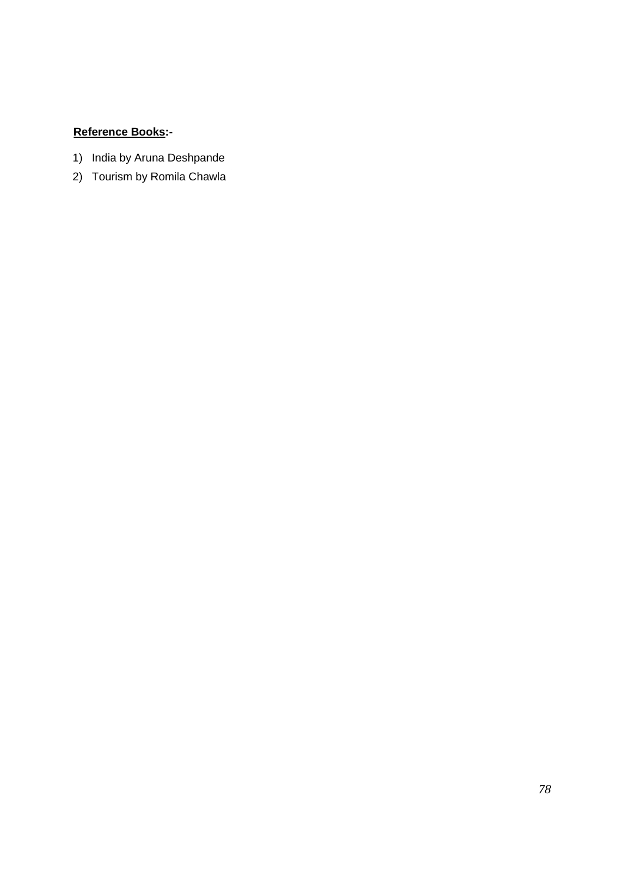**<u>Reference Books</u>:-**

1) India by Aruna Deshpande
2) Tourism by Romila Chawla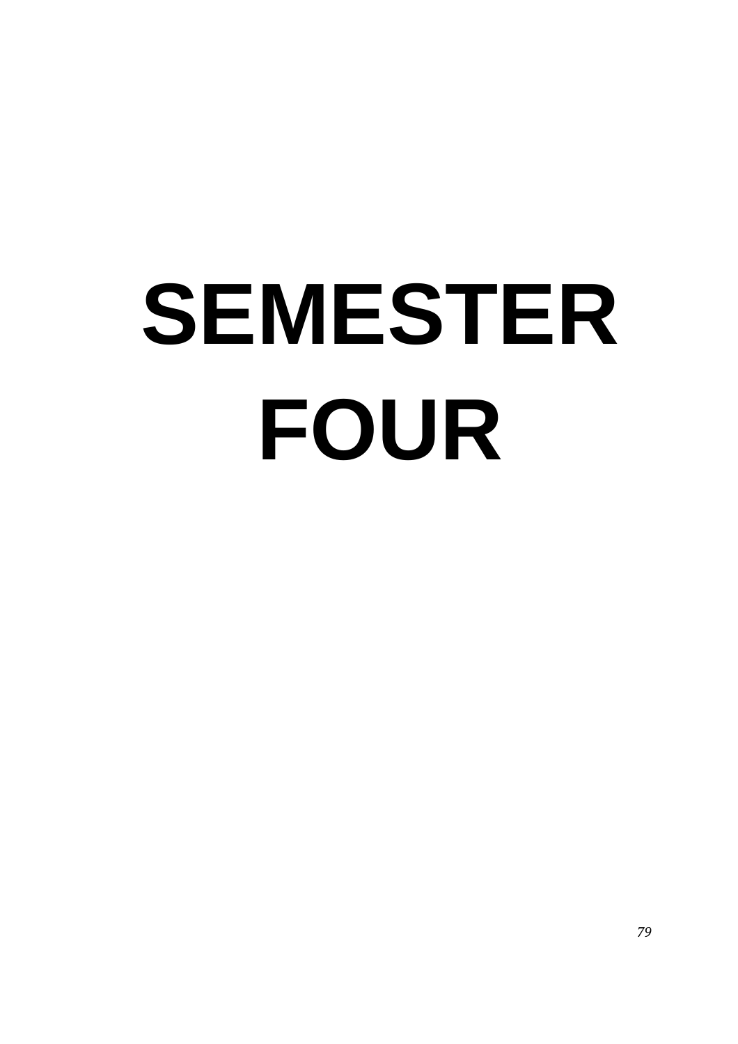# SEMESTER FOUR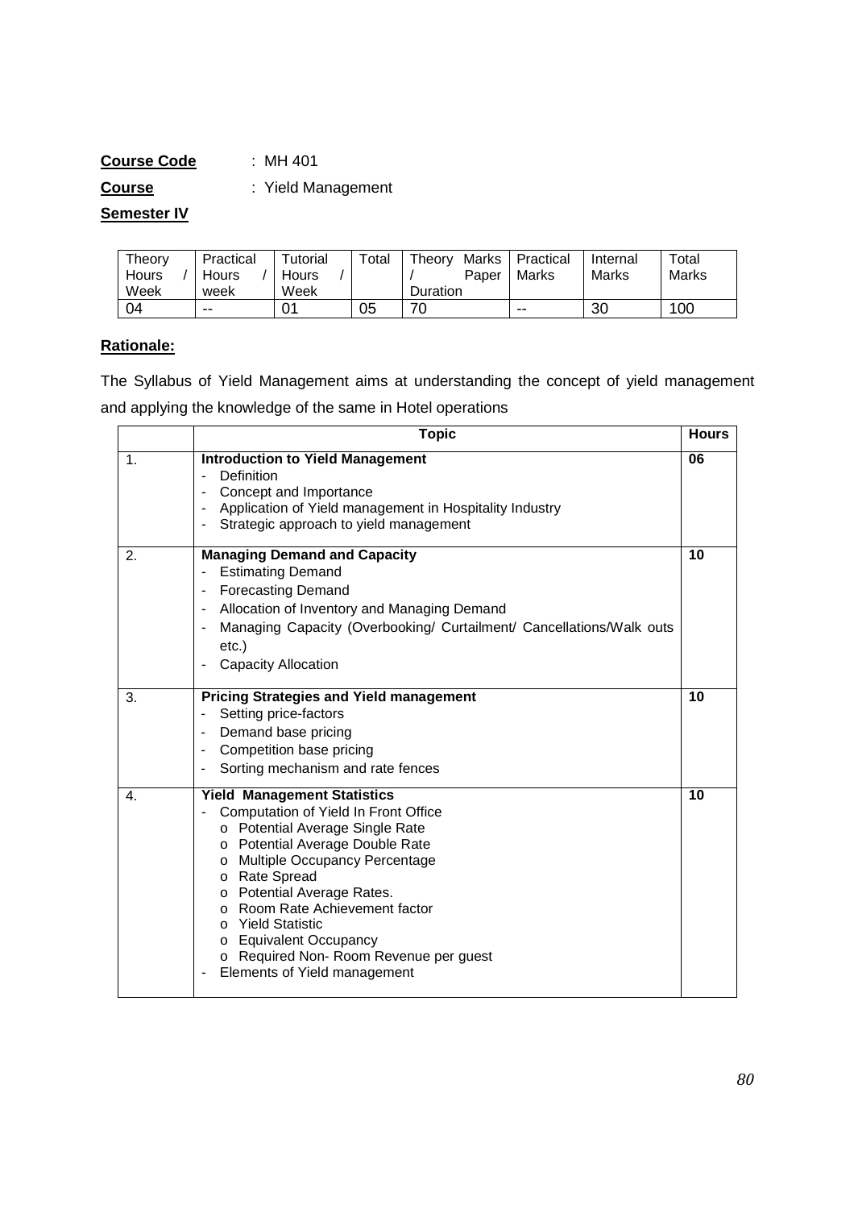**Course Code** : MH 401

**Course** : Yield Management

**Semester IV**

| Theory Hours / Week | Practical Hours / week | Tutorial Hours / Week | Total | Theory Marks / Paper Duration | Practical Marks | Internal Marks | Total Marks |
|---|---|---|---|---|---|---|---|
| 04 | -- | 01 | 05 | 70 | -- | 30 | 100 |

**Rationale:**

The Syllabus of Yield Management aims at understanding the concept of yield management and applying the knowledge of the same in Hotel operations

| | Topic | Hours |
|---|---|---|
| 1. | **Introduction to Yield Management**<br>- Definition<br>- Concept and Importance<br>- Application of Yield management in Hospitality Industry<br>- Strategic approach to yield management | 06 |
| 2. | **Managing Demand and Capacity**<br>- Estimating Demand<br>- Forecasting Demand<br>- Allocation of Inventory and Managing Demand<br>- Managing Capacity (Overbooking/ Curtailment/ Cancellations/Walk outs etc.)<br>- Capacity Allocation | 10 |
| 3. | **Pricing Strategies and Yield management**<br>- Setting price-factors<br>- Demand base pricing<br>- Competition base pricing<br>- Sorting mechanism and rate fences | 10 |
| 4. | **Yield Management Statistics**<br>- Computation of Yield In Front Office<br>o Potential Average Single Rate<br>o Potential Average Double Rate<br>o Multiple Occupancy Percentage<br>o Rate Spread<br>o Potential Average Rates.<br>o Room Rate Achievement factor<br>o Yield Statistic<br>o Equivalent Occupancy<br>o Required Non- Room Revenue per guest<br>- Elements of Yield management | 10 |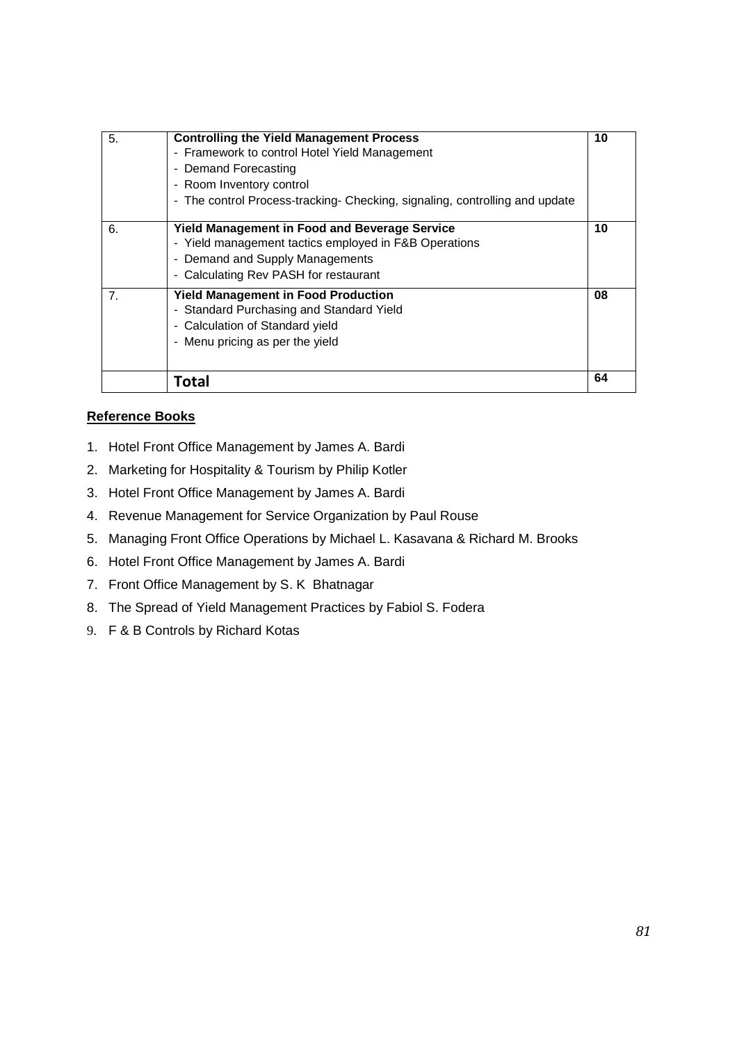| | | |
|---|---|---|
| 5. | **Controlling the Yield Management Process**<br>- Framework to control Hotel Yield Management<br>- Demand Forecasting<br>- Room Inventory control<br>- The control Process-tracking- Checking, signaling, controlling and update | **10** |
| 6. | **Yield Management in Food and Beverage Service**<br>- Yield management tactics employed in F&B Operations<br>- Demand and Supply Managements<br>- Calculating Rev PASH for restaurant | **10** |
| 7. | **Yield Management in Food Production**<br>- Standard Purchasing and Standard Yield<br>- Calculation of Standard yield<br>- Menu pricing as per the yield | **08** |
| | **Total** | **64** |

**Reference Books**

1. Hotel Front Office Management by James A. Bardi
2. Marketing for Hospitality & Tourism by Philip Kotler
3. Hotel Front Office Management by James A. Bardi
4. Revenue Management for Service Organization by Paul Rouse
5. Managing Front Office Operations by Michael L. Kasavana & Richard M. Brooks
6. Hotel Front Office Management by James A. Bardi
7. Front Office Management by S. K Bhatnagar
8. The Spread of Yield Management Practices by Fabiol S. Fodera
9. F & B Controls by Richard Kotas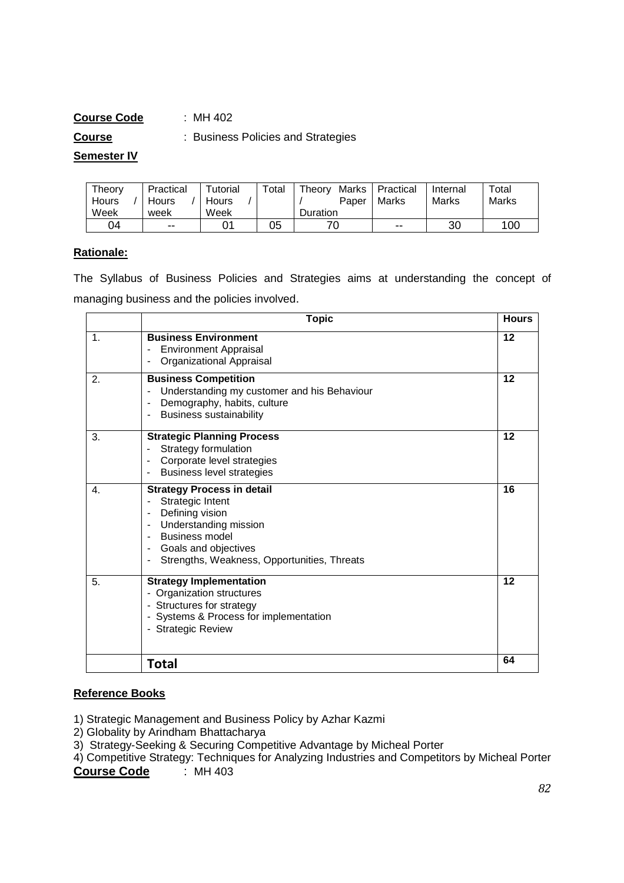**Course Code** : MH 402

**Course** : Business Policies and Strategies

**Semester IV**

| Theory Hours / Week | Practical Hours / week | Tutorial Hours / Week | Total | Theory Marks / Paper Duration | Practical Marks | Internal Marks | Total Marks |
|---|---|---|---|---|---|---|---|
| 04 | -- | 01 | 05 | 70 | -- | 30 | 100 |

**Rationale:**

The Syllabus of Business Policies and Strategies aims at understanding the concept of managing business and the policies involved.

| | Topic | Hours |
|---|---|---|
| 1. | **Business Environment**<br>- Environment Appraisal<br>- Organizational Appraisal | 12 |
| 2. | **Business Competition**<br>- Understanding my customer and his Behaviour<br>- Demography, habits, culture<br>- Business sustainability | 12 |
| 3. | **Strategic Planning Process**<br>- Strategy formulation<br>- Corporate level strategies<br>- Business level strategies | 12 |
| 4. | **Strategy Process in detail**<br>- Strategic Intent<br>- Defining vision<br>- Understanding mission<br>- Business model<br>- Goals and objectives<br>- Strengths, Weakness, Opportunities, Threats | 16 |
| 5. | **Strategy Implementation**<br>- Organization structures<br>- Structures for strategy<br>- Systems & Process for implementation<br>- Strategic Review | 12 |
| | **Total** | 64 |

**Reference Books**

1) Strategic Management and Business Policy by Azhar Kazmi
2) Globality by Arindham Bhattacharya
3) Strategy-Seeking & Securing Competitive Advantage by Micheal Porter
4) Competitive Strategy: Techniques for Analyzing Industries and Competitors by Micheal Porter

**Course Code** : MH 403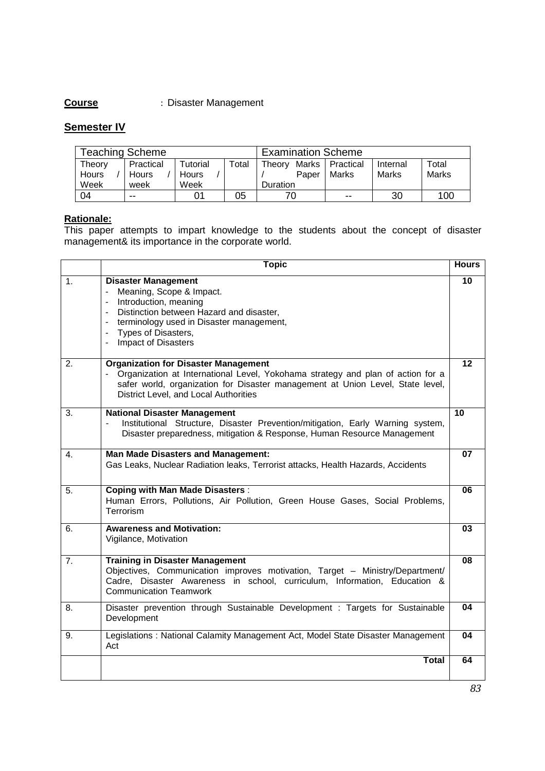**Course** : Disaster Management

**Semester IV**

| Teaching Scheme | | | | Examination Scheme | | | |
|---|---|---|---|---|---|---|---|
| Theory Hours / Week | Practical Hours / week | Tutorial Hours / Week | Total | Theory Marks / Paper Duration | Practical Marks | Internal Marks | Total Marks |
| 04 | -- | 01 | 05 | 70 | -- | 30 | 100 |

**Rationale:**
This paper attempts to impart knowledge to the students about the concept of disaster management& its importance in the corporate world.

| | Topic | Hours |
|---|---|---|
| 1. | **Disaster Management**<br>- Meaning, Scope & Impact.<br>- Introduction, meaning<br>- Distinction between Hazard and disaster,<br>- terminology used in Disaster management,<br>- Types of Disasters,<br>- Impact of Disasters | 10 |
| 2. | **Organization for Disaster Management**<br>- Organization at International Level, Yokohama strategy and plan of action for a safer world, organization for Disaster management at Union Level, State level, District Level, and Local Authorities | 12 |
| 3. | **National Disaster Management**<br>- Institutional Structure, Disaster Prevention/mitigation, Early Warning system, Disaster preparedness, mitigation & Response, Human Resource Management | 10 |
| 4. | **Man Made Disasters and Management:**<br>Gas Leaks, Nuclear Radiation leaks, Terrorist attacks, Health Hazards, Accidents | 07 |
| 5. | **Coping with Man Made Disasters** :<br>Human Errors, Pollutions, Air Pollution, Green House Gases, Social Problems, Terrorism | 06 |
| 6. | **Awareness and Motivation:**<br>Vigilance, Motivation | 03 |
| 7. | **Training in Disaster Management**<br>Objectives, Communication improves motivation, Target – Ministry/Department/ Cadre, Disaster Awareness in school, curriculum, Information, Education & Communication Teamwork | 08 |
| 8. | Disaster prevention through Sustainable Development : Targets for Sustainable Development | 04 |
| 9. | Legislations : National Calamity Management Act, Model State Disaster Management Act | 04 |
| | **Total** | 64 |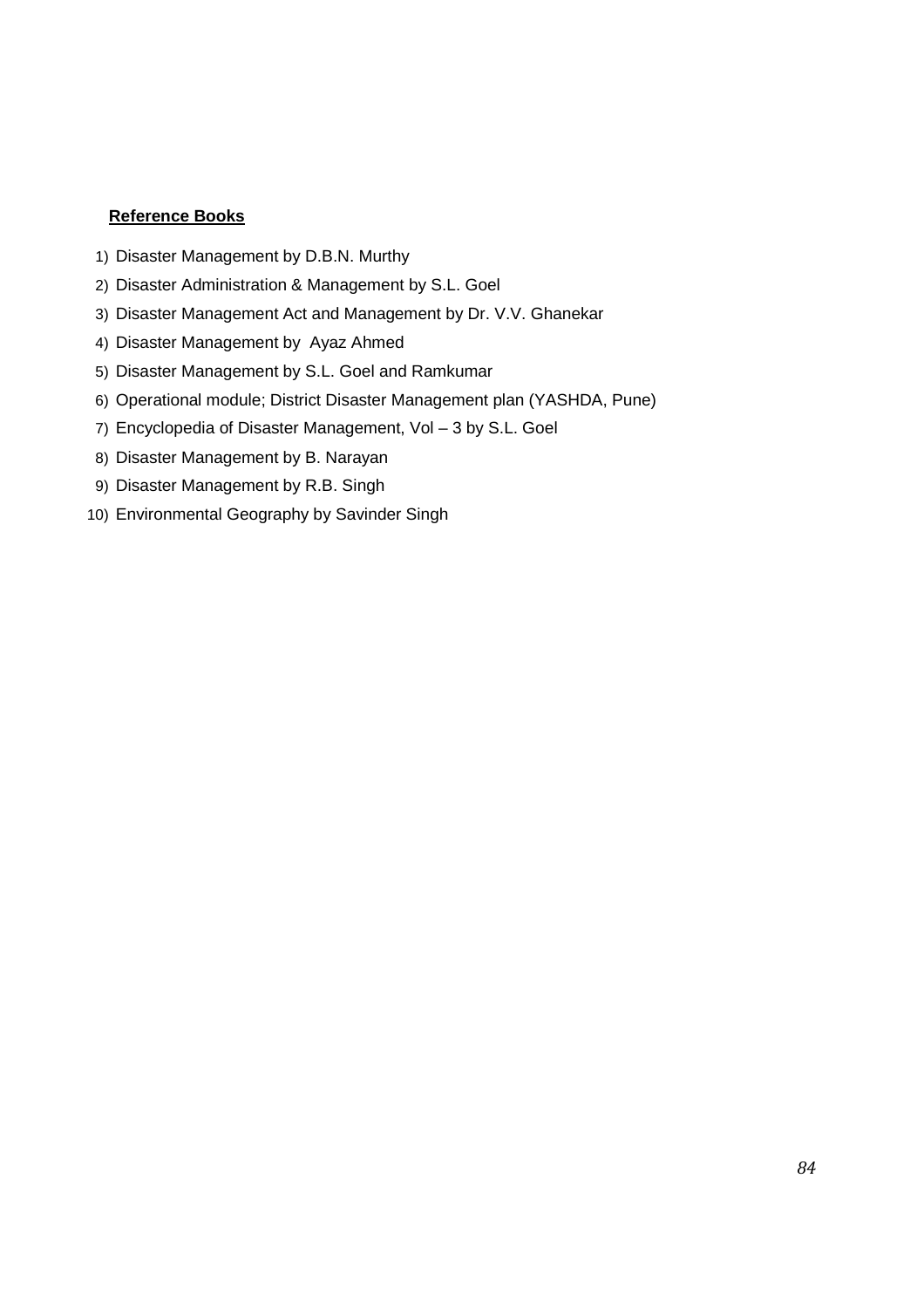**Reference Books**

1) Disaster Management by D.B.N. Murthy
2) Disaster Administration & Management by S.L. Goel
3) Disaster Management Act and Management by Dr. V.V. Ghanekar
4) Disaster Management by Ayaz Ahmed
5) Disaster Management by S.L. Goel and Ramkumar
6) Operational module; District Disaster Management plan (YASHDA, Pune)
7) Encyclopedia of Disaster Management, Vol – 3 by S.L. Goel
8) Disaster Management by B. Narayan
9) Disaster Management by R.B. Singh
10) Environmental Geography by Savinder Singh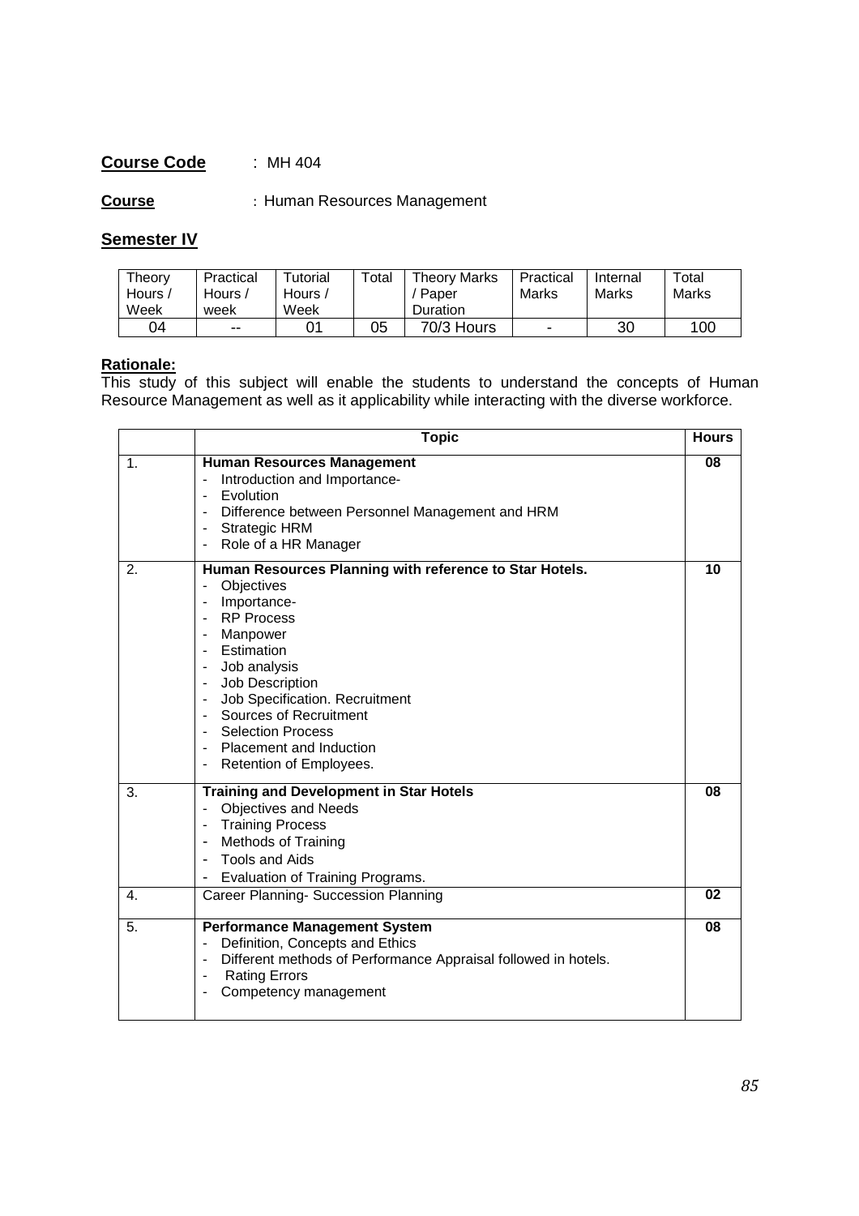**Course Code** : MH 404

**Course** : Human Resources Management

**Semester IV**

| Theory Hours / Week | Practical Hours / week | Tutorial Hours / Week | Total | Theory Marks / Paper Duration | Practical Marks | Internal Marks | Total Marks |
|---|---|---|---|---|---|---|---|
| 04 | -- | 01 | 05 | 70/3 Hours | - | 30 | 100 |

**Rationale:**
This study of this subject will enable the students to understand the concepts of Human Resource Management as well as it applicability while interacting with the diverse workforce.

| | Topic | Hours |
|---|---|---|
| 1. | **Human Resources Management**<br>- Introduction and Importance-<br>- Evolution<br>- Difference between Personnel Management and HRM<br>- Strategic HRM<br>- Role of a HR Manager | 08 |
| 2. | **Human Resources Planning with reference to Star Hotels.**<br>- Objectives<br>- Importance-<br>- RP Process<br>- Manpower<br>- Estimation<br>- Job analysis<br>- Job Description<br>- Job Specification. Recruitment<br>- Sources of Recruitment<br>- Selection Process<br>- Placement and Induction<br>- Retention of Employees. | 10 |
| 3. | **Training and Development in Star Hotels**<br>- Objectives and Needs<br>- Training Process<br>- Methods of Training<br>- Tools and Aids<br>- Evaluation of Training Programs. | 08 |
| 4. | Career Planning- Succession Planning | 02 |
| 5. | **Performance Management System**<br>- Definition, Concepts and Ethics<br>- Different methods of Performance Appraisal followed in hotels.<br>- Rating Errors<br>- Competency management | 08 |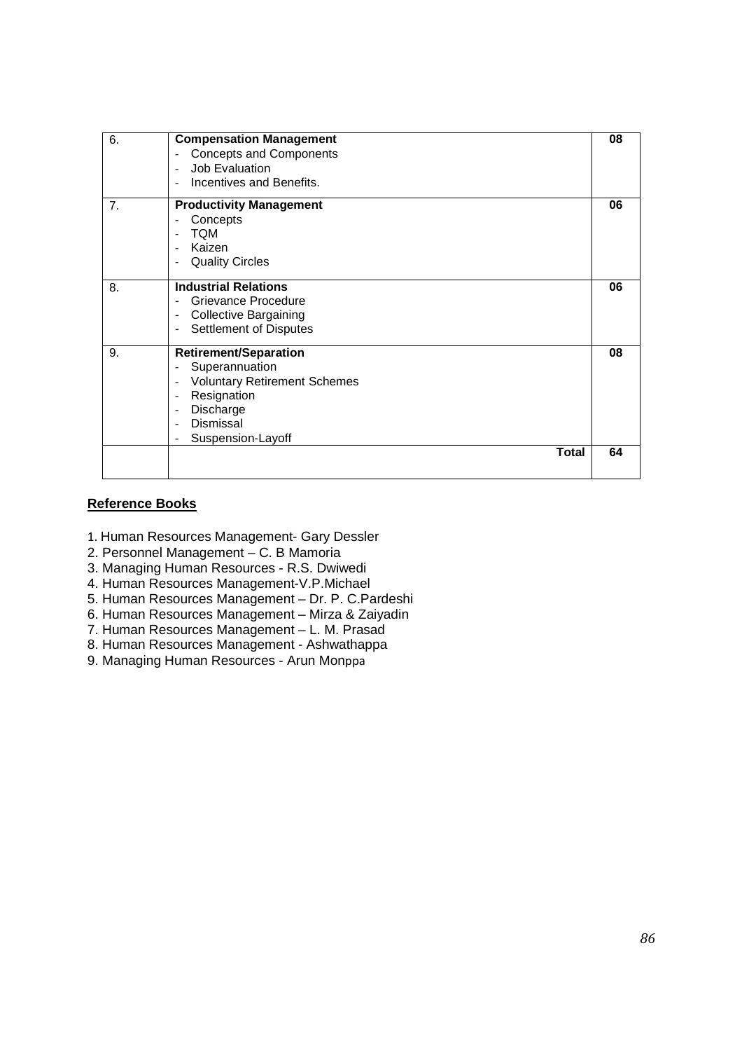| | | |
|---|---|---|
| 6. | **Compensation Management**<br>- Concepts and Components<br>- Job Evaluation<br>- Incentives and Benefits. | **08** |
| 7. | **Productivity Management**<br>- Concepts<br>- TQM<br>- Kaizen<br>- Quality Circles | **06** |
| 8. | **Industrial Relations**<br>- Grievance Procedure<br>- Collective Bargaining<br>- Settlement of Disputes | **06** |
| 9. | **Retirement/Separation**<br>- Superannuation<br>- Voluntary Retirement Schemes<br>- Resignation<br>- Discharge<br>- Dismissal<br>- Suspension-Layoff | **08** |
| | **Total** | **64** |

**Reference Books**

1. Human Resources Management- Gary Dessler
2. Personnel Management – C. B Mamoria
3. Managing Human Resources - R.S. Dwiwedi
4. Human Resources Management-V.P.Michael
5. Human Resources Management – Dr. P. C.Pardeshi
6. Human Resources Management – Mirza & Zaiyadin
7. Human Resources Management – L. M. Prasad
8. Human Resources Management - Ashwathappa
9. Managing Human Resources - Arun Monppa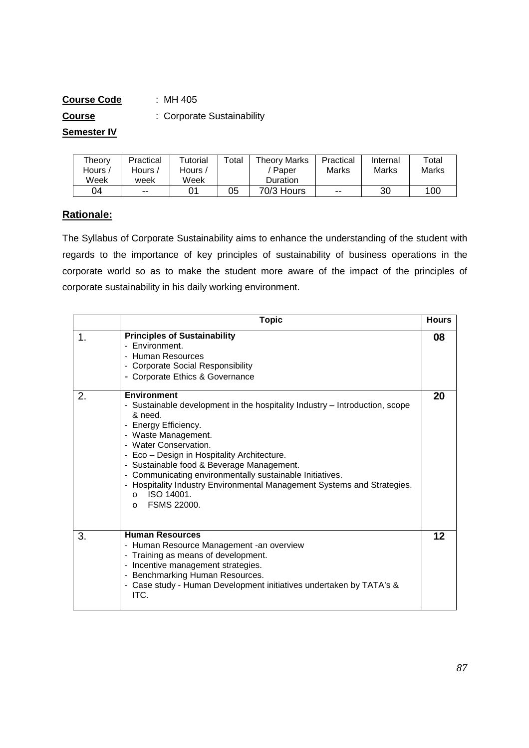**Course Code** : MH 405

**Course** : Corporate Sustainability

**Semester IV**

| Theory Hours / Week | Practical Hours / week | Tutorial Hours / Week | Total | Theory Marks / Paper Duration | Practical Marks | Internal Marks | Total Marks |
|---|---|---|---|---|---|---|---|
| 04 | -- | 01 | 05 | 70/3 Hours | -- | 30 | 100 |

## Rationale:

The Syllabus of Corporate Sustainability aims to enhance the understanding of the student with regards to the importance of key principles of sustainability of business operations in the corporate world so as to make the student more aware of the impact of the principles of corporate sustainability in his daily working environment.

| | Topic | Hours |
|---|---|---|
| 1. | **Principles of Sustainability**<br>- Environment.<br>- Human Resources<br>- Corporate Social Responsibility<br>- Corporate Ethics & Governance | **08** |
| 2. | **Environment**<br>- Sustainable development in the hospitality Industry – Introduction, scope & need.<br>- Energy Efficiency.<br>- Waste Management.<br>- Water Conservation.<br>- Eco – Design in Hospitality Architecture.<br>- Sustainable food & Beverage Management.<br>- Communicating environmentally sustainable Initiatives.<br>- Hospitality Industry Environmental Management Systems and Strategies.<br>&nbsp;&nbsp;o ISO 14001.<br>&nbsp;&nbsp;o FSMS 22000. | **20** |
| 3. | **Human Resources**<br>- Human Resource Management -an overview<br>- Training as means of development.<br>- Incentive management strategies.<br>- Benchmarking Human Resources.<br>- Case study - Human Development initiatives undertaken by TATA's & ITC. | **12** |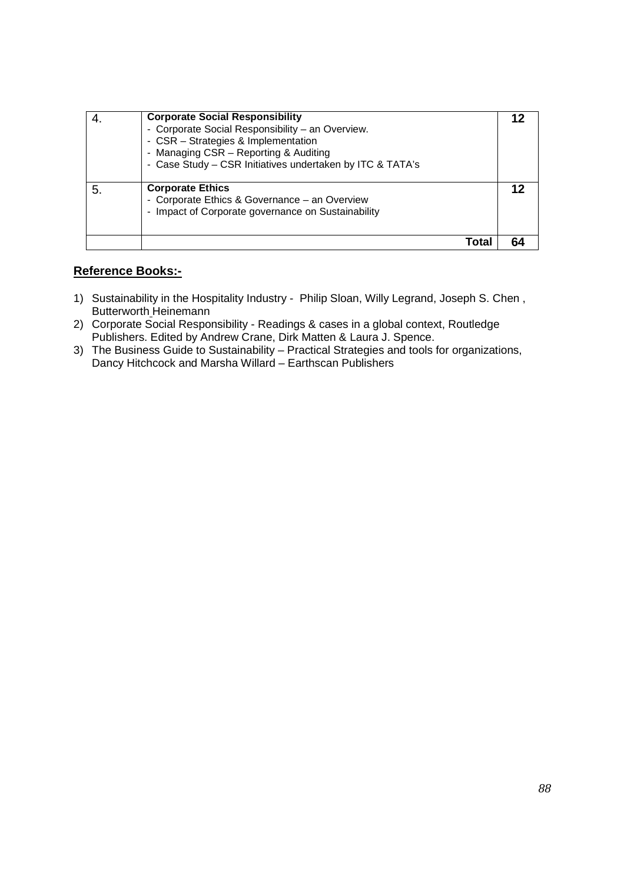| | | |
|---|---|---|
| 4. | **Corporate Social Responsibility**<br>- Corporate Social Responsibility – an Overview.<br>- CSR – Strategies & Implementation<br>- Managing CSR – Reporting & Auditing<br>- Case Study – CSR Initiatives undertaken by ITC & TATA's | **12** |
| 5. | **Corporate Ethics**<br>- Corporate Ethics & Governance – an Overview<br>- Impact of Corporate governance on Sustainability | **12** |
| | **Total** | **64** |

## Reference Books:-

1) Sustainability in the Hospitality Industry - Philip Sloan, Willy Legrand, Joseph S. Chen , Butterworth Heinemann
2) Corporate Social Responsibility - Readings & cases in a global context, Routledge Publishers. Edited by Andrew Crane, Dirk Matten & Laura J. Spence.
3) The Business Guide to Sustainability – Practical Strategies and tools for organizations, Dancy Hitchcock and Marsha Willard – Earthscan Publishers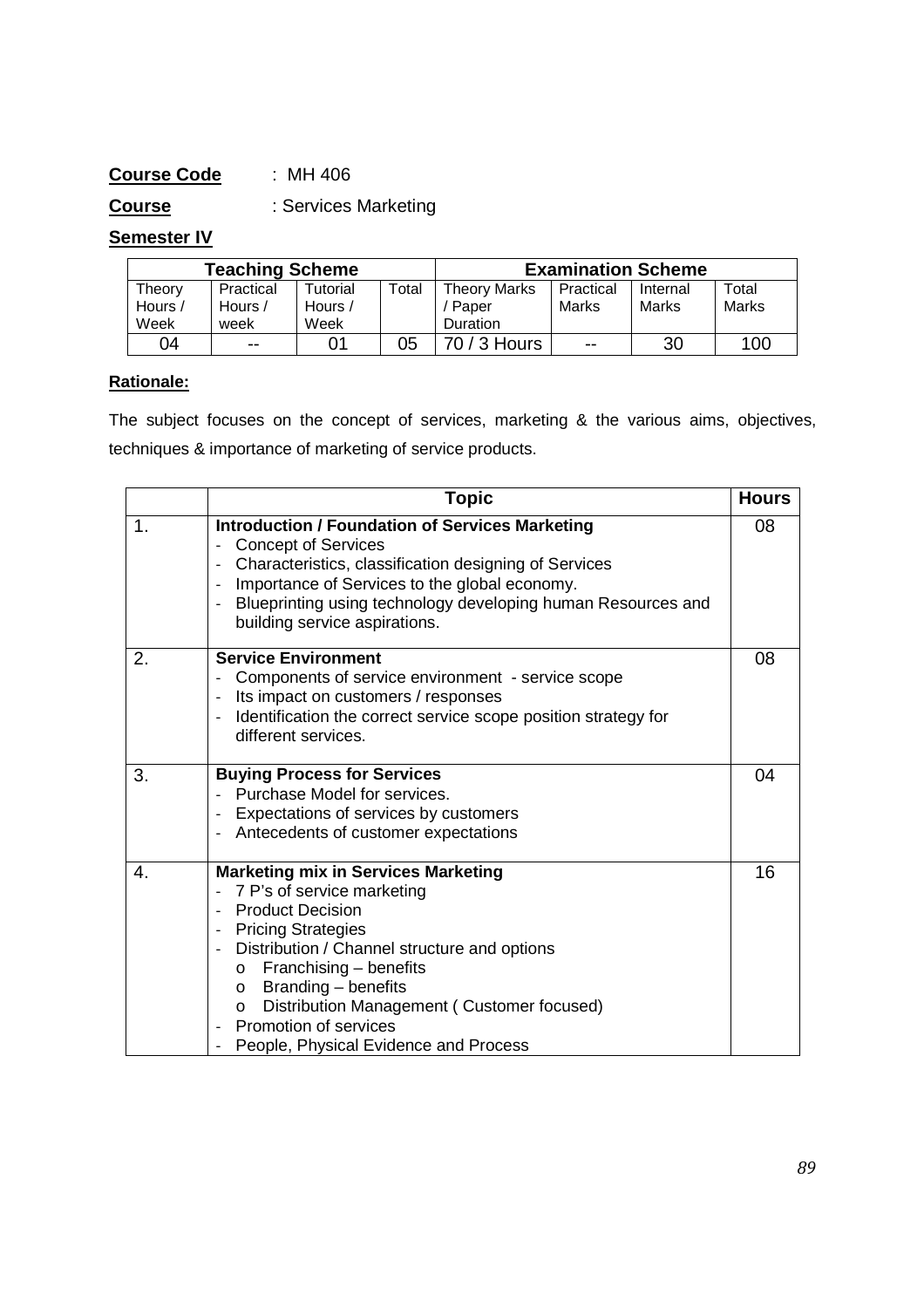**Course Code** : MH 406

**Course** : Services Marketing

**Semester IV**

| Teaching Scheme | | | | Examination Scheme | | | |
|---|---|---|---|---|---|---|---|
| Theory Hours / Week | Practical Hours / week | Tutorial Hours / Week | Total | Theory Marks / Paper Duration | Practical Marks | Internal Marks | Total Marks |
| 04 | -- | 01 | 05 | 70 / 3 Hours | -- | 30 | 100 |

**Rationale:**

The subject focuses on the concept of services, marketing & the various aims, objectives, techniques & importance of marketing of service products.

| | Topic | Hours |
|---|---|---|
| 1. | **Introduction / Foundation of Services Marketing**<br>- Concept of Services<br>- Characteristics, classification designing of Services<br>- Importance of Services to the global economy.<br>- Blueprinting using technology developing human Resources and building service aspirations. | 08 |
| 2. | **Service Environment**<br>- Components of service environment - service scope<br>- Its impact on customers / responses<br>- Identification the correct service scope position strategy for different services. | 08 |
| 3. | **Buying Process for Services**<br>- Purchase Model for services.<br>- Expectations of services by customers<br>- Antecedents of customer expectations | 04 |
| 4. | **Marketing mix in Services Marketing**<br>- 7 P's of service marketing<br>- Product Decision<br>- Pricing Strategies<br>- Distribution / Channel structure and options<br>  o Franchising – benefits<br>  o Branding – benefits<br>  o Distribution Management ( Customer focused)<br>- Promotion of services<br>- People, Physical Evidence and Process | 16 |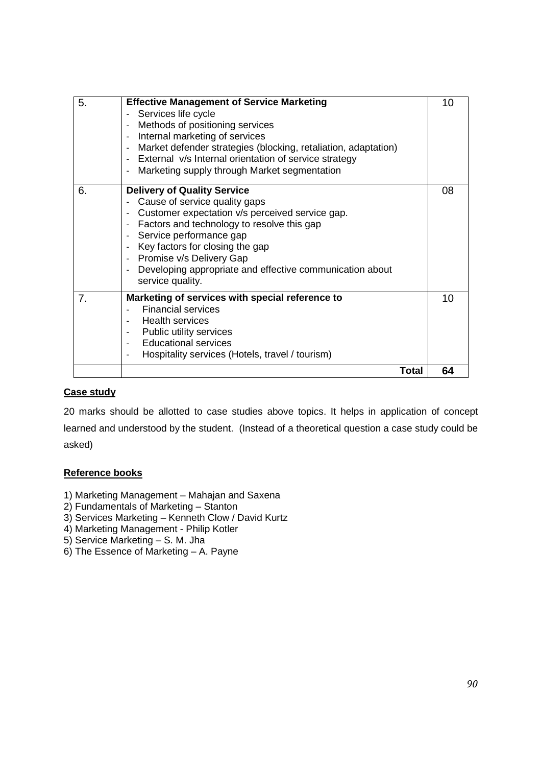| | | |
|---|---|---|
| 5. | **Effective Management of Service Marketing**<br>- Services life cycle<br>- Methods of positioning services<br>- Internal marketing of services<br>- Market defender strategies (blocking, retaliation, adaptation)<br>- External v/s Internal orientation of service strategy<br>- Marketing supply through Market segmentation | 10 |
| 6. | **Delivery of Quality Service**<br>- Cause of service quality gaps<br>- Customer expectation v/s perceived service gap.<br>- Factors and technology to resolve this gap<br>- Service performance gap<br>- Key factors for closing the gap<br>- Promise v/s Delivery Gap<br>- Developing appropriate and effective communication about service quality. | 08 |
| 7. | **Marketing of services with special reference to**<br>- Financial services<br>- Health services<br>- Public utility services<br>- Educational services<br>- Hospitality services (Hotels, travel / tourism) | 10 |
| | **Total** | **64** |

## Case study

20 marks should be allotted to case studies above topics. It helps in application of concept learned and understood by the student. (Instead of a theoretical question a case study could be asked)

## Reference books

1) Marketing Management – Mahajan and Saxena
2) Fundamentals of Marketing – Stanton
3) Services Marketing – Kenneth Clow / David Kurtz
4) Marketing Management - Philip Kotler
5) Service Marketing – S. M. Jha
6) The Essence of Marketing – A. Payne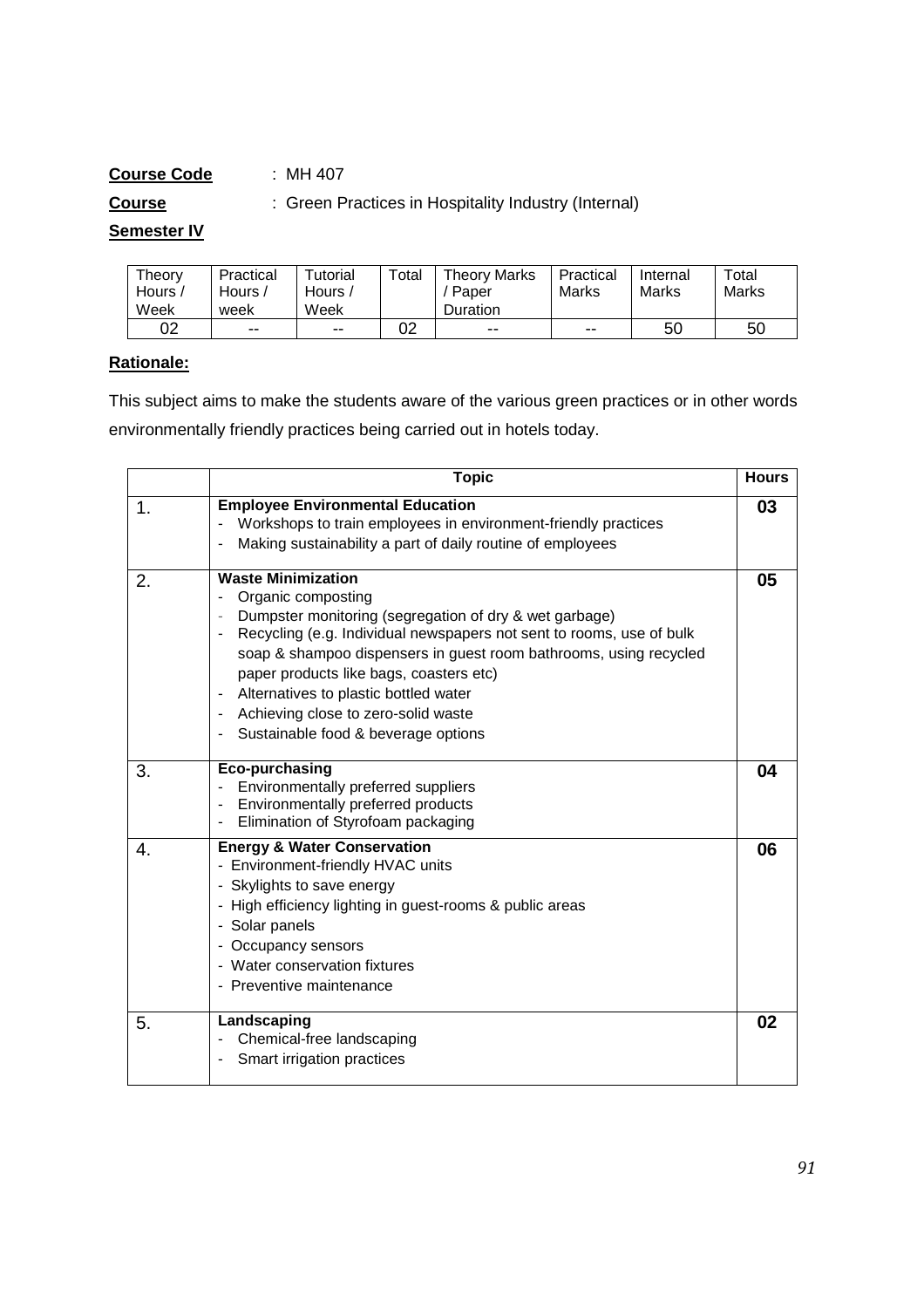**Course Code** : MH 407

**Course** : Green Practices in Hospitality Industry (Internal)

**Semester IV**

| Theory Hours / Week | Practical Hours / week | Tutorial Hours / Week | Total | Theory Marks / Paper Duration | Practical Marks | Internal Marks | Total Marks |
|---|---|---|---|---|---|---|---|
| 02 | -- | -- | 02 | -- | -- | 50 | 50 |

**Rationale:**

This subject aims to make the students aware of the various green practices or in other words environmentally friendly practices being carried out in hotels today.

| | Topic | Hours |
|---|---|---|
| 1. | **Employee Environmental Education**<br>- Workshops to train employees in environment-friendly practices<br>- Making sustainability a part of daily routine of employees | **03** |
| 2. | **Waste Minimization**<br>- Organic composting<br>- Dumpster monitoring (segregation of dry & wet garbage)<br>- Recycling (e.g. Individual newspapers not sent to rooms, use of bulk soap & shampoo dispensers in guest room bathrooms, using recycled paper products like bags, coasters etc)<br>- Alternatives to plastic bottled water<br>- Achieving close to zero-solid waste<br>- Sustainable food & beverage options | **05** |
| 3. | **Eco-purchasing**<br>- Environmentally preferred suppliers<br>- Environmentally preferred products<br>- Elimination of Styrofoam packaging | **04** |
| 4. | **Energy & Water Conservation**<br>- Environment-friendly HVAC units<br>- Skylights to save energy<br>- High efficiency lighting in guest-rooms & public areas<br>- Solar panels<br>- Occupancy sensors<br>- Water conservation fixtures<br>- Preventive maintenance | **06** |
| 5. | **Landscaping**<br>- Chemical-free landscaping<br>- Smart irrigation practices | **02** |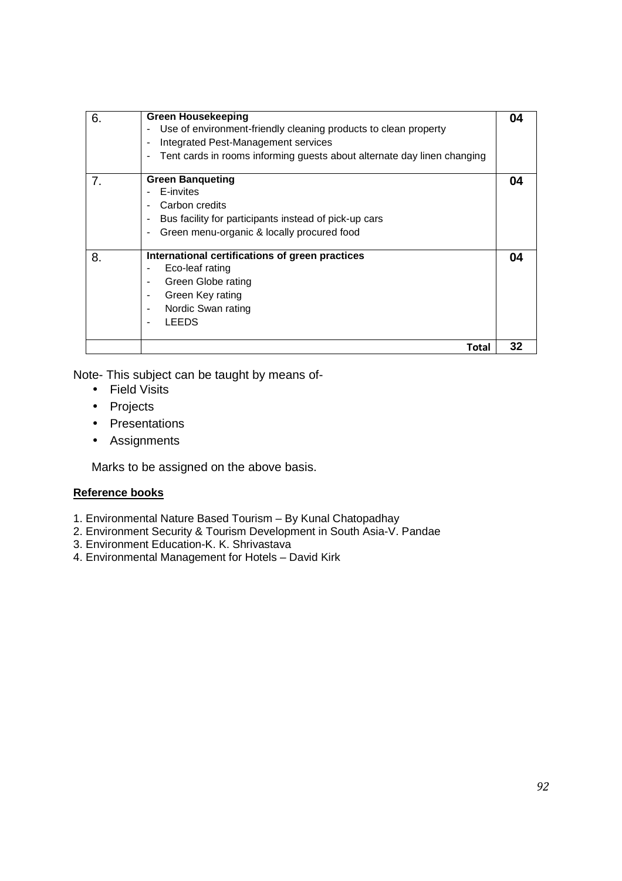| | | |
|---|---|---|
| 6. | **Green Housekeeping**<br>- Use of environment-friendly cleaning products to clean property<br>- Integrated Pest-Management services<br>- Tent cards in rooms informing guests about alternate day linen changing | 04 |
| 7. | **Green Banqueting**<br>- E-invites<br>- Carbon credits<br>- Bus facility for participants instead of pick-up cars<br>- Green menu-organic & locally procured food | 04 |
| 8. | **International certifications of green practices**<br>- Eco-leaf rating<br>- Green Globe rating<br>- Green Key rating<br>- Nordic Swan rating<br>- LEEDS | 04 |
| | **Total** | 32 |

Note- This subject can be taught by means of-

- Field Visits
- Projects
- Presentations
- Assignments

Marks to be assigned on the above basis.

**Reference books**

1. Environmental Nature Based Tourism – By Kunal Chatopadhay
2. Environment Security & Tourism Development in South Asia-V. Pandae
3. Environment Education-K. K. Shrivastava
4. Environmental Management for Hotels – David Kirk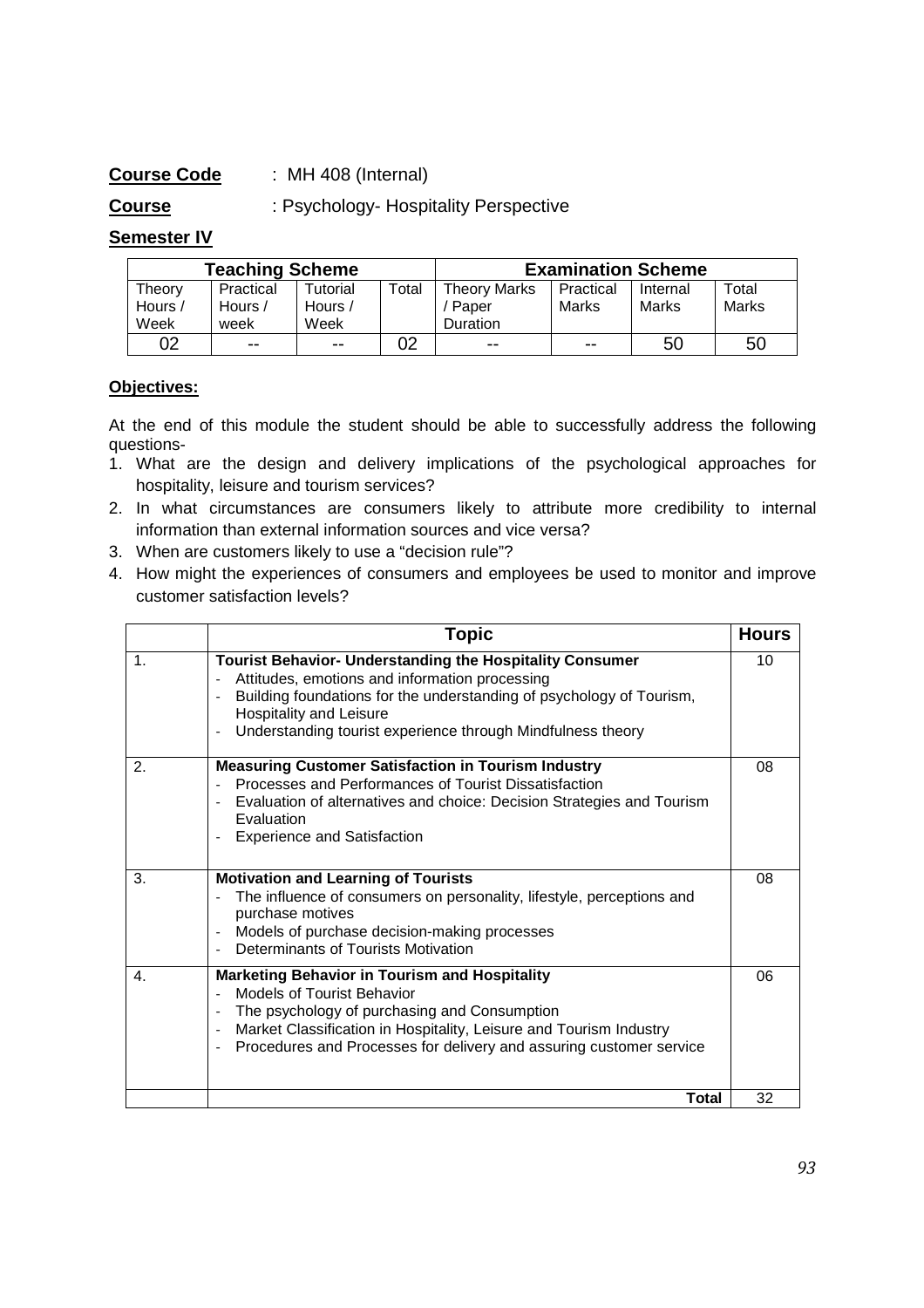**Course Code** : MH 408 (Internal)

**Course** : Psychology- Hospitality Perspective

**Semester IV**

| Teaching Scheme | | | | Examination Scheme | | | |
|---|---|---|---|---|---|---|---|
| Theory Hours / Week | Practical Hours / week | Tutorial Hours / Week | Total | Theory Marks / Paper Duration | Practical Marks | Internal Marks | Total Marks |
| 02 | -- | -- | 02 | -- | -- | 50 | 50 |

**Objectives:**

At the end of this module the student should be able to successfully address the following questions-

1. What are the design and delivery implications of the psychological approaches for hospitality, leisure and tourism services?
2. In what circumstances are consumers likely to attribute more credibility to internal information than external information sources and vice versa?
3. When are customers likely to use a "decision rule"?
4. How might the experiences of consumers and employees be used to monitor and improve customer satisfaction levels?

| | Topic | Hours |
|---|---|---|
| 1. | **Tourist Behavior- Understanding the Hospitality Consumer**<br>- Attitudes, emotions and information processing<br>- Building foundations for the understanding of psychology of Tourism, Hospitality and Leisure<br>- Understanding tourist experience through Mindfulness theory | 10 |
| 2. | **Measuring Customer Satisfaction in Tourism Industry**<br>- Processes and Performances of Tourist Dissatisfaction<br>- Evaluation of alternatives and choice: Decision Strategies and Tourism Evaluation<br>- Experience and Satisfaction | 08 |
| 3. | **Motivation and Learning of Tourists**<br>- The influence of consumers on personality, lifestyle, perceptions and purchase motives<br>- Models of purchase decision-making processes<br>- Determinants of Tourists Motivation | 08 |
| 4. | **Marketing Behavior in Tourism and Hospitality**<br>- Models of Tourist Behavior<br>- The psychology of purchasing and Consumption<br>- Market Classification in Hospitality, Leisure and Tourism Industry<br>- Procedures and Processes for delivery and assuring customer service | 06 |
| | **Total** | 32 |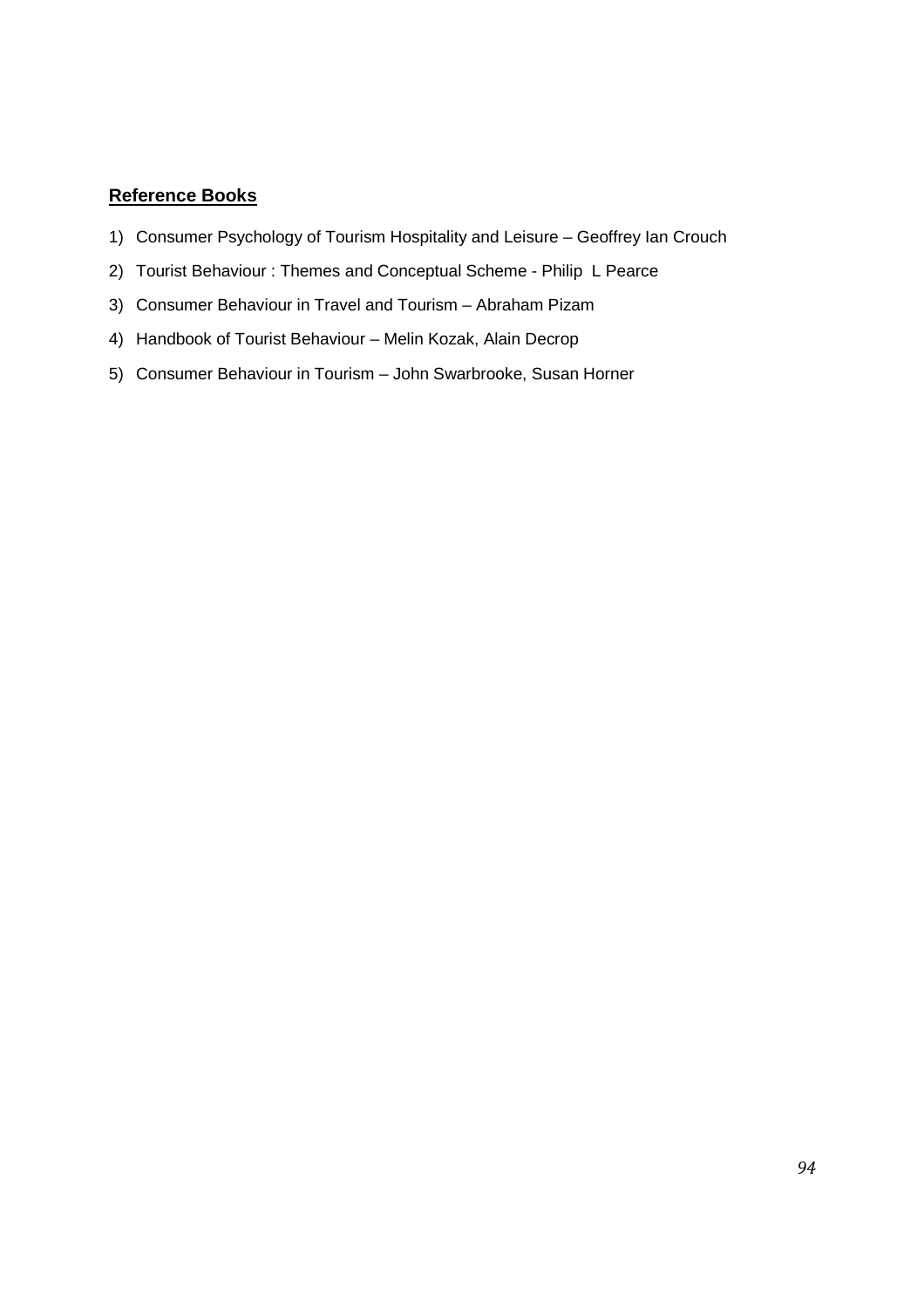## **Reference Books**

1) Consumer Psychology of Tourism Hospitality and Leisure – Geoffrey Ian Crouch
2) Tourist Behaviour : Themes and Conceptual Scheme - Philip L Pearce
3) Consumer Behaviour in Travel and Tourism – Abraham Pizam
4) Handbook of Tourist Behaviour – Melin Kozak, Alain Decrop
5) Consumer Behaviour in Tourism – John Swarbrooke, Susan Horner